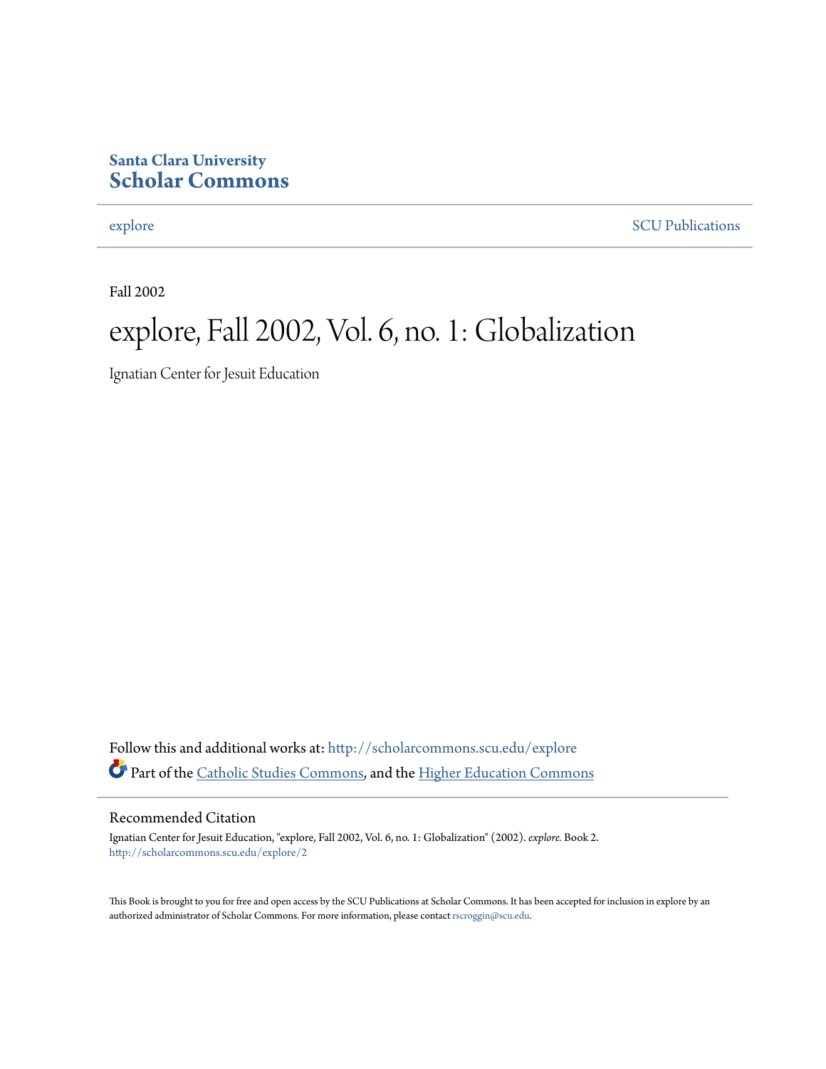**Santa Clara University**
# Scholar Commons

explore | SCU Publications

Fall 2002

# explore, Fall 2002, Vol. 6, no. 1: Globalization

Ignatian Center for Jesuit Education

Follow this and additional works at: http://scholarcommons.scu.edu/explore

Part of the Catholic Studies Commons, and the Higher Education Commons

## Recommended Citation

Ignatian Center for Jesuit Education, "explore, Fall 2002, Vol. 6, no. 1: Globalization" (2002). *explore.* Book 2.
http://scholarcommons.scu.edu/explore/2

This Book is brought to you for free and open access by the SCU Publications at Scholar Commons. It has been accepted for inclusion in explore by an authorized administrator of Scholar Commons. For more information, please contact rscroggin@scu.edu.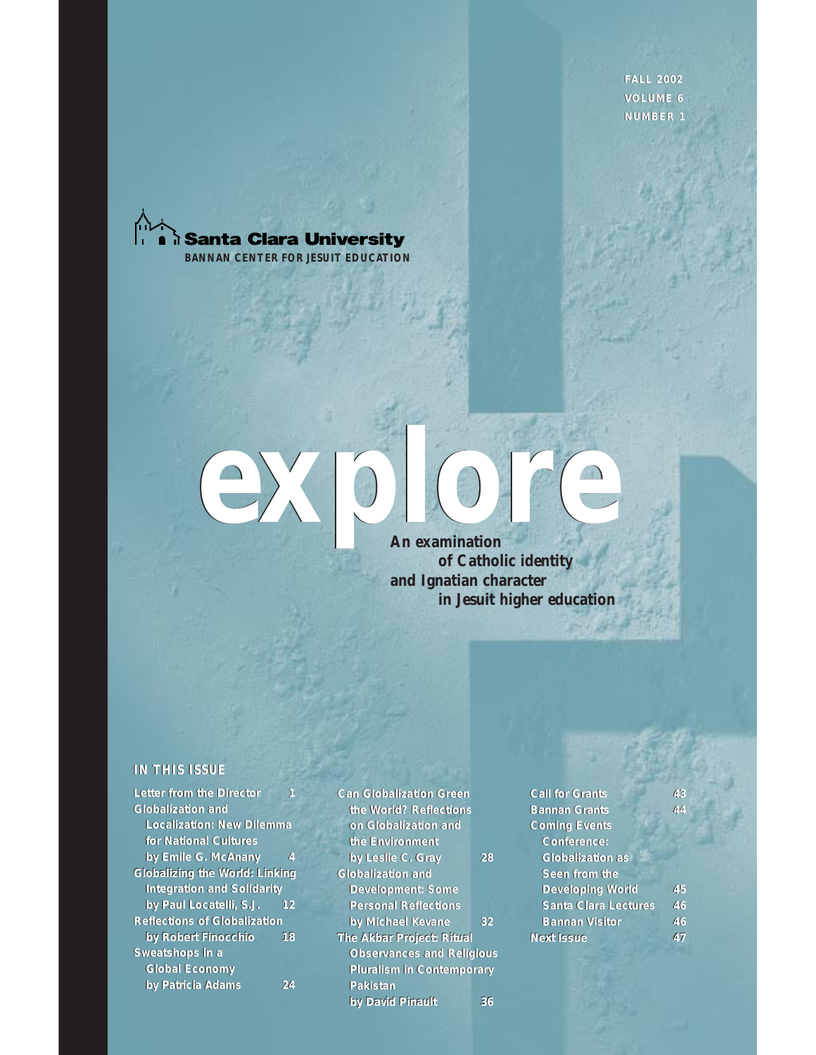FALL 2002
VOLUME 6
NUMBER 1

Santa Clara University
BANNAN CENTER FOR JESUIT EDUCATION

# explore

An examination of Catholic identity and Ignatian character in Jesuit higher education

## IN THIS ISSUE

Letter from the Director 1

Globalization and Localization: New Dilemma for National Cultures by Emile G. McAnany 4

Globalizing the World: Linking Integration and Solidarity by Paul Locatelli, S.J. 12

Reflections of Globalization by Robert Finocchio 18

Sweatshops in a Global Economy by Patricia Adams 24

Can Globalization Green the World? Reflections on Globalization and the Environment by Leslie C. Gray 28

Globalization and Development: Some Personal Reflections by Michael Kevane 32

The Akbar Project: Ritual Observances and Religious Pluralism in Contemporary Pakistan by David Pinault 36

Call for Grants 43

Bannan Grants 44

Coming Events

Conference: Globalization as Seen from the Developing World 45

Santa Clara Lectures 46

Bannan Visitor 46

Next Issue 47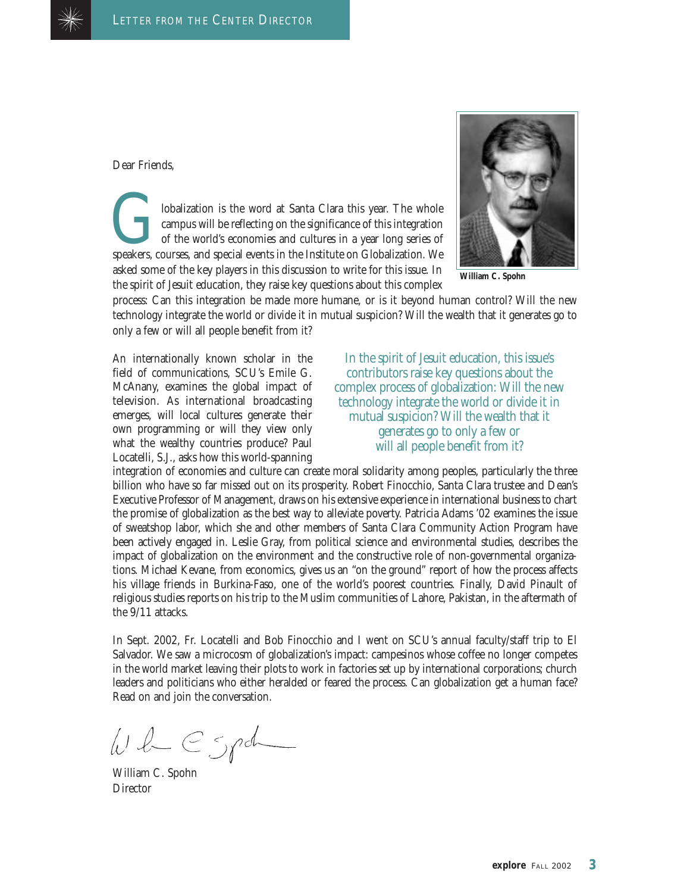## Letter from the Center Director

Dear Friends,

Globalization is the word at Santa Clara this year. The whole campus will be reflecting on the significance of this integration of the world's economies and cultures in a year long series of speakers, courses, and special events in the Institute on Globalization. We asked some of the key players in this discussion to write for this issue. In the spirit of Jesuit education, they raise key questions about this complex process: Can this integration be made more humane, or is it beyond human control? Will the new technology integrate the world or divide it in mutual suspicion? Will the wealth that it generates go to only a few or will all people benefit from it?

William C. Spohn

> In the spirit of Jesuit education, this issue's contributors raise key questions about the complex process of globalization: Will the new technology integrate the world or divide it in mutual suspicion? Will the wealth that it generates go to only a few or will all people benefit from it?

An internationally known scholar in the field of communications, SCU's Emile G. McAnany, examines the global impact of television. As international broadcasting emerges, will local cultures generate their own programming or will they view only what the wealthy countries produce? Paul Locatelli, S.J., asks how this world-spanning integration of economies and culture can create moral solidarity among peoples, particularly the three billion who have so far missed out on its prosperity. Robert Finocchio, Santa Clara trustee and Dean's Executive Professor of Management, draws on his extensive experience in international business to chart the promise of globalization as the best way to alleviate poverty. Patricia Adams '02 examines the issue of sweatshop labor, which she and other members of Santa Clara Community Action Program have been actively engaged in. Leslie Gray, from political science and environmental studies, describes the impact of globalization on the environment and the constructive role of non-governmental organizations. Michael Kevane, from economics, gives us an "on the ground" report of how the process affects his village friends in Burkina-Faso, one of the world's poorest countries. Finally, David Pinault of religious studies reports on his trip to the Muslim communities of Lahore, Pakistan, in the aftermath of the 9/11 attacks.

In Sept. 2002, Fr. Locatelli and Bob Finocchio and I went on SCU's annual faculty/staff trip to El Salvador. We saw a microcosm of globalization's impact: campesinos whose coffee no longer competes in the world market leaving their plots to work in factories set up by international corporations; church leaders and politicians who either heralded or feared the process. Can globalization get a human face? Read on and join the conversation.

William C. Spohn
Director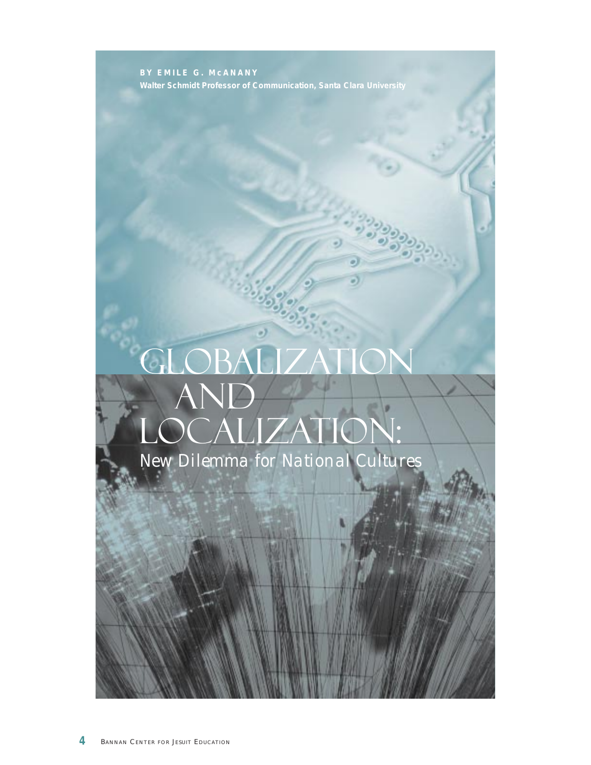BY EMILE G. McANANY

Walter Schmidt Professor of Communication, Santa Clara University

# GLOBALIZATION AND LOCALIZATION:

## New Dilemma for National Cultures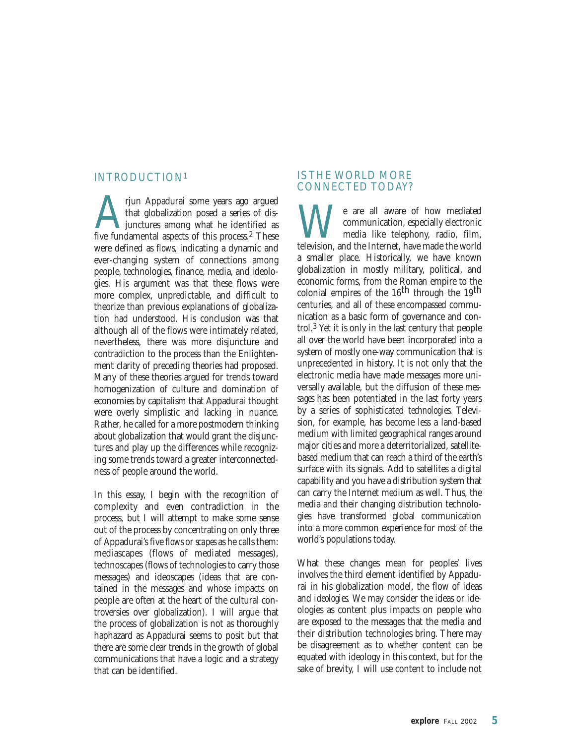## INTRODUCTION[1]

Arjun Appadurai some years ago argued that globalization posed a series of disjunctures among what he identified as five fundamental aspects of this process.[2] These were defined as *flows*, indicating a dynamic and ever-changing system of connections among people, technologies, finance, media, and ideologies. His argument was that these flows were more complex, unpredictable, and difficult to theorize than previous explanations of globalization had understood. His conclusion was that although all of the flows were intimately related, nevertheless, there was more disjuncture and contradiction to the process than the Enlightenment clarity of preceding theories had proposed. Many of these theories argued for trends toward homogenization of culture and domination of economies by capitalism that Appadurai thought were overly simplistic and lacking in nuance. Rather, he called for a more postmodern thinking about globalization that would grant the disjunctures and play up the differences while recognizing some trends toward a greater interconnectedness of people around the world.

In this essay, I begin with the recognition of complexity and even contradiction in the process, but I will attempt to make some sense out of the process by concentrating on only three of Appadurai's five *flows* or *scapes* as he calls them: mediascapes (flows of mediated messages), technoscapes (flows of technologies to carry those messages) and ideoscapes (ideas that are contained in the messages and whose impacts on people are often at the heart of the cultural controversies over globalization). I will argue that the process of globalization is not as thoroughly haphazard as Appadurai seems to posit but that there are some clear trends in the growth of global communications that have a logic and a strategy that can be identified.

## IS THE WORLD MORE CONNECTED TODAY?

We are all aware of how mediated communication, especially electronic media like telephony, radio, film, television, and the Internet, have made the world a smaller place. Historically, we have known globalization in mostly military, political, and economic forms, from the Roman empire to the colonial empires of the 16th through the 19th centuries, and all of these encompassed communication as a basic form of governance and control.[3] Yet it is only in the last century that people all over the world have been incorporated into a system of mostly one-way communication that is unprecedented in history. It is not only that the electronic media have made messages more universally available, but the diffusion of these *messages* has been potentiated in the last forty years by a series of sophisticated *technologies*. Television, for example, has become less a land-based medium with limited geographical ranges around major cities and more a deterritorialized, satellite-based medium that can reach a third of the earth's surface with its signals. Add to satellites a digital capability and you have a distribution system that can carry the Internet medium as well. Thus, the media and their changing distribution technologies have transformed global communication into a more common experience for most of the world's populations today.

What these changes mean for peoples' lives involves the third element identified by Appadurai in his globalization model, the flow of ideas and *ideologies*. We may consider the ideas or ideologies as content plus impacts on people who are exposed to the messages that the media and their distribution technologies bring. There may be disagreement as to whether content can be equated with ideology in this context, but for the sake of brevity, I will use content to include not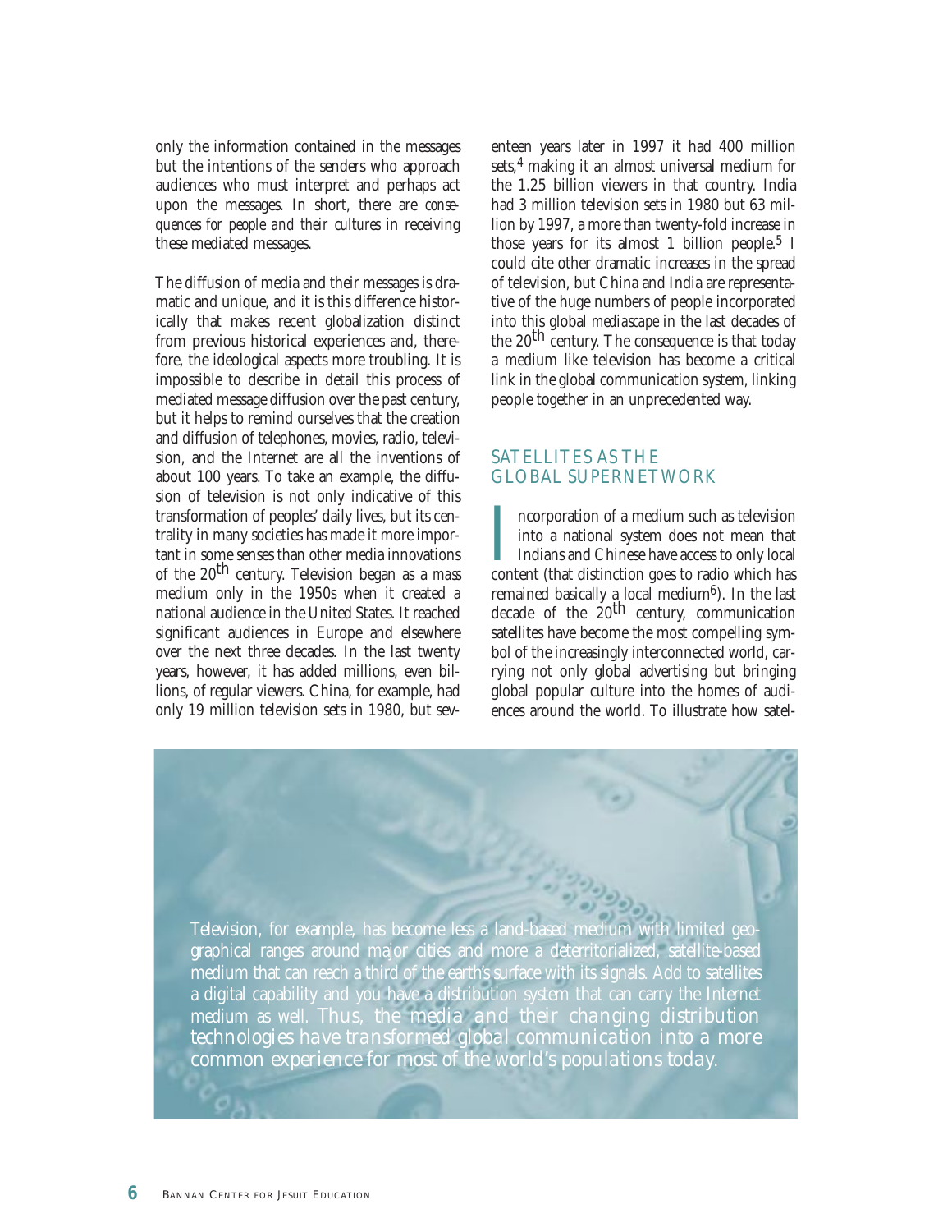only the information contained in the messages but the intentions of the senders who approach audiences who must interpret and perhaps act upon the messages. In short, there are *consequences for people and their cultures* in receiving these mediated messages.

The diffusion of media and their messages is dramatic and unique, and it is this difference historically that makes recent globalization distinct from previous historical experiences and, therefore, the ideological aspects more troubling. It is impossible to describe in detail this process of mediated message diffusion over the past century, but it helps to remind ourselves that the creation and diffusion of telephones, movies, radio, television, and the Internet are all the inventions of about 100 years. To take an example, the diffusion of television is not only indicative of this transformation of peoples' daily lives, but its centrality in many societies has made it more important in some senses than other media innovations of the 20th century. Television began as a *mass* medium only in the 1950s when it created a national audience in the United States. It reached significant audiences in Europe and elsewhere over the next three decades. In the last twenty years, however, it has added millions, even billions, of regular viewers. China, for example, had only 19 million television sets in 1980, but seventeen years later in 1997 it had 400 million sets,[4] making it an almost universal medium for the 1.25 billion viewers in that country. India had 3 million television sets in 1980 but 63 million by 1997, a more than twenty-fold increase in those years for its almost 1 billion people.[5] I could cite other dramatic increases in the spread of television, but China and India are representative of the huge numbers of people incorporated into this global *mediascape* in the last decades of the 20th century. The consequence is that today a medium like television has become a critical link in the global communication system, linking people together in an unprecedented way.

## SATELLITES AS THE GLOBAL SUPERNETWORK

Incorporation of a medium such as television into a national system does not mean that Indians and Chinese have access to only local content (that distinction goes to radio which has remained basically a local medium[6]). In the last decade of the 20th century, communication satellites have become the most compelling symbol of the increasingly interconnected world, carrying not only global advertising but bringing global popular culture into the homes of audiences around the world. To illustrate how satel-

Television, for example, has become less a land-based medium with limited geographical ranges around major cities and more a deterritorialized, satellite-based medium that can reach a third of the earth's surface with its signals. Add to satellites a digital capability and you have a distribution system that can carry the Internet medium as well. *Thus, the media and their changing distribution technologies have transformed global communication into a more common experience for most of the world's populations today.*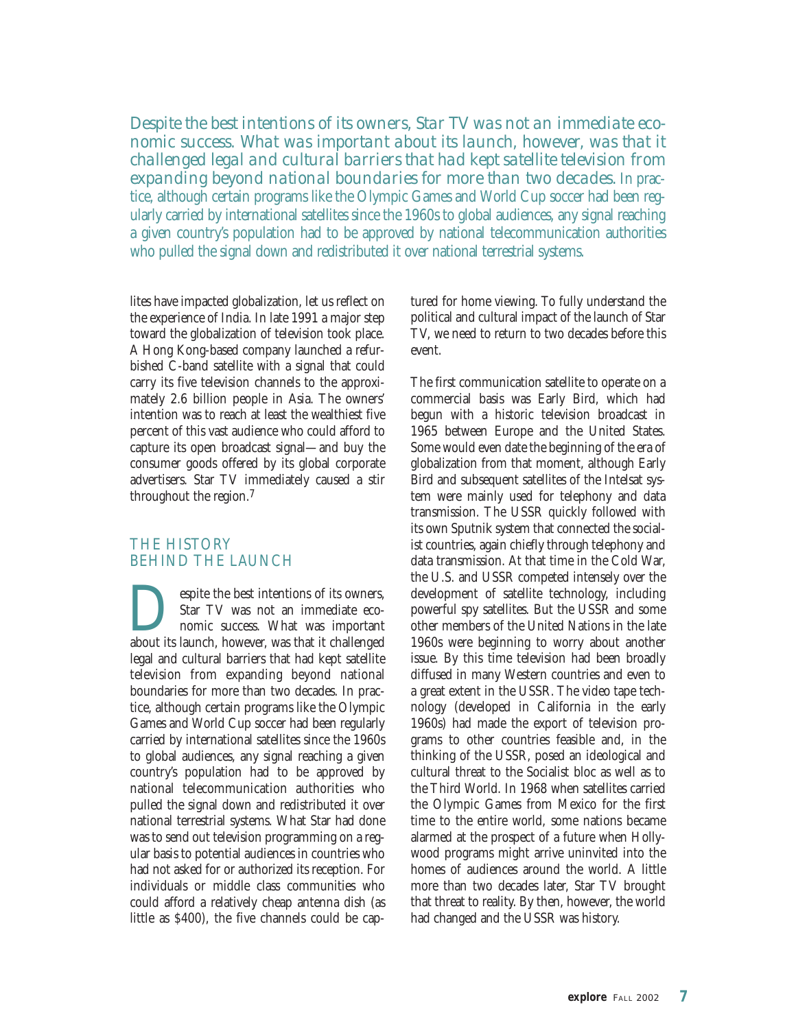*Despite the best intentions of its owners, Star TV was not an immediate economic success. What was important about its launch, however, was that it challenged legal and cultural barriers that had kept satellite television from expanding beyond national boundaries for more than two decades.* In practice, although certain programs like the Olympic Games and World Cup soccer had been regularly carried by international satellites since the 1960s to global audiences, any signal reaching a given country's population had to be approved by national telecommunication authorities who pulled the signal down and redistributed it over national terrestrial systems.

lites have impacted globalization, let us reflect on the experience of India. In late 1991 a major step toward the globalization of television took place. A Hong Kong-based company launched a refurbished C-band satellite with a signal that could carry its five television channels to the approximately 2.6 billion people in Asia. The owners' intention was to reach at least the wealthiest five percent of this vast audience who could afford to capture its open broadcast signal—and buy the consumer goods offered by its global corporate advertisers. Star TV immediately caused a stir throughout the region.[7]

## THE HISTORY BEHIND THE LAUNCH

Despite the best intentions of its owners, Star TV was not an immediate economic success. What was important about its launch, however, was that it challenged legal and cultural barriers that had kept satellite television from expanding beyond national boundaries for more than two decades. In practice, although certain programs like the Olympic Games and World Cup soccer had been regularly carried by international satellites since the 1960s to global audiences, any signal reaching a given country's population had to be approved by national telecommunication authorities who pulled the signal down and redistributed it over national terrestrial systems. What Star had done was to send out television programming on a regular basis to potential audiences in countries who had not asked for or authorized its reception. For individuals or middle class communities who could afford a relatively cheap antenna dish (as little as $400), the five channels could be captured for home viewing. To fully understand the political and cultural impact of the launch of Star TV, we need to return to two decades before this event.

The first communication satellite to operate on a commercial basis was Early Bird, which had begun with a historic television broadcast in 1965 between Europe and the United States. Some would even date the beginning of the era of globalization from that moment, although Early Bird and subsequent satellites of the Intelsat system were mainly used for telephony and data transmission. The USSR quickly followed with its own Sputnik system that connected the socialist countries, again chiefly through telephony and data transmission. At that time in the Cold War, the U.S. and USSR competed intensely over the development of satellite technology, including powerful spy satellites. But the USSR and some other members of the United Nations in the late 1960s were beginning to worry about another issue. By this time television had been broadly diffused in many Western countries and even to a great extent in the USSR. The video tape technology (developed in California in the early 1960s) had made the export of television programs to other countries feasible and, in the thinking of the USSR, posed an ideological and cultural threat to the Socialist bloc as well as to the Third World. In 1968 when satellites carried the Olympic Games from Mexico for the first time to the entire world, some nations became alarmed at the prospect of a future when Hollywood programs might arrive uninvited into the homes of audiences around the world. A little more than two decades later, Star TV brought that threat to reality. By then, however, the world had changed and the USSR was history.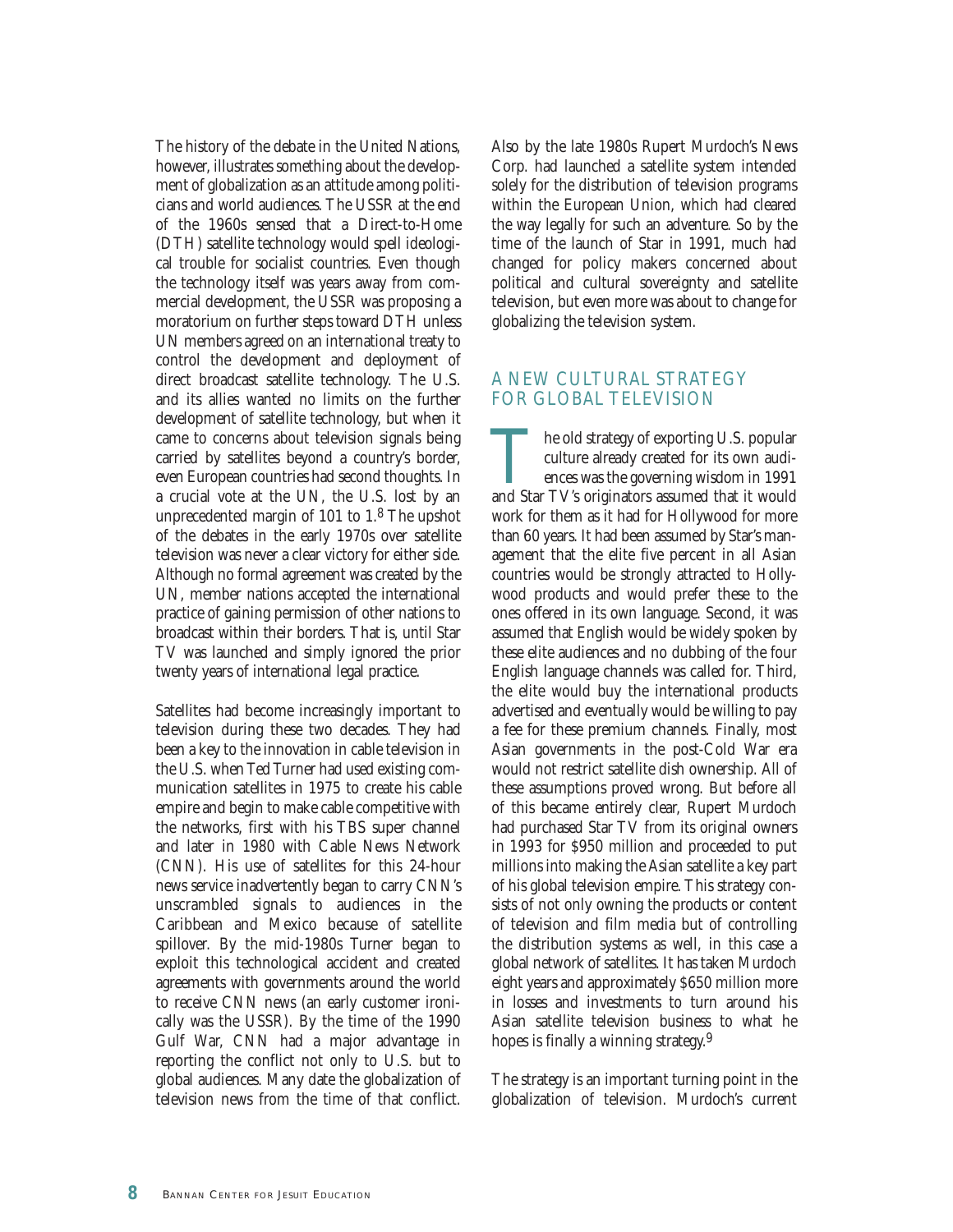The history of the debate in the United Nations, however, illustrates something about the development of globalization as an attitude among politicians and world audiences. The USSR at the end of the 1960s sensed that a Direct-to-Home (DTH) satellite technology would spell ideological trouble for socialist countries. Even though the technology itself was years away from commercial development, the USSR was proposing a moratorium on further steps toward DTH unless UN members agreed on an international treaty to control the development and deployment of direct broadcast satellite technology. The U.S. and its allies wanted no limits on the further development of satellite technology, but when it came to concerns about television signals being carried by satellites beyond a country's border, even European countries had second thoughts. In a crucial vote at the UN, the U.S. lost by an unprecedented margin of 101 to 1.[8] The upshot of the debates in the early 1970s over satellite television was never a clear victory for either side. Although no formal agreement was created by the UN, member nations accepted the international practice of gaining permission of other nations to broadcast within their borders. That is, until Star TV was launched and simply ignored the prior twenty years of international legal practice.

Satellites had become increasingly important to television during these two decades. They had been a key to the innovation in cable television in the U.S. when Ted Turner had used existing communication satellites in 1975 to create his cable empire and begin to make cable competitive with the networks, first with his TBS super channel and later in 1980 with Cable News Network (CNN). His use of satellites for this 24-hour news service inadvertently began to carry CNN's unscrambled signals to audiences in the Caribbean and Mexico because of satellite spillover. By the mid-1980s Turner began to exploit this technological accident and created agreements with governments around the world to receive CNN news (an early customer ironically was the USSR). By the time of the 1990 Gulf War, CNN had a major advantage in reporting the conflict not only to U.S. but to global audiences. Many date the globalization of television news from the time of that conflict.

Also by the late 1980s Rupert Murdoch's News Corp. had launched a satellite system intended solely for the distribution of television programs within the European Union, which had cleared the way legally for such an adventure. So by the time of the launch of Star in 1991, much had changed for policy makers concerned about political and cultural sovereignty and satellite television, but even more was about to change for globalizing the television system.

## A NEW CULTURAL STRATEGY FOR GLOBAL TELEVISION

The old strategy of exporting U.S. popular culture already created for its own audiences was the governing wisdom in 1991 and Star TV's originators assumed that it would work for them as it had for Hollywood for more than 60 years. It had been assumed by Star's management that the elite five percent in all Asian countries would be strongly attracted to Hollywood products and would prefer these to the ones offered in its own language. Second, it was assumed that English would be widely spoken by these elite audiences and no dubbing of the four English language channels was called for. Third, the elite would buy the international products advertised and eventually would be willing to pay a fee for these premium channels. Finally, most Asian governments in the post-Cold War era would not restrict satellite dish ownership. All of these assumptions proved wrong. But before all of this became entirely clear, Rupert Murdoch had purchased Star TV from its original owners in 1993 for $950 million and proceeded to put millions into making the Asian satellite a key part of his global television empire. This strategy consists of not only owning the products or content of television and film media but of controlling the distribution systems as well, in this case a global network of satellites. It has taken Murdoch eight years and approximately $650 million more in losses and investments to turn around his Asian satellite television business to what he hopes is finally a winning strategy.[9]

The strategy is an important turning point in the globalization of television. Murdoch's current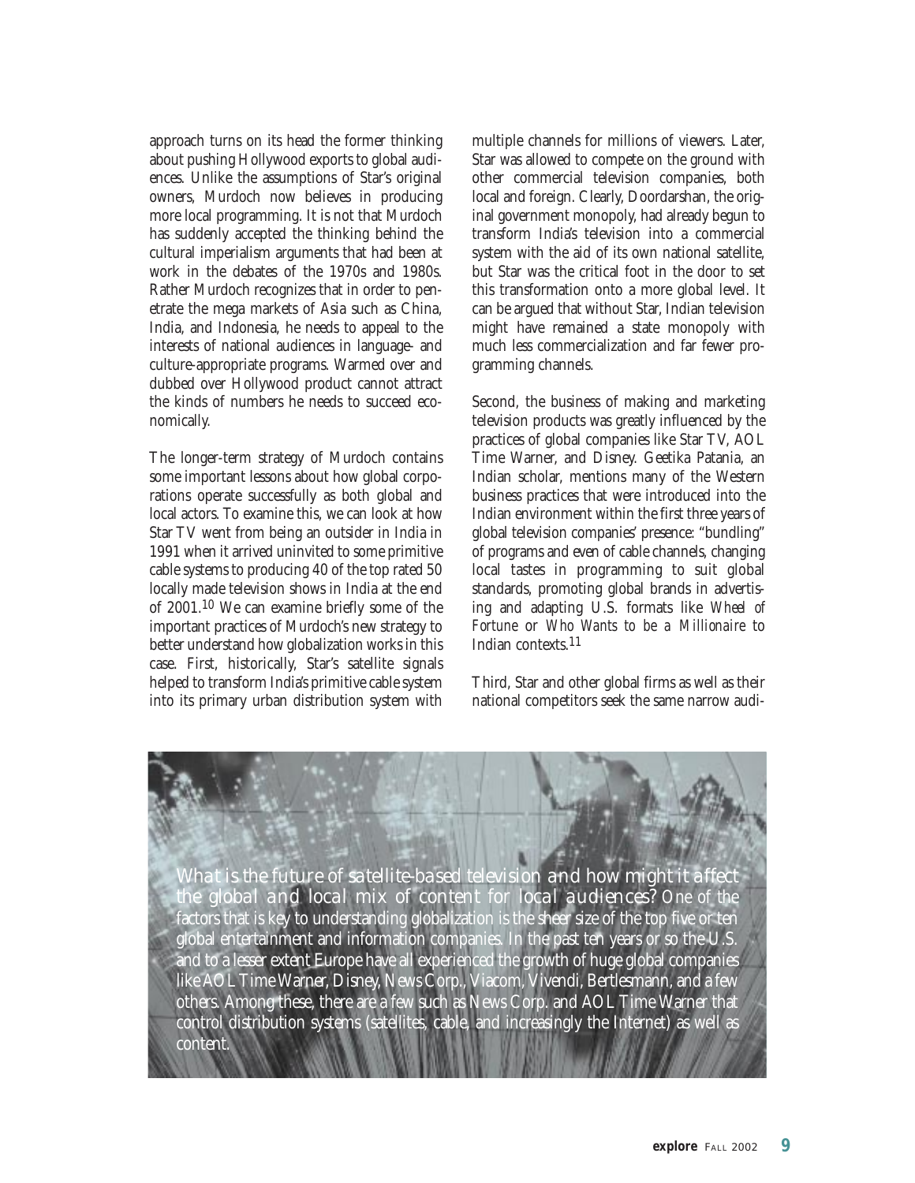approach turns on its head the former thinking about pushing Hollywood exports to global audiences. Unlike the assumptions of Star's original owners, Murdoch now believes in producing more local programming. It is not that Murdoch has suddenly accepted the thinking behind the cultural imperialism arguments that had been at work in the debates of the 1970s and 1980s. Rather Murdoch recognizes that in order to penetrate the mega markets of Asia such as China, India, and Indonesia, he needs to appeal to the interests of national audiences in language- and culture-appropriate programs. Warmed over and dubbed over Hollywood product cannot attract the kinds of numbers he needs to succeed economically.

The longer-term strategy of Murdoch contains some important lessons about how global corporations operate successfully as both global and local actors. To examine this, we can look at how Star TV went from being an outsider in India in 1991 when it arrived uninvited to some primitive cable systems to producing 40 of the top rated 50 locally made television shows in India at the end of 2001.[10] We can examine briefly some of the important practices of Murdoch's new strategy to better understand how globalization works in this case. First, historically, Star's satellite signals helped to transform India's primitive cable system into its primary urban distribution system with multiple channels for millions of viewers. Later, Star was allowed to compete on the ground with other commercial television companies, both local and foreign. Clearly, Doordarshan, the original government monopoly, had already begun to transform India's television into a commercial system with the aid of its own national satellite, but Star was the critical foot in the door to set this transformation onto a more global level. It can be argued that without Star, Indian television might have remained a state monopoly with much less commercialization and far fewer programming channels.

Second, the business of making and marketing television products was greatly influenced by the practices of global companies like Star TV, AOL Time Warner, and Disney. Geetika Patania, an Indian scholar, mentions many of the Western business practices that were introduced into the Indian environment within the first three years of global television companies' presence: "bundling" of programs and even of cable channels, changing local tastes in programming to suit global standards, promoting global brands in advertising and adapting U.S. formats like *Wheel of Fortune* or *Who Wants to be a Millionaire* to Indian contexts.[11]

Third, Star and other global firms as well as their national competitors seek the same narrow audi-

*What is the future of satellite-based television and how might it affect the global and local mix of content for local audiences?* One of the factors that is key to understanding globalization is the sheer size of the top five or ten global entertainment and information companies. In the past ten years or so the U.S. and to a lesser extent Europe have all experienced the growth of huge global companies like AOL Time Warner, Disney, News Corp., Viacom, Vivendi, Bertlesmann, and a few others. Among these, there are a few such as News Corp. and AOL Time Warner that control distribution systems (satellites, cable, and increasingly the Internet) as well as content.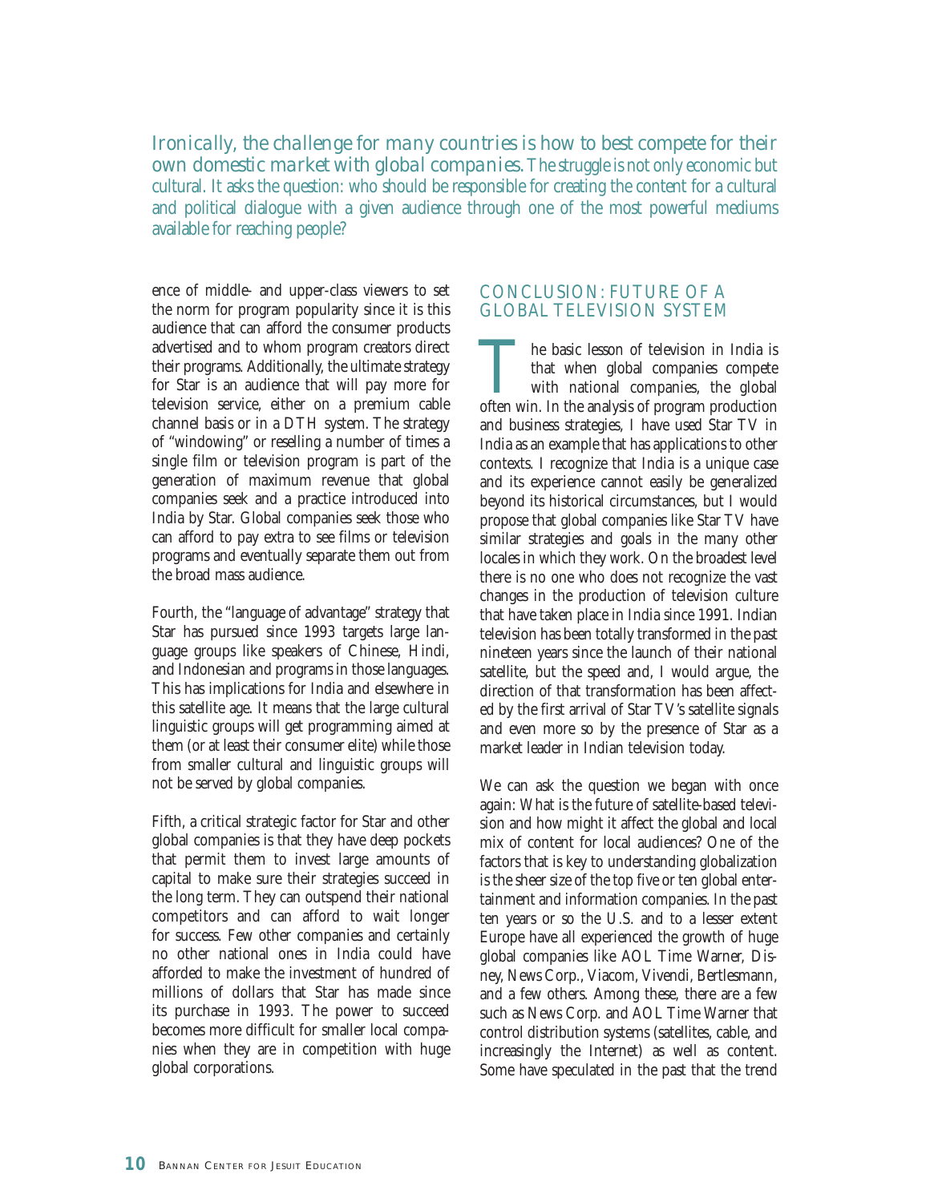*Ironically, the challenge for many countries is how to best compete for their own domestic market with global companies.* The struggle is not only economic but cultural. It asks the question: who should be responsible for creating the content for a cultural and political dialogue with a given audience through one of the most powerful mediums available for reaching people?

ence of middle- and upper-class viewers to set the norm for program popularity since it is this audience that can afford the consumer products advertised and to whom program creators direct their programs. Additionally, the ultimate strategy for Star is an audience that will pay more for television service, either on a premium cable channel basis or in a DTH system. The strategy of "windowing" or reselling a number of times a single film or television program is part of the generation of maximum revenue that global companies seek and a practice introduced into India by Star. Global companies seek those who can afford to pay extra to see films or television programs and eventually separate them out from the broad mass audience.

Fourth, the "language of advantage" strategy that Star has pursued since 1993 targets large language groups like speakers of Chinese, Hindi, and Indonesian and programs in those languages. This has implications for India and elsewhere in this satellite age. It means that the large cultural linguistic groups will get programming aimed at them (or at least their consumer elite) while those from smaller cultural and linguistic groups will not be served by global companies.

Fifth, a critical strategic factor for Star and other global companies is that they have deep pockets that permit them to invest large amounts of capital to make sure their strategies succeed in the long term. They can outspend their national competitors and can afford to wait longer for success. Few other companies and certainly no other national ones in India could have afforded to make the investment of hundred of millions of dollars that Star has made since its purchase in 1993. The power to succeed becomes more difficult for smaller local companies when they are in competition with huge global corporations.

## CONCLUSION: FUTURE OF A GLOBAL TELEVISION SYSTEM

The basic lesson of television in India is that when global companies compete with national companies, the global often win. In the analysis of program production and business strategies, I have used Star TV in India as an example that has applications to other contexts. I recognize that India is a unique case and its experience cannot easily be generalized beyond its historical circumstances, but I would propose that global companies like Star TV have similar strategies and goals in the many other locales in which they work. On the broadest level there is no one who does not recognize the vast changes in the production of television culture that have taken place in India since 1991. Indian television has been totally transformed in the past nineteen years since the launch of their national satellite, but the speed and, I would argue, the direction of that transformation has been affected by the first arrival of Star TV's satellite signals and even more so by the presence of Star as a market leader in Indian television today.

We can ask the question we began with once again: What is the future of satellite-based television and how might it affect the global and local mix of content for local audiences? One of the factors that is key to understanding globalization is the sheer size of the top five or ten global entertainment and information companies. In the past ten years or so the U.S. and to a lesser extent Europe have all experienced the growth of huge global companies like AOL Time Warner, Disney, News Corp., Viacom, Vivendi, Bertlesmann, and a few others. Among these, there are a few such as News Corp. and AOL Time Warner that control distribution systems (satellites, cable, and increasingly the Internet) as well as content. Some have speculated in the past that the trend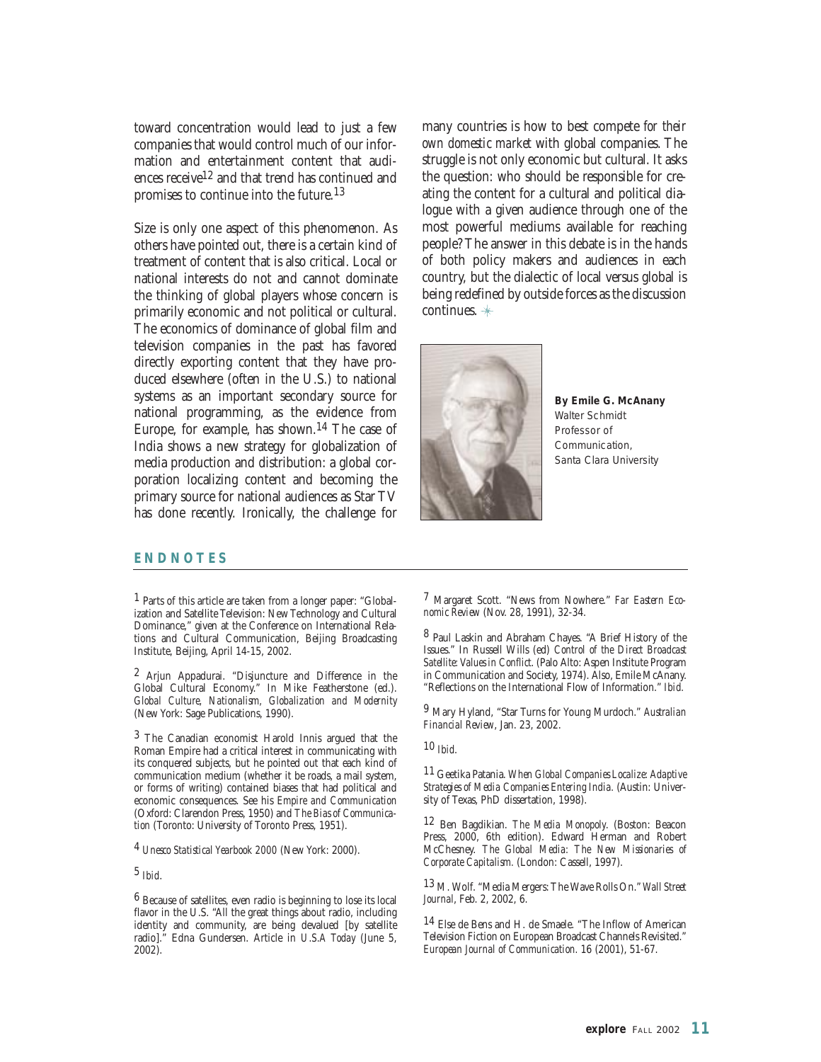toward concentration would lead to just a few companies that would control much of our information and entertainment content that audiences receive[12] and that trend has continued and promises to continue into the future.[13]

Size is only one aspect of this phenomenon. As others have pointed out, there is a certain kind of treatment of content that is also critical. Local or national interests do not and cannot dominate the thinking of global players whose concern is primarily economic and not political or cultural. The economics of dominance of global film and television companies in the past has favored directly exporting content that they have produced elsewhere (often in the U.S.) to national systems as an important secondary source for national programming, as the evidence from Europe, for example, has shown.[14] The case of India shows a new strategy for globalization of media production and distribution: a global corporation localizing content and becoming the primary source for national audiences as Star TV has done recently. Ironically, the challenge for many countries is how to best compete *for their own domestic market* with global companies. The struggle is not only economic but cultural. It asks the question: who should be responsible for creating the content for a cultural and political dialogue with a given audience through one of the most powerful mediums available for reaching people? The answer in this debate is in the hands of both policy makers and audiences in each country, but the dialectic of local versus global is being redefined by outside forces as the discussion continues.

**By Emile G. McAnany**
Walter Schmidt Professor of Communication, Santa Clara University

## ENDNOTES

1 Parts of this article are taken from a longer paper: "Globalization and Satellite Television: New Technology and Cultural Dominance," given at the Conference on International Relations and Cultural Communication, Beijing Broadcasting Institute, Beijing, April 14-15, 2002.

2 Arjun Appadurai. "Disjuncture and Difference in the Global Cultural Economy." In Mike Featherstone (ed.). *Global Culture, Nationalism, Globalization and Modernity* (New York: Sage Publications, 1990).

3 The Canadian economist Harold Innis argued that the Roman Empire had a critical interest in communicating with its conquered subjects, but he pointed out that each kind of communication medium (whether it be roads, a mail system, or forms of writing) contained biases that had political and economic consequences. See his *Empire and Communication* (Oxford: Clarendon Press, 1950) and *The Bias of Communication* (Toronto: University of Toronto Press, 1951).

4 *Unesco Statistical Yearbook 2000* (New York: 2000).

5 *Ibid*.

6 Because of satellites, even radio is beginning to lose its local flavor in the U.S. "All the great things about radio, including identity and community, are being devalued [by satellite radio]." Edna Gundersen. Article in *U.S.A Today* (June 5, 2002).

7 Margaret Scott. "News from Nowhere." *Far Eastern Economic Review* (Nov. 28, 1991), 32-34.

8 Paul Laskin and Abraham Chayes. "A Brief History of the Issues." In Russell Wills (ed) *Control of the Direct Broadcast Satellite: Values in Conflict*. (Palo Alto: Aspen Institute Program in Communication and Society, 1974). Also, Emile McAnany. "Reflections on the International Flow of Information." *Ibid*.

9 Mary Hyland, "Star Turns for Young Murdoch." *Australian Financial Review*, Jan. 23, 2002.

10 *Ibid*.

11 Geetika Patania. *When Global Companies Localize: Adaptive Strategies of Media Companies Entering India*. (Austin: University of Texas, PhD dissertation, 1998).

12 Ben Bagdikian. *The Media Monopoly*. (Boston: Beacon Press, 2000, 6th edition). Edward Herman and Robert McChesney. *The Global Media: The New Missionaries of Corporate Capitalism*. (London: Cassell, 1997).

13 M. Wolf. "Media Mergers: The Wave Rolls On." *Wall Street Journal*, Feb. 2, 2002, 6.

14 Else de Bens and H. de Smaele. "The Inflow of American Television Fiction on European Broadcast Channels Revisited." *European Journal of Communication*. 16 (2001), 51-67.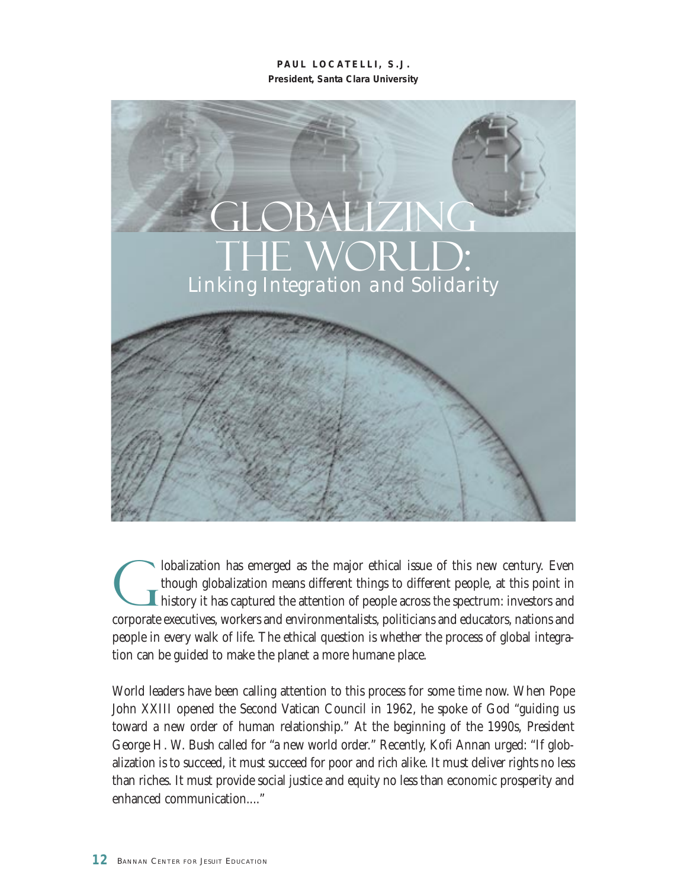**PAUL LOCATELLI, S.J.**
**President, Santa Clara University**

# GLOBALIZING THE WORLD:
## *Linking Integration and Solidarity*

Globalization has emerged as the major ethical issue of this new century. Even though globalization means different things to different people, at this point in history it has captured the attention of people across the spectrum: investors and corporate executives, workers and environmentalists, politicians and educators, nations and people in every walk of life. The ethical question is whether the process of global integration can be guided to make the planet a more humane place.

World leaders have been calling attention to this process for some time now. When Pope John XXIII opened the Second Vatican Council in 1962, he spoke of God "guiding us toward a new order of human relationship." At the beginning of the 1990s, President George H. W. Bush called for "a new world order." Recently, Kofi Annan urged: "If globalization is to succeed, it must succeed for poor and rich alike. It must deliver rights no less than riches. It must provide social justice and equity no less than economic prosperity and enhanced communication...."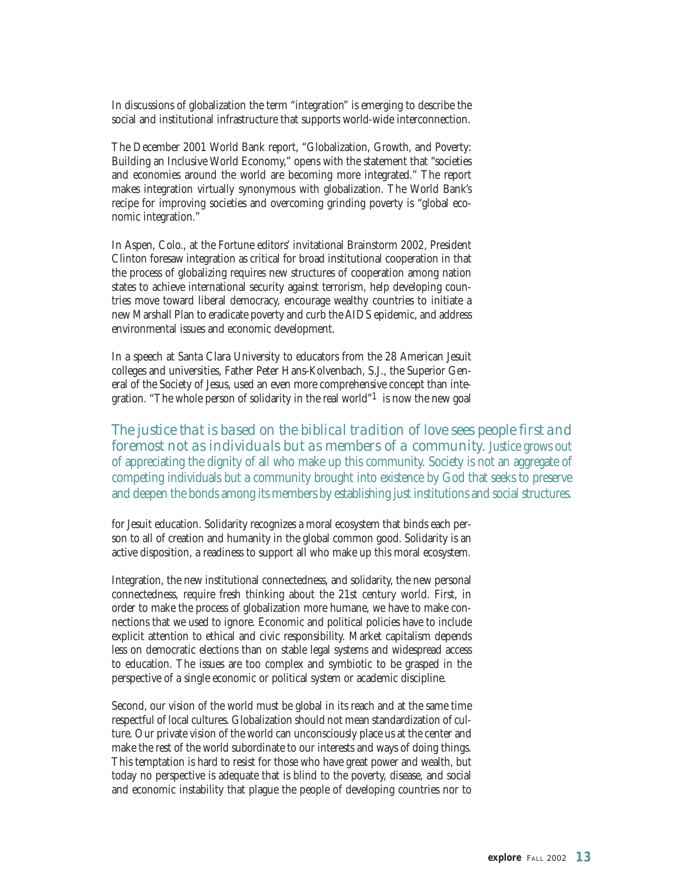In discussions of globalization the term "integration" is emerging to describe the social and institutional infrastructure that supports world-wide interconnection.

The December 2001 World Bank report, "Globalization, Growth, and Poverty: Building an Inclusive World Economy," opens with the statement that "societies and economies around the world are becoming more integrated." The report makes integration virtually synonymous with globalization. The World Bank's recipe for improving societies and overcoming grinding poverty is "global economic integration."

In Aspen, Colo., at the Fortune editors' invitational Brainstorm 2002, President Clinton foresaw integration as critical for broad institutional cooperation in that the process of globalizing requires new structures of cooperation among nation states to achieve international security against terrorism, help developing countries move toward liberal democracy, encourage wealthy countries to initiate a new Marshall Plan to eradicate poverty and curb the AIDS epidemic, and address environmental issues and economic development.

In a speech at Santa Clara University to educators from the 28 American Jesuit colleges and universities, Father Peter Hans-Kolvenbach, S.J., the Superior General of the Society of Jesus, used an even more comprehensive concept than integration. "The whole person of solidarity in the real world"[1] is now the new goal for Jesuit education. Solidarity recognizes a moral ecosystem that binds each person to all of creation and humanity in the global common good. Solidarity is an active disposition, a readiness to support all who make up this moral ecosystem.

*The justice that is based on the biblical tradition of love sees people first and foremost not as individuals but as members of a community.* Justice grows out of appreciating the dignity of all who make up this community. Society is not an aggregate of competing individuals but a community brought into existence by God that seeks to preserve and deepen the bonds among its members by establishing just institutions and social structures.

Integration, the new institutional connectedness, and solidarity, the new personal connectedness, require fresh thinking about the 21st century world. First, in order to make the process of globalization more humane, we have to make connections that we used to ignore. Economic and political policies have to include explicit attention to ethical and civic responsibility. Market capitalism depends less on democratic elections than on stable legal systems and widespread access to education. The issues are too complex and symbiotic to be grasped in the perspective of a single economic or political system or academic discipline.

Second, our vision of the world must be global in its reach and at the same time respectful of local cultures. Globalization should not mean standardization of culture. Our private vision of the world can unconsciously place us at the center and make the rest of the world subordinate to our interests and ways of doing things. This temptation is hard to resist for those who have great power and wealth, but today no perspective is adequate that is blind to the poverty, disease, and social and economic instability that plague the people of developing countries nor to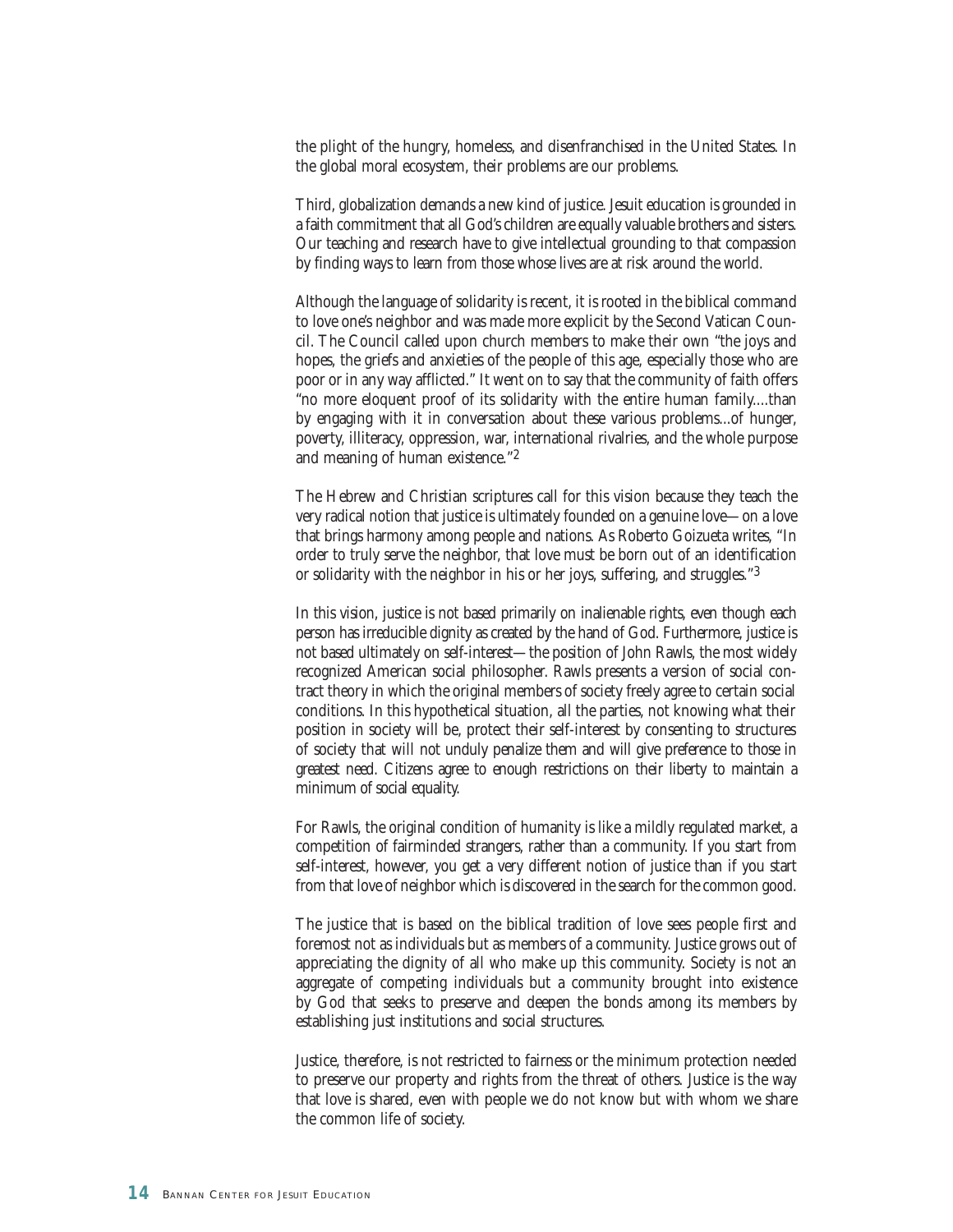the plight of the hungry, homeless, and disenfranchised in the United States. In the global moral ecosystem, their problems are our problems.

Third, globalization demands a new kind of justice. Jesuit education is grounded in a faith commitment that all God's children are equally valuable brothers and sisters. Our teaching and research have to give intellectual grounding to that compassion by finding ways to learn from those whose lives are at risk around the world.

Although the language of solidarity is recent, it is rooted in the biblical command to love one's neighbor and was made more explicit by the Second Vatican Council. The Council called upon church members to make their own "the joys and hopes, the griefs and anxieties of the people of this age, especially those who are poor or in any way afflicted." It went on to say that the community of faith offers "no more eloquent proof of its solidarity with the entire human family....than by engaging with it in conversation about these various problems...of hunger, poverty, illiteracy, oppression, war, international rivalries, and the whole purpose and meaning of human existence."[2]

The Hebrew and Christian scriptures call for this vision because they teach the very radical notion that justice is ultimately founded on a genuine love—on a love that brings harmony among people and nations. As Roberto Goizueta writes, "In order to truly serve the neighbor, that love must be born out of an identification or solidarity with the neighbor in his or her joys, suffering, and struggles."[3]

In this vision, justice is not based primarily on inalienable rights, even though each person has irreducible dignity as created by the hand of God. Furthermore, justice is not based ultimately on self-interest—the position of John Rawls, the most widely recognized American social philosopher. Rawls presents a version of social contract theory in which the original members of society freely agree to certain social conditions. In this hypothetical situation, all the parties, not knowing what their position in society will be, protect their self-interest by consenting to structures of society that will not unduly penalize them and will give preference to those in greatest need. Citizens agree to enough restrictions on their liberty to maintain a minimum of social equality.

For Rawls, the original condition of humanity is like a mildly regulated market, a competition of fairminded strangers, rather than a community. If you start from self-interest, however, you get a very different notion of justice than if you start from that love of neighbor which is discovered in the search for the common good.

The justice that is based on the biblical tradition of love sees people first and foremost not as individuals but as members of a community. Justice grows out of appreciating the dignity of all who make up this community. Society is not an aggregate of competing individuals but a community brought into existence by God that seeks to preserve and deepen the bonds among its members by establishing just institutions and social structures.

Justice, therefore, is not restricted to fairness or the minimum protection needed to preserve our property and rights from the threat of others. Justice is the way that love is shared, even with people we do not know but with whom we share the common life of society.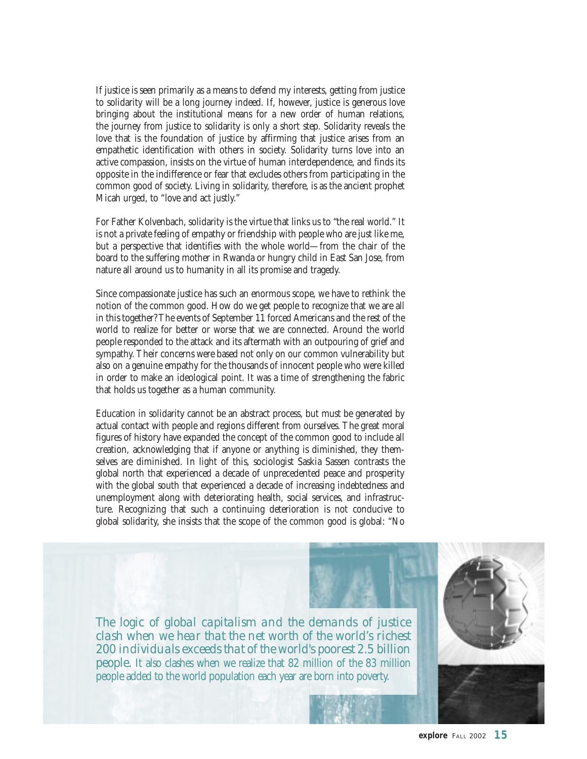If justice is seen primarily as a means to defend my interests, getting from justice to solidarity will be a long journey indeed. If, however, justice is generous love bringing about the institutional means for a new order of human relations, the journey from justice to solidarity is only a short step. Solidarity reveals the love that is the foundation of justice by affirming that justice arises from an empathetic identification with others in society. Solidarity turns love into an active compassion, insists on the virtue of human interdependence, and finds its opposite in the indifference or fear that excludes others from participating in the common good of society. Living in solidarity, therefore, is as the ancient prophet Micah urged, to "love and act justly."

For Father Kolvenbach, solidarity is the virtue that links us to "the real world." It is not a private feeling of empathy or friendship with people who are just like me, but a perspective that identifies with the whole world—from the chair of the board to the suffering mother in Rwanda or hungry child in East San Jose, from nature all around us to humanity in all its promise and tragedy.

Since compassionate justice has such an enormous scope, we have to rethink the notion of the common good. How do we get people to recognize that we are all in this together? The events of September 11 forced Americans and the rest of the world to realize for better or worse that we are connected. Around the world people responded to the attack and its aftermath with an outpouring of grief and sympathy. Their concerns were based not only on our common vulnerability but also on a genuine empathy for the thousands of innocent people who were killed in order to make an ideological point. It was a time of strengthening the fabric that holds us together as a human community.

Education in solidarity cannot be an abstract process, but must be generated by actual contact with people and regions different from ourselves. The great moral figures of history have expanded the concept of the common good to include all creation, acknowledging that if anyone or anything is diminished, they themselves are diminished. In light of this, sociologist Saskia Sassen contrasts the global north that experienced a decade of unprecedented peace and prosperity with the global south that experienced a decade of increasing indebtedness and unemployment along with deteriorating health, social services, and infrastructure. Recognizing that such a continuing deterioration is not conducive to global solidarity, she insists that the scope of the common good is global: "No

*The logic of global capitalism and the demands of justice clash when we hear that the net worth of the world's richest 200 individuals exceeds that of the world's poorest 2.5 billion people. It also clashes when we realize that 82 million of the 83 million people added to the world population each year are born into poverty.*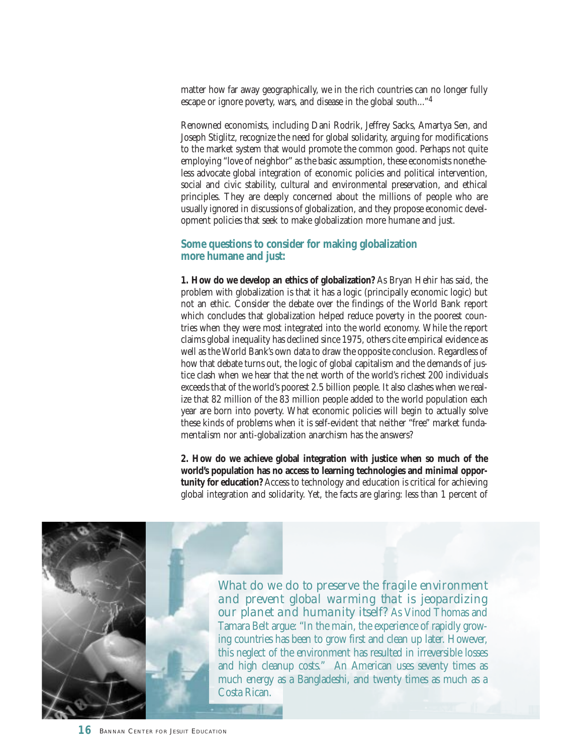matter how far away geographically, we in the rich countries can no longer fully escape or ignore poverty, wars, and disease in the global south..."[4]

Renowned economists, including Dani Rodrik, Jeffrey Sacks, Amartya Sen, and Joseph Stiglitz, recognize the need for global solidarity, arguing for modifications to the market system that would promote the common good. Perhaps not quite employing "love of neighbor" as the basic assumption, these economists nonetheless advocate global integration of economic policies and political intervention, social and civic stability, cultural and environmental preservation, and ethical principles. They are deeply concerned about the millions of people who are usually ignored in discussions of globalization, and they propose economic development policies that seek to make globalization more humane and just.

### Some questions to consider for making globalization more humane and just:

**1. How do we develop an ethics of globalization?** As Bryan Hehir has said, the problem with globalization is that it has a logic (principally economic logic) but not an ethic. Consider the debate over the findings of the World Bank report which concludes that globalization helped reduce poverty in the poorest countries when they were most integrated into the world economy. While the report claims global inequality has declined since 1975, others cite empirical evidence as well as the World Bank's own data to draw the opposite conclusion. Regardless of how that debate turns out, the logic of global capitalism and the demands of justice clash when we hear that the net worth of the world's richest 200 individuals exceeds that of the world's poorest 2.5 billion people. It also clashes when we realize that 82 million of the 83 million people added to the world population each year are born into poverty. What economic policies will begin to actually solve these kinds of problems when it is self-evident that neither "free" market fundamentalism nor anti-globalization anarchism has the answers?

**2. How do we achieve global integration with justice when so much of the world's population has no access to learning technologies and minimal opportunity for education?** Access to technology and education is critical for achieving global integration and solidarity. Yet, the facts are glaring: less than 1 percent of

*What do we do to preserve the fragile environment and prevent global warming that is jeopardizing our planet and humanity itself?* As Vinod Thomas and Tamara Belt argue: "In the main, the experience of rapidly growing countries has been to grow first and clean up later. However, this neglect of the environment has resulted in irreversible losses and high cleanup costs." An American uses seventy times as much energy as a Bangladeshi, and twenty times as much as a Costa Rican.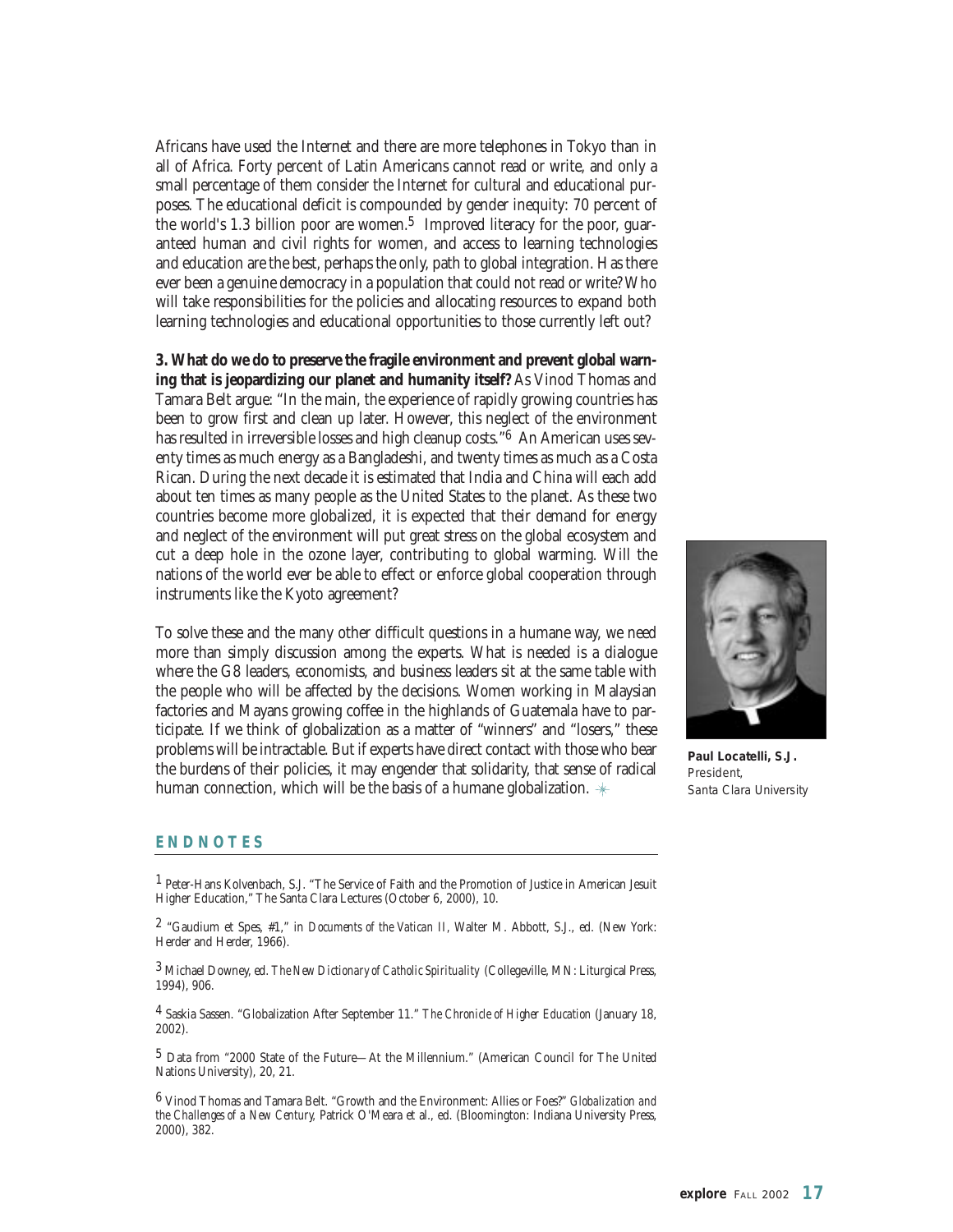Africans have used the Internet and there are more telephones in Tokyo than in all of Africa. Forty percent of Latin Americans cannot read or write, and only a small percentage of them consider the Internet for cultural and educational purposes. The educational deficit is compounded by gender inequity: 70 percent of the world's 1.3 billion poor are women.[5] Improved literacy for the poor, guaranteed human and civil rights for women, and access to learning technologies and education are the best, perhaps the only, path to global integration. Has there ever been a genuine democracy in a population that could not read or write? Who will take responsibilities for the policies and allocating resources to expand both learning technologies and educational opportunities to those currently left out?

**3. What do we do to preserve the fragile environment and prevent global warning that is jeopardizing our planet and humanity itself?** As Vinod Thomas and Tamara Belt argue: "In the main, the experience of rapidly growing countries has been to grow first and clean up later. However, this neglect of the environment has resulted in irreversible losses and high cleanup costs."[6] An American uses seventy times as much energy as a Bangladeshi, and twenty times as much as a Costa Rican. During the next decade it is estimated that India and China will each add about ten times as many people as the United States to the planet. As these two countries become more globalized, it is expected that their demand for energy and neglect of the environment will put great stress on the global ecosystem and cut a deep hole in the ozone layer, contributing to global warming. Will the nations of the world ever be able to effect or enforce global cooperation through instruments like the Kyoto agreement?

To solve these and the many other difficult questions in a humane way, we need more than simply discussion among the experts. What is needed is a dialogue where the G8 leaders, economists, and business leaders sit at the same table with the people who will be affected by the decisions. Women working in Malaysian factories and Mayans growing coffee in the highlands of Guatemala have to participate. If we think of globalization as a matter of "winners" and "losers," these problems will be intractable. But if experts have direct contact with those who bear the burdens of their policies, it may engender that solidarity, that sense of radical human connection, which will be the basis of a humane globalization.

**Paul Locatelli, S.J.**
President,
Santa Clara University

## ENDNOTES

[1] Peter-Hans Kolvenbach, S.J. "The Service of Faith and the Promotion of Justice in American Jesuit Higher Education," The Santa Clara Lectures (October 6, 2000), 10.

[2] "Gaudium et Spes, #1," in *Documents of the Vatican II*, Walter M. Abbott, S.J., ed. (New York: Herder and Herder, 1966).

[3] Michael Downey, ed. *The New Dictionary of Catholic Spirituality* (Collegeville, MN: Liturgical Press, 1994), 906.

[4] Saskia Sassen. "Globalization After September 11." *The Chronicle of Higher Education* (January 18, 2002).

[5] Data from "2000 State of the Future—At the Millennium." (American Council for The United Nations University), 20, 21.

[6] Vinod Thomas and Tamara Belt. "Growth and the Environment: Allies or Foes?" *Globalization and the Challenges of a New Century*, Patrick O'Meara et al., ed. (Bloomington: Indiana University Press, 2000), 382.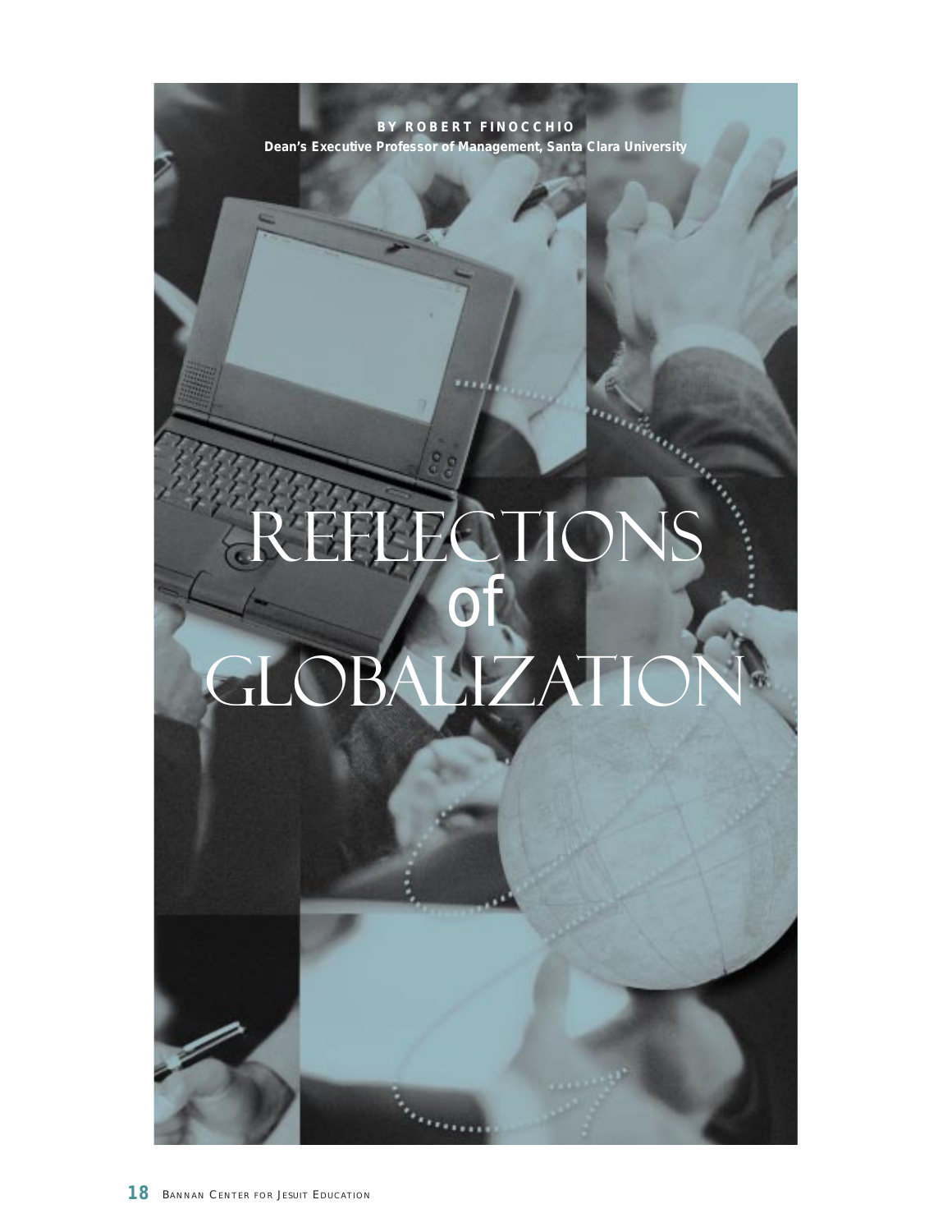BY ROBERT FINOCCHIO

Dean's Executive Professor of Management, Santa Clara University

# REFLECTIONS of GLOBALIZATION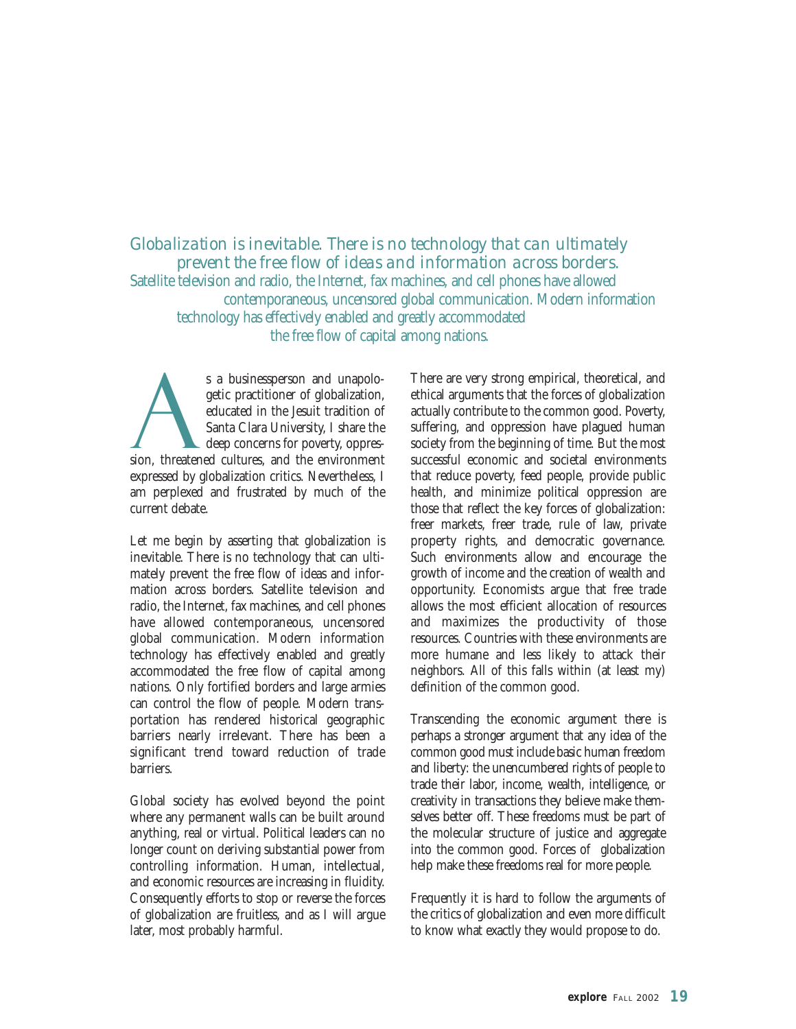*Globalization is inevitable. There is no technology that can ultimately prevent the free flow of ideas and information across borders.* Satellite television and radio, the Internet, fax machines, and cell phones have allowed contemporaneous, uncensored global communication. Modern information technology has effectively enabled and greatly accommodated the free flow of capital among nations.

As a businessperson and unapologetic practitioner of globalization, educated in the Jesuit tradition of Santa Clara University, I share the deep concerns for poverty, oppression, threatened cultures, and the environment expressed by globalization critics. Nevertheless, I am perplexed and frustrated by much of the current debate.

Let me begin by asserting that globalization is inevitable. There is no technology that can ultimately prevent the free flow of ideas and information across borders. Satellite television and radio, the Internet, fax machines, and cell phones have allowed contemporaneous, uncensored global communication. Modern information technology has effectively enabled and greatly accommodated the free flow of capital among nations. Only fortified borders and large armies can control the flow of people. Modern transportation has rendered historical geographic barriers nearly irrelevant. There has been a significant trend toward reduction of trade barriers.

Global society has evolved beyond the point where any permanent walls can be built around anything, real or virtual. Political leaders can no longer count on deriving substantial power from controlling information. Human, intellectual, and economic resources are increasing in fluidity. Consequently efforts to stop or reverse the forces of globalization are fruitless, and as I will argue later, most probably harmful.

There are very strong empirical, theoretical, and ethical arguments that the forces of globalization actually contribute to the common good. Poverty, suffering, and oppression have plagued human society from the beginning of time. But the most successful economic and societal environments that reduce poverty, feed people, provide public health, and minimize political oppression are those that reflect the key forces of globalization: freer markets, freer trade, rule of law, private property rights, and democratic governance. Such environments allow and encourage the growth of income and the creation of wealth and opportunity. Economists argue that free trade allows the most efficient allocation of resources and maximizes the productivity of those resources. Countries with these environments are more humane and less likely to attack their neighbors. All of this falls within (at least my) definition of the common good.

Transcending the economic argument there is perhaps a stronger argument that any idea of the common good must include basic human freedom and liberty: the unencumbered rights of people to trade their labor, income, wealth, intelligence, or creativity in transactions they believe make themselves better off. These freedoms must be part of the molecular structure of justice and aggregate into the common good. Forces of globalization help make these freedoms real for more people.

Frequently it is hard to follow the arguments of the critics of globalization and even more difficult to know what exactly they would propose to do.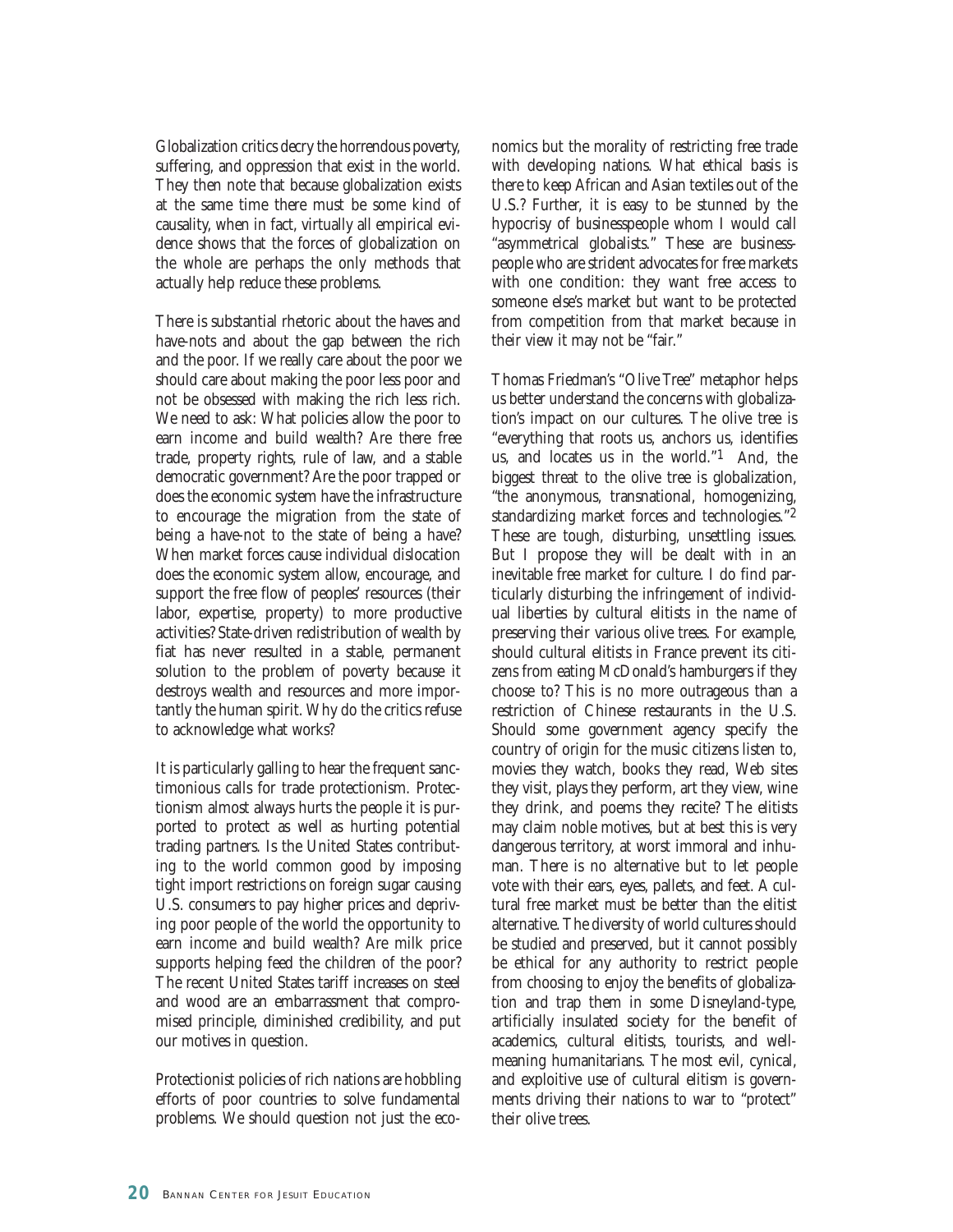Globalization critics decry the horrendous poverty, suffering, and oppression that exist in the world. They then note that because globalization exists at the same time there must be some kind of causality, when in fact, virtually all empirical evidence shows that the forces of globalization on the whole are perhaps the only methods that actually help reduce these problems.

There is substantial rhetoric about the haves and have-nots and about the gap between the rich and the poor. If we really care about the poor we should care about making the poor less poor and not be obsessed with making the rich less rich. We need to ask: What policies allow the poor to earn income and build wealth? Are there free trade, property rights, rule of law, and a stable democratic government? Are the poor trapped or does the economic system have the infrastructure to encourage the migration from the state of being a have-not to the state of being a have? When market forces cause individual dislocation does the economic system allow, encourage, and support the free flow of peoples' resources (their labor, expertise, property) to more productive activities? State-driven redistribution of wealth by fiat has never resulted in a stable, permanent solution to the problem of poverty because it destroys wealth and resources and more importantly the human spirit. Why do the critics refuse to acknowledge what works?

It is particularly galling to hear the frequent sanctimonious calls for trade protectionism. Protectionism almost always hurts the people it is purported to protect as well as hurting potential trading partners. Is the United States contributing to the world common good by imposing tight import restrictions on foreign sugar causing U.S. consumers to pay higher prices and depriving poor people of the world the opportunity to earn income and build wealth? Are milk price supports helping feed the children of the poor? The recent United States tariff increases on steel and wood are an embarrassment that compromised principle, diminished credibility, and put our motives in question.

Protectionist policies of rich nations are hobbling efforts of poor countries to solve fundamental problems. We should question not just the economics but the morality of restricting free trade with developing nations. What ethical basis is there to keep African and Asian textiles out of the U.S.? Further, it is easy to be stunned by the hypocrisy of businesspeople whom I would call "asymmetrical globalists." These are businesspeople who are strident advocates for free markets with one condition: they want free access to someone else's market but want to be protected from competition from that market because in their view it may not be "fair."

Thomas Friedman's "Olive Tree" metaphor helps us better understand the concerns with globalization's impact on our cultures. The olive tree is "everything that roots us, anchors us, identifies us, and locates us in the world."[1] And, the biggest threat to the olive tree is globalization, "the anonymous, transnational, homogenizing, standardizing market forces and technologies."[2] These are tough, disturbing, unsettling issues. But I propose they will be dealt with in an inevitable free market for culture. I do find particularly disturbing the infringement of individual liberties by cultural elitists in the name of preserving their various olive trees. For example, should cultural elitists in France prevent its citizens from eating McDonald's hamburgers if they choose to? This is no more outrageous than a restriction of Chinese restaurants in the U.S. Should some government agency specify the country of origin for the music citizens listen to, movies they watch, books they read, Web sites they visit, plays they perform, art they view, wine they drink, and poems they recite? The elitists may claim noble motives, but at best this is very dangerous territory, at worst immoral and inhuman. There is no alternative but to let people vote with their ears, eyes, pallets, and feet. A cultural free market must be better than the elitist alternative. The diversity of world cultures should be studied and preserved, but it cannot possibly be ethical for any authority to restrict people from choosing to enjoy the benefits of globalization and trap them in some Disneyland-type, artificially insulated society for the benefit of academics, cultural elitists, tourists, and well-meaning humanitarians. The most evil, cynical, and exploitive use of cultural elitism is governments driving their nations to war to "protect" their olive trees.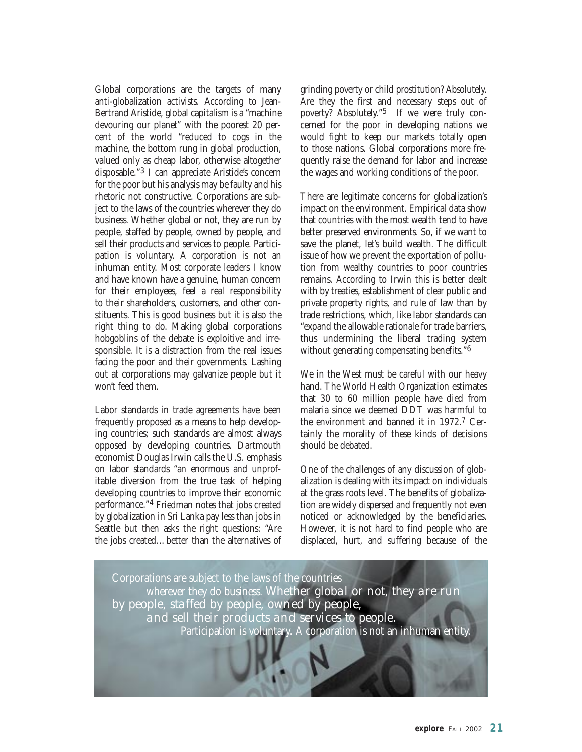Global corporations are the targets of many anti-globalization activists. According to Jean-Bertrand Aristide, global capitalism is a "machine devouring our planet" with the poorest 20 percent of the world "reduced to cogs in the machine, the bottom rung in global production, valued only as cheap labor, otherwise altogether disposable."[3] I can appreciate Aristide's concern for the poor but his analysis may be faulty and his rhetoric not constructive. Corporations are subject to the laws of the countries wherever they do business. Whether global or not, they are run by people, staffed by people, owned by people, and sell their products and services to people. Participation is voluntary. A corporation is not an inhuman entity. Most corporate leaders I know and have known have a genuine, human concern for their employees, feel a real responsibility to their shareholders, customers, and other constituents. This is good business but it is also the right thing to do. Making global corporations hobgoblins of the debate is exploitive and irresponsible. It is a distraction from the real issues facing the poor and their governments. Lashing out at corporations may galvanize people but it won't feed them.

Labor standards in trade agreements have been frequently proposed as a means to help developing countries; such standards are almost always opposed by developing countries. Dartmouth economist Douglas Irwin calls the U.S. emphasis on labor standards "an enormous and unprofitable diversion from the true task of helping developing countries to improve their economic performance."[4] Friedman notes that jobs created by globalization in Sri Lanka pay less than jobs in Seattle but then asks the right questions: "Are the jobs created… better than the alternatives of grinding poverty or child prostitution? Absolutely. Are they the first and necessary steps out of poverty? Absolutely."[5] If we were truly concerned for the poor in developing nations we would fight to keep our markets totally open to those nations. Global corporations more frequently raise the demand for labor and increase the wages and working conditions of the poor.

There are legitimate concerns for globalization's impact on the environment. Empirical data show that countries with the most wealth tend to have better preserved environments. So, if we want to save the planet, let's build wealth. The difficult issue of how we prevent the exportation of pollution from wealthy countries to poor countries remains. According to Irwin this is better dealt with by treaties, establishment of clear public and private property rights, and rule of law than by trade restrictions, which, like labor standards can "expand the allowable rationale for trade barriers, thus undermining the liberal trading system without generating compensating benefits."[6]

We in the West must be careful with our heavy hand. The World Health Organization estimates that 30 to 60 million people have died from malaria since we deemed DDT was harmful to the environment and banned it in 1972.[7] Certainly the morality of these kinds of decisions should be debated.

One of the challenges of any discussion of globalization is dealing with its impact on individuals at the grass roots level. The benefits of globalization are widely dispersed and frequently not even noticed or acknowledged by the beneficiaries. However, it is not hard to find people who are displaced, hurt, and suffering because of the

*Corporations are subject to the laws of the countries wherever they do business. Whether global or not, they are run by people, staffed by people, owned by people, and sell their products and services to people. Participation is voluntary. A corporation is not an inhuman entity.*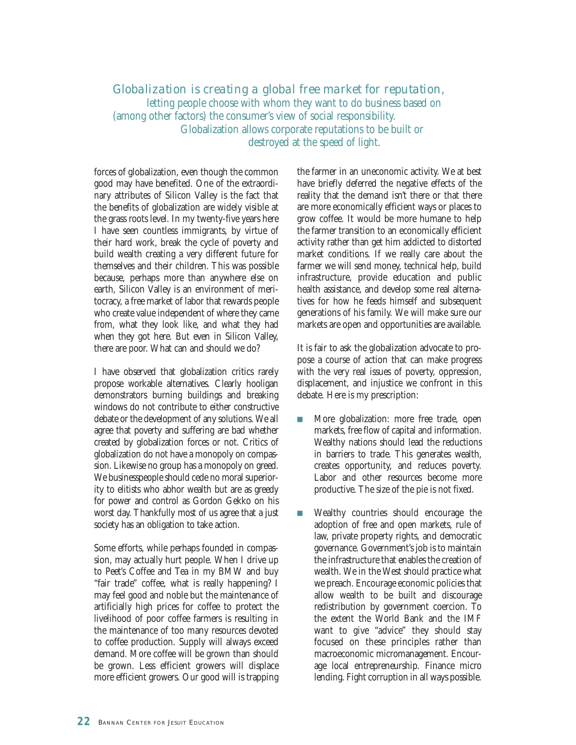*Globalization is creating a global free market for reputation, letting people choose with whom they want to do business based on (among other factors) the consumer's view of social responsibility. Globalization allows corporate reputations to be built or destroyed at the speed of light.*

forces of globalization, even though the common good may have benefited. One of the extraordinary attributes of Silicon Valley is the fact that the benefits of globalization are widely visible at the grass roots level. In my twenty-five years here I have seen countless immigrants, by virtue of their hard work, break the cycle of poverty and build wealth creating a very different future for themselves and their children. This was possible because, perhaps more than anywhere else on earth, Silicon Valley is an environment of meritocracy, a free market of labor that rewards people who create value independent of where they came from, what they look like, and what they had when they got here. But even in Silicon Valley, there are poor. What can and should we do?

I have observed that globalization critics rarely propose workable alternatives. Clearly hooligan demonstrators burning buildings and breaking windows do not contribute to either constructive debate or the development of any solutions. We all agree that poverty and suffering are bad whether created by globalization forces or not. Critics of globalization do not have a monopoly on compassion. Likewise no group has a monopoly on greed. We businesspeople should cede no moral superiority to elitists who abhor wealth but are as greedy for power and control as Gordon Gekko on his worst day. Thankfully most of us agree that a just society has an obligation to take action.

Some efforts, while perhaps founded in compassion, may actually hurt people. When I drive up to Peet's Coffee and Tea in my BMW and buy "fair trade" coffee, what is really happening? I may feel good and noble but the maintenance of artificially high prices for coffee to protect the livelihood of poor coffee farmers is resulting in the maintenance of too many resources devoted to coffee production. Supply will always exceed demand. More coffee will be grown than should be grown. Less efficient growers will displace more efficient growers. Our good will is trapping the farmer in an uneconomic activity. We at best have briefly deferred the negative effects of the reality that the demand isn't there or that there are more economically efficient ways or places to grow coffee. It would be more humane to help the farmer transition to an economically efficient activity rather than get him addicted to distorted market conditions. If we really care about the farmer we will send money, technical help, build infrastructure, provide education and public health assistance, and develop some real alternatives for how he feeds himself and subsequent generations of his family. We will make sure our markets are open and opportunities are available.

It is fair to ask the globalization advocate to propose a course of action that can make progress with the very real issues of poverty, oppression, displacement, and injustice we confront in this debate. Here is my prescription:

- More globalization: more free trade, open markets, free flow of capital and information. Wealthy nations should lead the reductions in barriers to trade. This generates wealth, creates opportunity, and reduces poverty. Labor and other resources become more productive. The size of the pie is not fixed.
- Wealthy countries should encourage the adoption of free and open markets, rule of law, private property rights, and democratic governance. Government's job is to maintain the infrastructure that enables the creation of wealth. We in the West should practice what we preach. Encourage economic policies that allow wealth to be built and discourage redistribution by government coercion. To the extent the World Bank and the IMF want to give "advice" they should stay focused on these principles rather than macroeconomic micromanagement. Encourage local entrepreneurship. Finance micro lending. Fight corruption in all ways possible.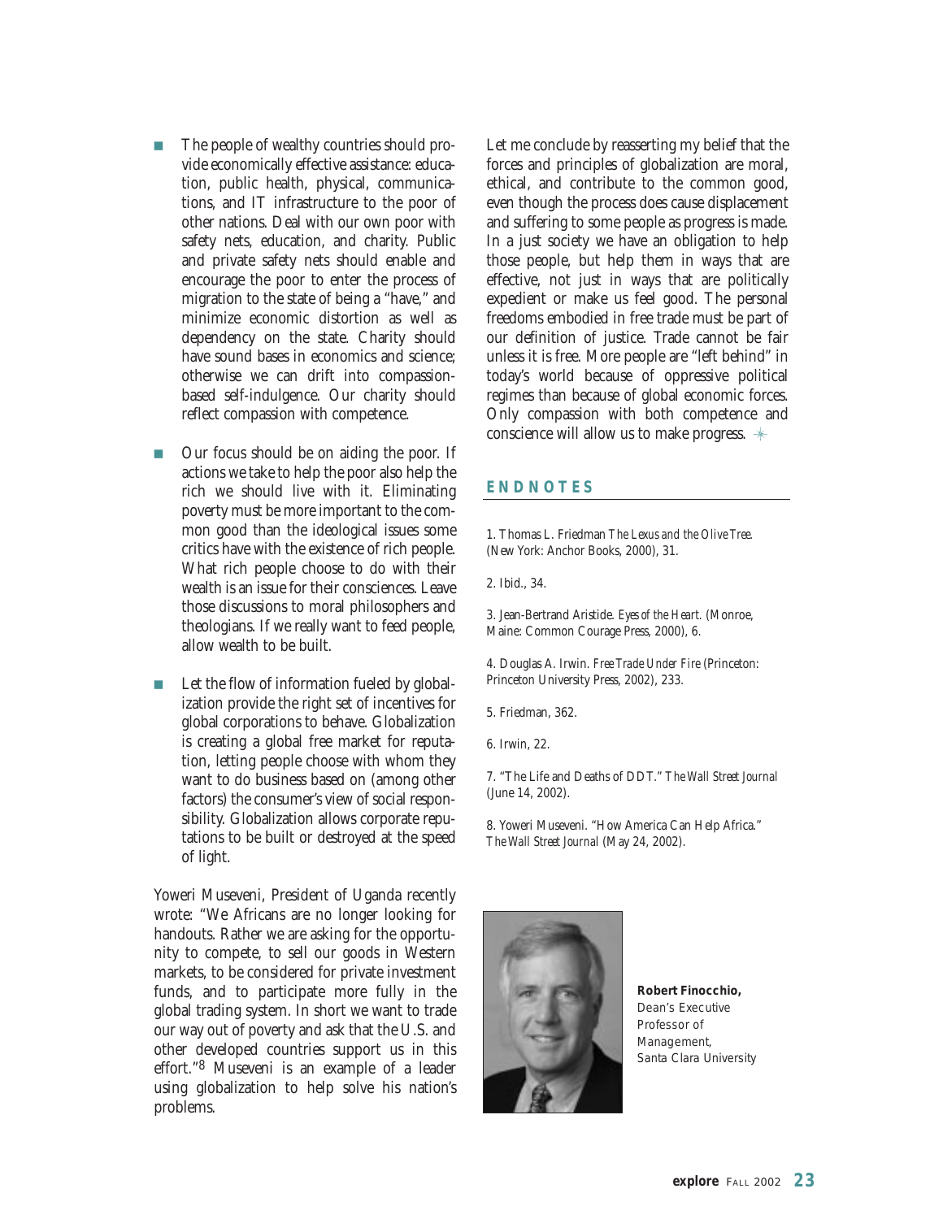- The people of wealthy countries should provide economically effective assistance: education, public health, physical, communications, and IT infrastructure to the poor of other nations. Deal with our own poor with safety nets, education, and charity. Public and private safety nets should enable and encourage the poor to enter the process of migration to the state of being a "have," and minimize economic distortion as well as dependency on the state. Charity should have sound bases in economics and science; otherwise we can drift into compassion-based self-indulgence. Our charity should reflect compassion with competence.

- Our focus should be on aiding the poor. If actions we take to help the poor also help the rich we should live with it. Eliminating poverty must be more important to the common good than the ideological issues some critics have with the existence of rich people. What rich people choose to do with their wealth is an issue for their consciences. Leave those discussions to moral philosophers and theologians. If we really want to feed people, allow wealth to be built.

- Let the flow of information fueled by globalization provide the right set of incentives for global corporations to behave. Globalization is creating a global free market for reputation, letting people choose with whom they want to do business based on (among other factors) the consumer's view of social responsibility. Globalization allows corporate reputations to be built or destroyed at the speed of light.

Yoweri Museveni, President of Uganda recently wrote: "We Africans are no longer looking for handouts. Rather we are asking for the opportunity to compete, to sell our goods in Western markets, to be considered for private investment funds, and to participate more fully in the global trading system. In short we want to trade our way out of poverty and ask that the U.S. and other developed countries support us in this effort."[8] Museveni is an example of a leader using globalization to help solve his nation's problems.

Let me conclude by reasserting my belief that the forces and principles of globalization are moral, ethical, and contribute to the common good, even though the process does cause displacement and suffering to some people as progress is made. In a just society we have an obligation to help those people, but help them in ways that are effective, not just in ways that are politically expedient or make us feel good. The personal freedoms embodied in free trade must be part of our definition of justice. Trade cannot be fair unless it is free. More people are "left behind" in today's world because of oppressive political regimes than because of global economic forces. Only compassion with both competence and conscience will allow us to make progress.

## ENDNOTES

1. Thomas L. Friedman *The Lexus and the Olive Tree.* (New York: Anchor Books, 2000), 31.

2. Ibid., 34.

3. Jean-Bertrand Aristide. *Eyes of the Heart.* (Monroe, Maine: Common Courage Press, 2000), 6.

4. Douglas A. Irwin. *Free Trade Under Fire* (Princeton: Princeton University Press, 2002), 233.

5. Friedman, 362.

6. Irwin, 22.

7. "The Life and Deaths of DDT." *The Wall Street Journal* (June 14, 2002).

8. Yoweri Museveni. "How America Can Help Africa." *The Wall Street Journal* (May 24, 2002).

**Robert Finocchio,**
Dean's Executive Professor of Management, Santa Clara University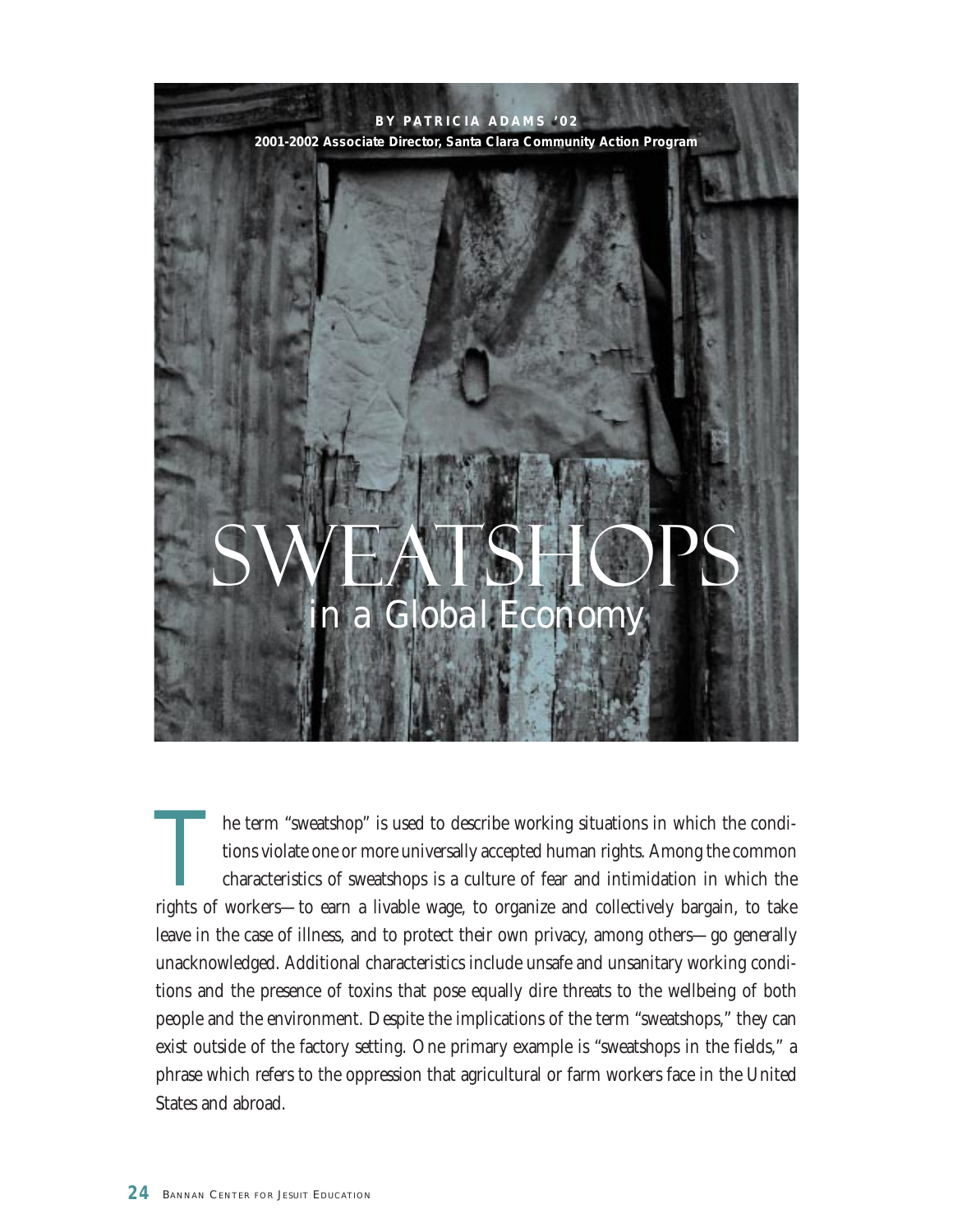**BY PATRICIA ADAMS '02**

**2001-2002 Associate Director, Santa Clara Community Action Program**

# SWEATSHOPS in a Global Economy

The term "sweatshop" is used to describe working situations in which the conditions violate one or more universally accepted human rights. Among the common characteristics of sweatshops is a culture of fear and intimidation in which the rights of workers—to earn a livable wage, to organize and collectively bargain, to take leave in the case of illness, and to protect their own privacy, among others—go generally unacknowledged. Additional characteristics include unsafe and unsanitary working conditions and the presence of toxins that pose equally dire threats to the wellbeing of both people and the environment. Despite the implications of the term "sweatshops," they can exist outside of the factory setting. One primary example is "sweatshops in the fields," a phrase which refers to the oppression that agricultural or farm workers face in the United States and abroad.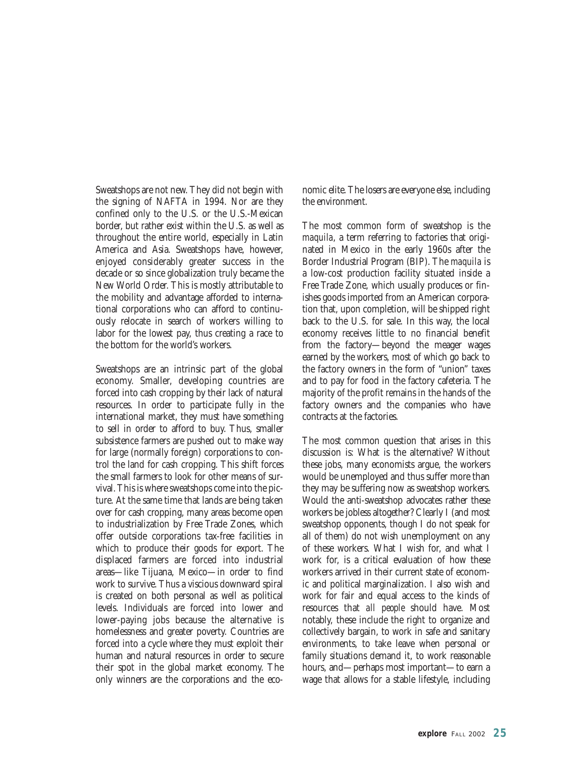Sweatshops are not new. They did not begin with the signing of NAFTA in 1994. Nor are they confined only to the U.S. or the U.S.-Mexican border, but rather exist within the U.S. as well as throughout the entire world, especially in Latin America and Asia. Sweatshops have, however, enjoyed considerably greater success in the decade or so since globalization truly became the New World Order. This is mostly attributable to the mobility and advantage afforded to international corporations who can afford to continuously relocate in search of workers willing to labor for the lowest pay, thus creating a race to the bottom for the world's workers.

Sweatshops are an intrinsic part of the global economy. Smaller, developing countries are forced into cash cropping by their lack of natural resources. In order to participate fully in the international market, they must have something to sell in order to afford to buy. Thus, smaller subsistence farmers are pushed out to make way for large (normally foreign) corporations to control the land for cash cropping. This shift forces the small farmers to look for other means of survival. This is where sweatshops come into the picture. At the same time that lands are being taken over for cash cropping, many areas become open to industrialization by Free Trade Zones, which offer outside corporations tax-free facilities in which to produce their goods for export. The displaced farmers are forced into industrial areas—like Tijuana, Mexico—in order to find work to survive. Thus a viscious downward spiral is created on both personal as well as political levels. Individuals are forced into lower and lower-paying jobs because the alternative is homelessness and greater poverty. Countries are forced into a cycle where they must exploit their human and natural resources in order to secure their spot in the global market economy. The only winners are the corporations and the economic elite. The losers are everyone else, including the environment.

The most common form of sweatshop is the *maquila*, a term referring to factories that originated in Mexico in the early 1960s after the Border Industrial Program (BIP). The *maquila* is a low-cost production facility situated inside a Free Trade Zone, which usually produces or finishes goods imported from an American corporation that, upon completion, will be shipped right back to the U.S. for sale. In this way, the local economy receives little to no financial benefit from the factory—beyond the meager wages earned by the workers, most of which go back to the factory owners in the form of "union" taxes and to pay for food in the factory cafeteria. The majority of the profit remains in the hands of the factory owners and the companies who have contracts at the factories.

The most common question that arises in this discussion is: What is the alternative? Without these jobs, many economists argue, the workers would be unemployed and thus suffer more than they may be suffering now as sweatshop workers. Would the anti-sweatshop advocates rather these workers be jobless altogether? Clearly I (and most sweatshop opponents, though I do not speak for all of them) do not wish unemployment on any of these workers. What I wish for, and what I work for, is a critical evaluation of how these workers arrived in their current state of economic and political marginalization. I also wish and work for fair and equal access to the kinds of resources that *all people* should have. Most notably, these include the right to organize and collectively bargain, to work in safe and sanitary environments, to take leave when personal or family situations demand it, to work reasonable hours, and—perhaps most important—to earn a wage that allows for a stable lifestyle, including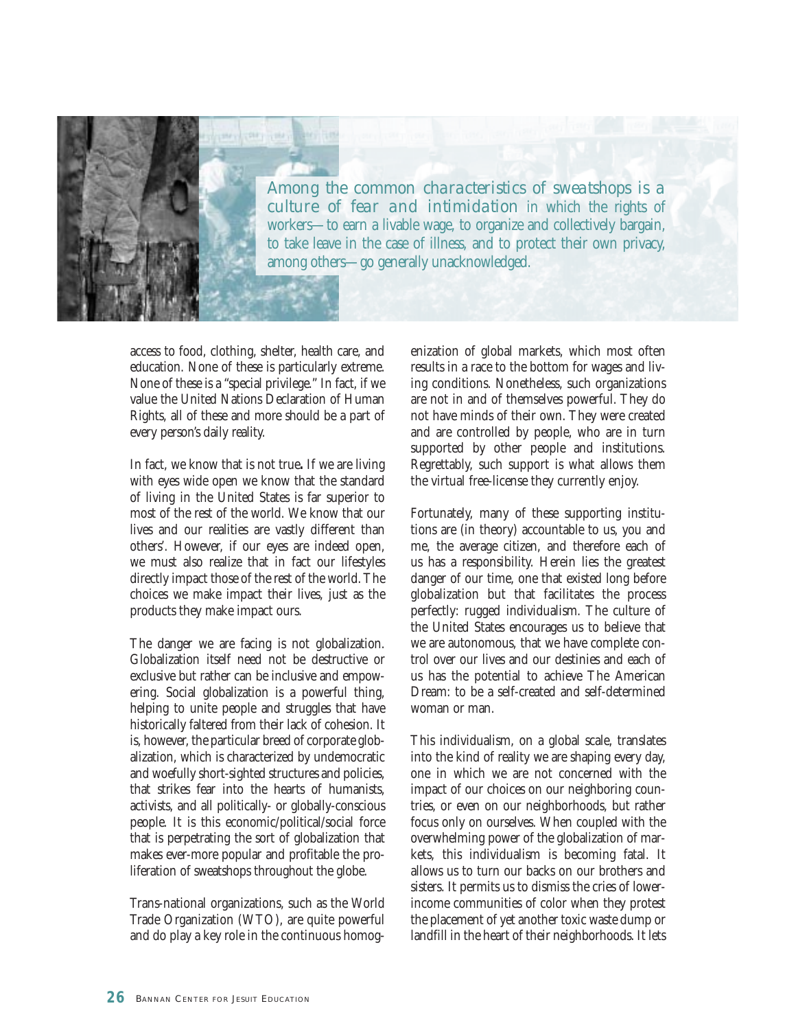*Among the common characteristics of sweatshops is a culture of fear and intimidation* in which the rights of workers—to earn a livable wage, to organize and collectively bargain, to take leave in the case of illness, and to protect their own privacy, among others—go generally unacknowledged.

access to food, clothing, shelter, health care, and education. None of these is particularly extreme. None of these is a "special privilege." In fact, if we value the United Nations Declaration of Human Rights, all of these and more should be a part of every person's daily reality.

In fact, we know that is not true**.** If we are living with eyes wide open we know that the standard of living in the United States is far superior to most of the rest of the world. We know that our lives and our realities are vastly different than others'. However, if our eyes are indeed open, we must also realize that in fact our lifestyles directly impact those of the rest of the world. The choices we make impact their lives, just as the products they make impact ours.

The danger we are facing is not globalization. Globalization itself need not be destructive or exclusive but rather can be inclusive and empowering. Social globalization is a powerful thing, helping to unite people and struggles that have historically faltered from their lack of cohesion. It is, however, the particular breed of corporate globalization, which is characterized by undemocratic and woefully short-sighted structures and policies, that strikes fear into the hearts of humanists, activists, and all politically- or globally-conscious people. It is this economic/political/social force that is perpetrating the sort of globalization that makes ever-more popular and profitable the proliferation of sweatshops throughout the globe.

Trans-national organizations, such as the World Trade Organization (WTO), are quite powerful and do play a key role in the continuous homogenization of global markets, which most often results in a race to the bottom for wages and living conditions. Nonetheless, such organizations are not in and of themselves powerful. They do not have minds of their own. They were created and are controlled by people, who are in turn supported by other people and institutions. Regrettably, such support is what allows them the virtual free-license they currently enjoy.

Fortunately, many of these supporting institutions are (in theory) accountable to us, you and me, the average citizen, and therefore each of us has a responsibility. Herein lies the greatest danger of our time, one that existed long before globalization but that facilitates the process perfectly: rugged individualism. The culture of the United States encourages us to believe that we are autonomous, that we have complete control over our lives and our destinies and each of us has the potential to achieve The American Dream: to be a self-created and self-determined woman or man.

This individualism, on a global scale, translates into the kind of reality we are shaping every day, one in which we are not concerned with the impact of our choices on our neighboring countries, or even on our neighborhoods, but rather focus only on ourselves. When coupled with the overwhelming power of the globalization of markets, this individualism is becoming fatal. It allows us to turn our backs on our brothers and sisters. It permits us to dismiss the cries of lower-income communities of color when they protest the placement of yet another toxic waste dump or landfill in the heart of their neighborhoods. It lets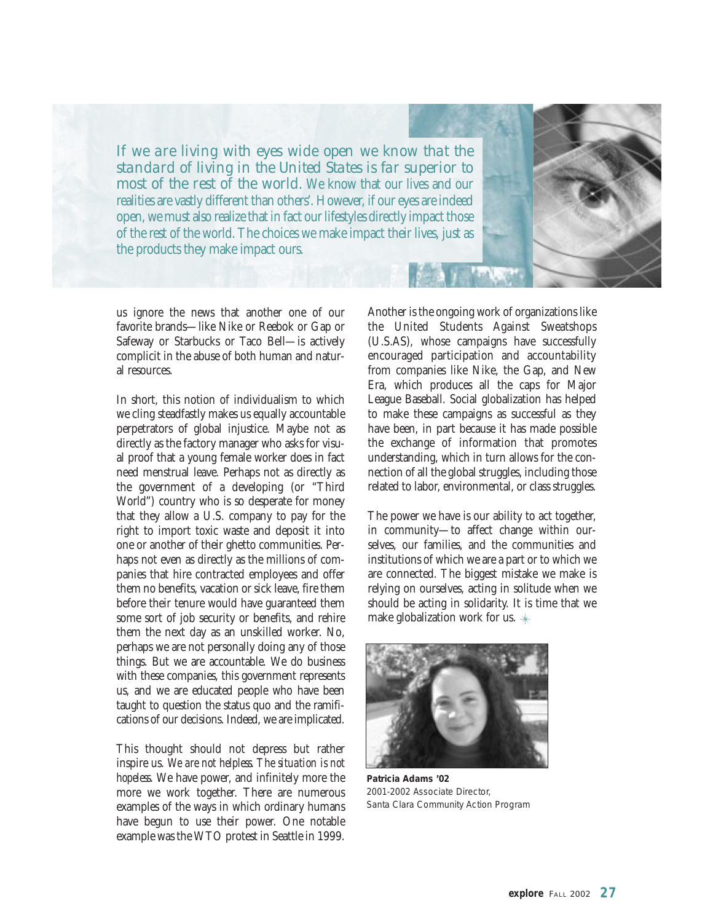*If we are living with eyes wide open we know that the standard of living in the United States is far superior to most of the rest of the world. We know that our lives and our realities are vastly different than others'. However, if our eyes are indeed open, we must also realize that in fact our lifestyles directly impact those of the rest of the world. The choices we make impact their lives, just as the products they make impact ours.*

us ignore the news that another one of our favorite brands—like Nike or Reebok or Gap or Safeway or Starbucks or Taco Bell—is actively complicit in the abuse of both human and natural resources.

In short, this notion of individualism to which we cling steadfastly makes us equally accountable perpetrators of global injustice. Maybe not as directly as the factory manager who asks for visual proof that a young female worker does in fact need menstrual leave. Perhaps not as directly as the government of a developing (or "Third World") country who is so desperate for money that they allow a U.S. company to pay for the right to import toxic waste and deposit it into one or another of their ghetto communities. Perhaps not even as directly as the millions of companies that hire contracted employees and offer them no benefits, vacation or sick leave, fire them before their tenure would have guaranteed them some sort of job security or benefits, and rehire them the next day as an unskilled worker. No, perhaps we are not personally doing any of those things. But we are accountable. We do business with these companies, this government represents us, and we are educated people who have been taught to question the status quo and the ramifications of our decisions. Indeed, we are implicated.

This thought should not depress but rather inspire us. *We are not helpless. The situation is not hopeless.* We have power, and infinitely more the more we work together. There are numerous examples of the ways in which ordinary humans have begun to use their power. One notable example was the WTO protest in Seattle in 1999. Another is the ongoing work of organizations like the United Students Against Sweatshops (U.S.AS), whose campaigns have successfully encouraged participation and accountability from companies like Nike, the Gap, and New Era, which produces all the caps for Major League Baseball. Social globalization has helped to make these campaigns as successful as they have been, in part because it has made possible the exchange of information that promotes understanding, which in turn allows for the connection of all the global struggles, including those related to labor, environmental, or class struggles.

The power we have is our ability to act together, in community—to affect change within ourselves, our families, and the communities and institutions of which we are a part or to which we are connected. The biggest mistake we make is relying on ourselves, acting in solitude when we should be acting in solidarity. It is time that we make globalization work for us.

**Patricia Adams '02**
2001-2002 Associate Director,
Santa Clara Community Action Program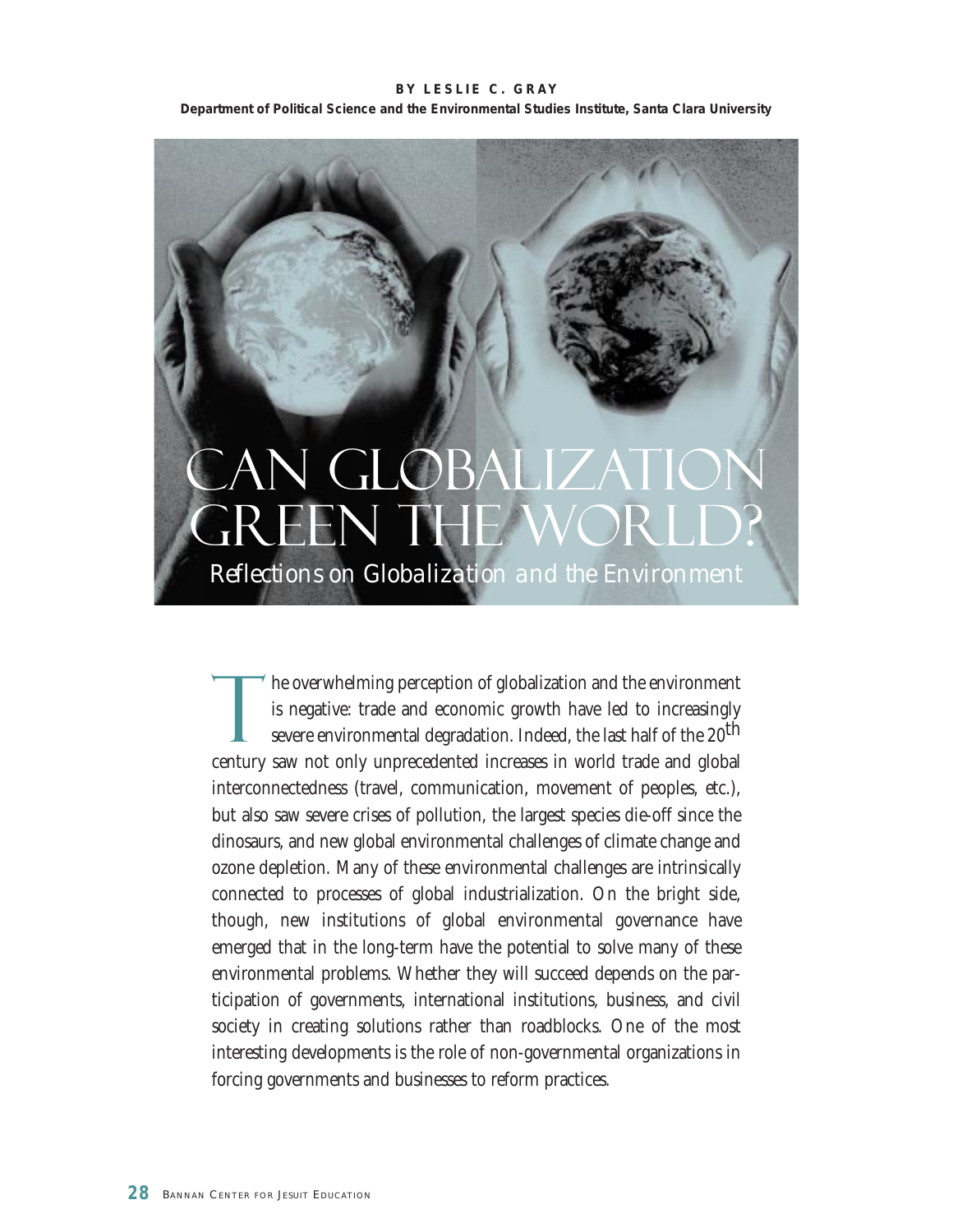BY LESLIE C. GRAY

**Department of Political Science and the Environmental Studies Institute, Santa Clara University**

# Can Globalization Green the World?

## *Reflections on Globalization and the Environment*

The overwhelming perception of globalization and the environment is negative: trade and economic growth have led to increasingly severe environmental degradation. Indeed, the last half of the 20th century saw not only unprecedented increases in world trade and global interconnectedness (travel, communication, movement of peoples, etc.), but also saw severe crises of pollution, the largest species die-off since the dinosaurs, and new global environmental challenges of climate change and ozone depletion. Many of these environmental challenges are intrinsically connected to processes of global industrialization. On the bright side, though, new institutions of global environmental governance have emerged that in the long-term have the potential to solve many of these environmental problems. Whether they will succeed depends on the participation of governments, international institutions, business, and civil society in creating solutions rather than roadblocks. One of the most interesting developments is the role of non-governmental organizations in forcing governments and businesses to reform practices.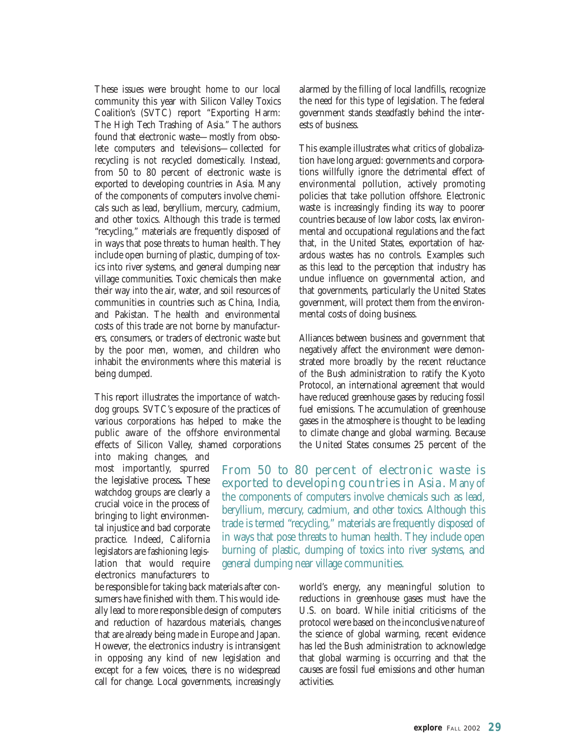These issues were brought home to our local community this year with Silicon Valley Toxics Coalition's (SVTC) report "Exporting Harm: The High Tech Trashing of Asia." The authors found that electronic waste—mostly from obsolete computers and televisions—collected for recycling is not recycled domestically. Instead, from 50 to 80 percent of electronic waste is exported to developing countries in Asia. Many of the components of computers involve chemicals such as lead, beryllium, mercury, cadmium, and other toxics. Although this trade is termed "recycling," materials are frequently disposed of in ways that pose threats to human health. They include open burning of plastic, dumping of toxics into river systems, and general dumping near village communities. Toxic chemicals then make their way into the air, water, and soil resources of communities in countries such as China, India, and Pakistan. The health and environmental costs of this trade are not borne by manufacturers, consumers, or traders of electronic waste but by the poor men, women, and children who inhabit the environments where this material is being dumped.

This report illustrates the importance of watchdog groups. SVTC's exposure of the practices of various corporations has helped to make the public aware of the offshore environmental effects of Silicon Valley, shamed corporations into making changes, and most importantly, spurred the legislative process**.** These watchdog groups are clearly a crucial voice in the process of bringing to light environmental injustice and bad corporate practice. Indeed, California legislators are fashioning legislation that would require electronics manufacturers to be responsible for taking back materials after consumers have finished with them. This would ideally lead to more responsible design of computers and reduction of hazardous materials, changes that are already being made in Europe and Japan. However, the electronics industry is intransigent in opposing any kind of new legislation and except for a few voices, there is no widespread call for change. Local governments, increasingly alarmed by the filling of local landfills, recognize the need for this type of legislation. The federal government stands steadfastly behind the interests of business.

> From 50 to 80 percent of electronic waste is exported to developing countries in Asia. Many of the components of computers involve chemicals such as lead, beryllium, mercury, cadmium, and other toxics. Although this trade is termed "recycling," materials are frequently disposed of in ways that pose threats to human health. They include open burning of plastic, dumping of toxics into river systems, and general dumping near village communities.

This example illustrates what critics of globalization have long argued: governments and corporations willfully ignore the detrimental effect of environmental pollution, actively promoting policies that take pollution offshore. Electronic waste is increasingly finding its way to poorer countries because of low labor costs, lax environmental and occupational regulations and the fact that, in the United States, exportation of hazardous wastes has no controls. Examples such as this lead to the perception that industry has undue influence on governmental action, and that governments, particularly the United States government, will protect them from the environmental costs of doing business.

Alliances between business and government that negatively affect the environment were demonstrated more broadly by the recent reluctance of the Bush administration to ratify the Kyoto Protocol, an international agreement that would have reduced greenhouse gases by reducing fossil fuel emissions. The accumulation of greenhouse gases in the atmosphere is thought to be leading to climate change and global warming. Because the United States consumes 25 percent of the world's energy, any meaningful solution to reductions in greenhouse gases must have the U.S. on board. While initial criticisms of the protocol were based on the inconclusive nature of the science of global warming, recent evidence has led the Bush administration to acknowledge that global warming is occurring and that the causes are fossil fuel emissions and other human activities.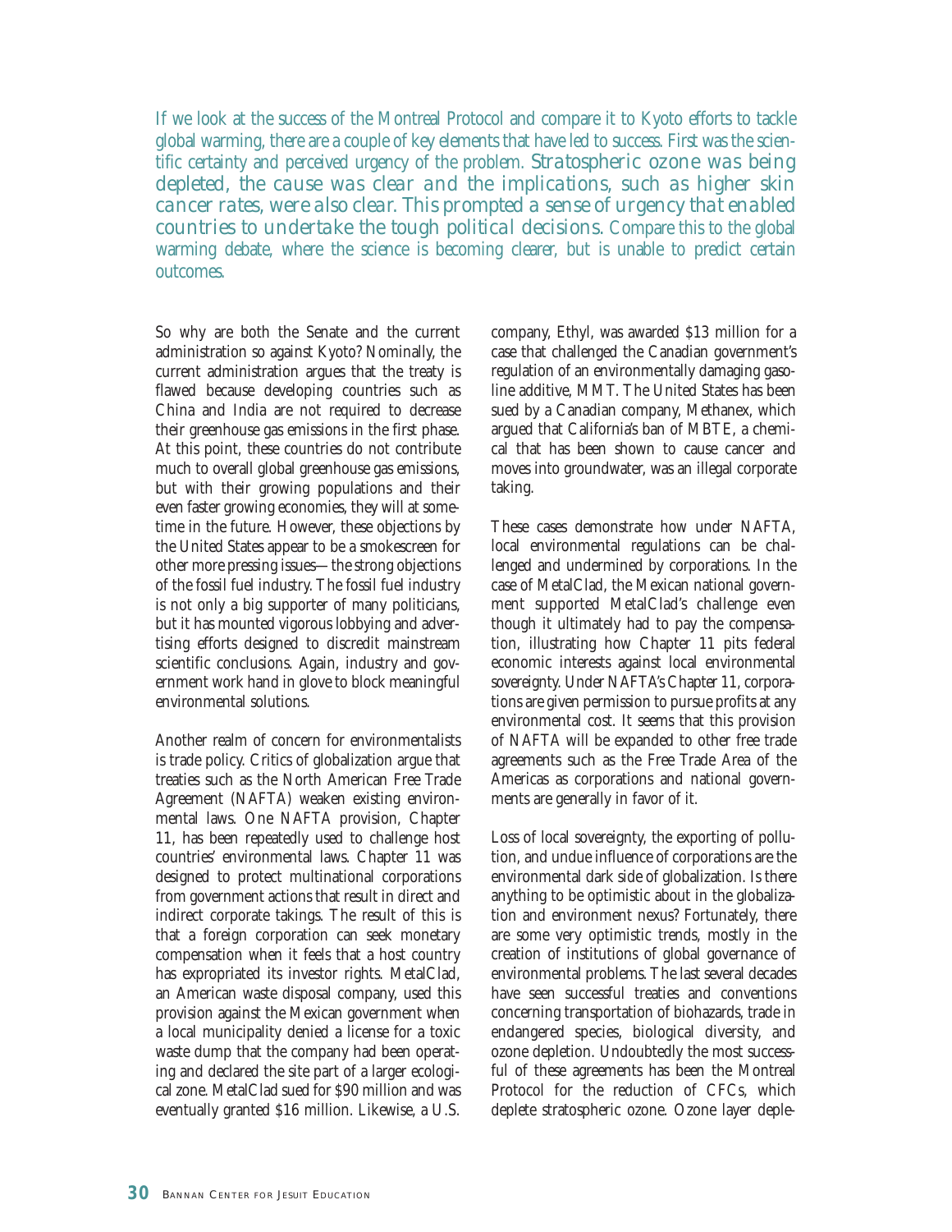*If we look at the success of the Montreal Protocol and compare it to Kyoto efforts to tackle global warming, there are a couple of key elements that have led to success. First was the scientific certainty and perceived urgency of the problem. Stratospheric ozone was being depleted, the cause was clear and the implications, such as higher skin cancer rates, were also clear. This prompted a sense of urgency that enabled countries to undertake the tough political decisions. Compare this to the global warming debate, where the science is becoming clearer, but is unable to predict certain outcomes.*

So why are both the Senate and the current administration so against Kyoto? Nominally, the current administration argues that the treaty is flawed because developing countries such as China and India are not required to decrease their greenhouse gas emissions in the first phase. At this point, these countries do not contribute much to overall global greenhouse gas emissions, but with their growing populations and their even faster growing economies, they will at sometime in the future. However, these objections by the United States appear to be a smokescreen for other more pressing issues—the strong objections of the fossil fuel industry. The fossil fuel industry is not only a big supporter of many politicians, but it has mounted vigorous lobbying and advertising efforts designed to discredit mainstream scientific conclusions. Again, industry and government work hand in glove to block meaningful environmental solutions.

Another realm of concern for environmentalists is trade policy. Critics of globalization argue that treaties such as the North American Free Trade Agreement (NAFTA) weaken existing environmental laws. One NAFTA provision, Chapter 11, has been repeatedly used to challenge host countries' environmental laws. Chapter 11 was designed to protect multinational corporations from government actions that result in direct and indirect corporate takings. The result of this is that a foreign corporation can seek monetary compensation when it feels that a host country has expropriated its investor rights. MetalClad, an American waste disposal company, used this provision against the Mexican government when a local municipality denied a license for a toxic waste dump that the company had been operating and declared the site part of a larger ecological zone. MetalClad sued for $90 million and was eventually granted $16 million. Likewise, a U.S. company, Ethyl, was awarded $13 million for a case that challenged the Canadian government's regulation of an environmentally damaging gasoline additive, MMT. The United States has been sued by a Canadian company, Methanex, which argued that California's ban of MBTE, a chemical that has been shown to cause cancer and moves into groundwater, was an illegal corporate taking.

These cases demonstrate how under NAFTA, local environmental regulations can be challenged and undermined by corporations. In the case of MetalClad, the Mexican national government supported MetalClad's challenge even though it ultimately had to pay the compensation, illustrating how Chapter 11 pits federal economic interests against local environmental sovereignty. Under NAFTA's Chapter 11, corporations are given permission to pursue profits at any environmental cost. It seems that this provision of NAFTA will be expanded to other free trade agreements such as the Free Trade Area of the Americas as corporations and national governments are generally in favor of it.

Loss of local sovereignty, the exporting of pollution, and undue influence of corporations are the environmental dark side of globalization. Is there anything to be optimistic about in the globalization and environment nexus? Fortunately, there are some very optimistic trends, mostly in the creation of institutions of global governance of environmental problems. The last several decades have seen successful treaties and conventions concerning transportation of biohazards, trade in endangered species, biological diversity, and ozone depletion. Undoubtedly the most successful of these agreements has been the Montreal Protocol for the reduction of CFCs, which deplete stratospheric ozone. Ozone layer deple-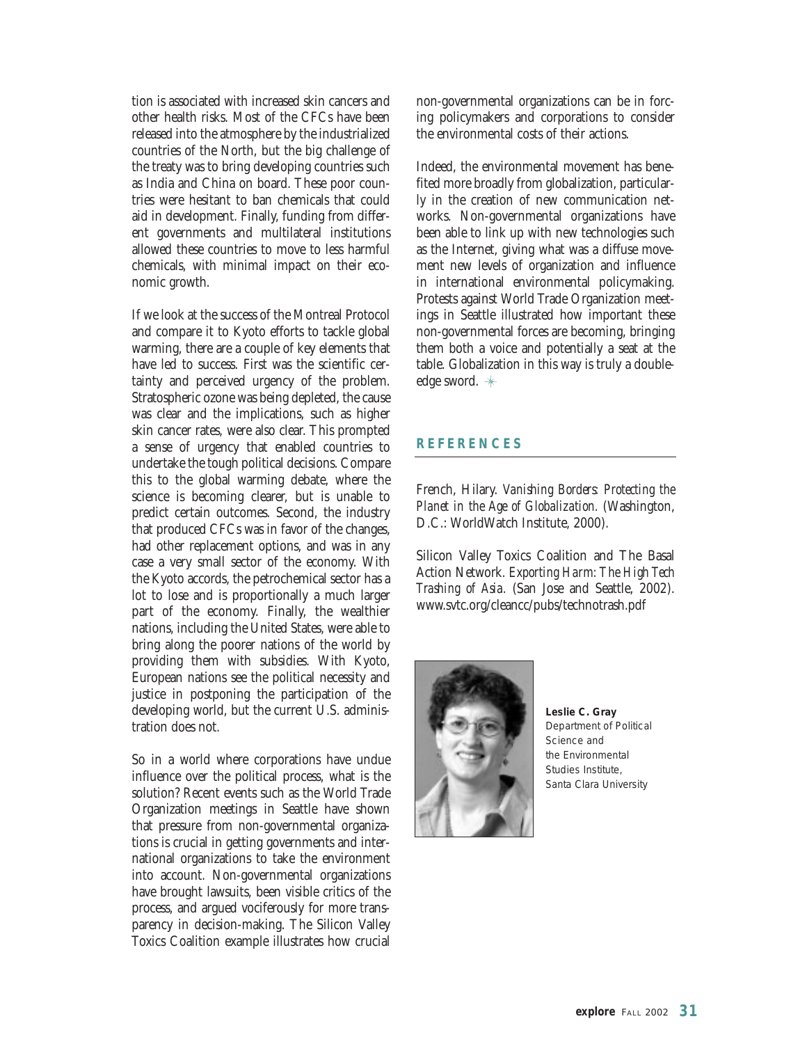tion is associated with increased skin cancers and other health risks. Most of the CFCs have been released into the atmosphere by the industrialized countries of the North, but the big challenge of the treaty was to bring developing countries such as India and China on board. These poor countries were hesitant to ban chemicals that could aid in development. Finally, funding from different governments and multilateral institutions allowed these countries to move to less harmful chemicals, with minimal impact on their economic growth.

If we look at the success of the Montreal Protocol and compare it to Kyoto efforts to tackle global warming, there are a couple of key elements that have led to success. First was the scientific certainty and perceived urgency of the problem. Stratospheric ozone was being depleted, the cause was clear and the implications, such as higher skin cancer rates, were also clear. This prompted a sense of urgency that enabled countries to undertake the tough political decisions. Compare this to the global warming debate, where the science is becoming clearer, but is unable to predict certain outcomes. Second, the industry that produced CFCs was in favor of the changes, had other replacement options, and was in any case a very small sector of the economy. With the Kyoto accords, the petrochemical sector has a lot to lose and is proportionally a much larger part of the economy. Finally, the wealthier nations, including the United States, were able to bring along the poorer nations of the world by providing them with subsidies. With Kyoto, European nations see the political necessity and justice in postponing the participation of the developing world, but the current U.S. administration does not.

So in a world where corporations have undue influence over the political process, what is the solution? Recent events such as the World Trade Organization meetings in Seattle have shown that pressure from non-governmental organizations is crucial in getting governments and international organizations to take the environment into account. Non-governmental organizations have brought lawsuits, been visible critics of the process, and argued vociferously for more transparency in decision-making. The Silicon Valley Toxics Coalition example illustrates how crucial non-governmental organizations can be in forcing policymakers and corporations to consider the environmental costs of their actions.

Indeed, the environmental movement has benefited more broadly from globalization, particularly in the creation of new communication networks. Non-governmental organizations have been able to link up with new technologies such as the Internet, giving what was a diffuse movement new levels of organization and influence in international environmental policymaking. Protests against World Trade Organization meetings in Seattle illustrated how important these non-governmental forces are becoming, bringing them both a voice and potentially a seat at the table. Globalization in this way is truly a double-edge sword.

## REFERENCES

French, Hilary. *Vanishing Borders: Protecting the Planet in the Age of Globalization.* (Washington, D.C.: WorldWatch Institute, 2000).

Silicon Valley Toxics Coalition and The Basal Action Network. *Exporting Harm: The High Tech Trashing of Asia.* (San Jose and Seattle, 2002). www.svtc.org/cleancc/pubs/technotrash.pdf

**Leslie C. Gray**
Department of Political Science and the Environmental Studies Institute, Santa Clara University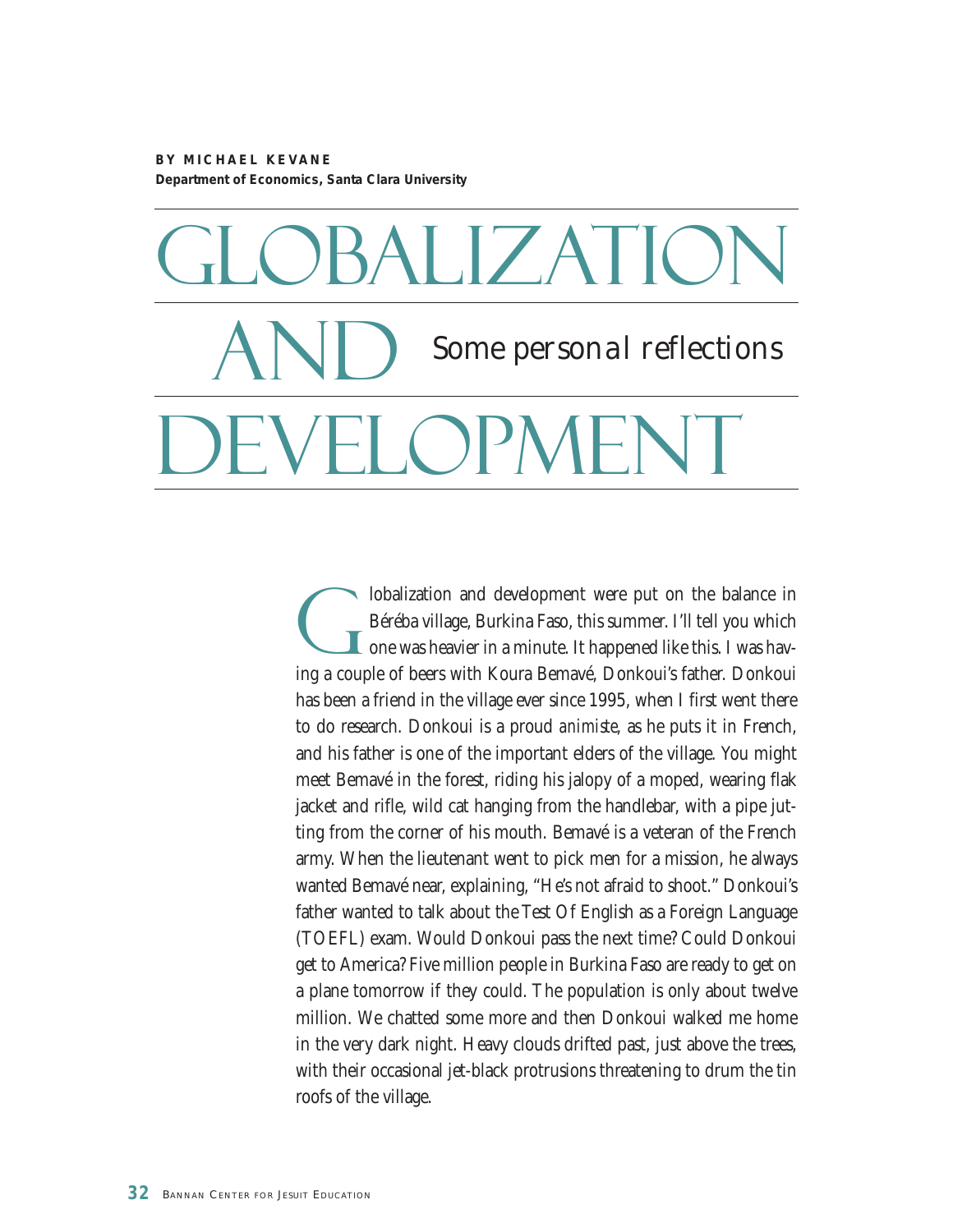**BY MICHAEL KEVANE**
**Department of Economics, Santa Clara University**

# GLOBALIZATION AND DEVELOPMENT

## *Some personal reflections*

Globalization and development were put on the balance in Béréba village, Burkina Faso, this summer. I'll tell you which one was heavier in a minute. It happened like this. I was having a couple of beers with Koura Bemavé, Donkoui's father. Donkoui has been a friend in the village ever since 1995, when I first went there to do research. Donkoui is a proud *animiste*, as he puts it in French, and his father is one of the important elders of the village. You might meet Bemavé in the forest, riding his jalopy of a moped, wearing flak jacket and rifle, wild cat hanging from the handlebar, with a pipe jutting from the corner of his mouth. Bemavé is a veteran of the French army. When the lieutenant went to pick men for a mission, he always wanted Bemavé near, explaining, "He's not afraid to shoot." Donkoui's father wanted to talk about the Test Of English as a Foreign Language (TOEFL) exam. Would Donkoui pass the next time? Could Donkoui get to America? Five million people in Burkina Faso are ready to get on a plane tomorrow if they could. The population is only about twelve million. We chatted some more and then Donkoui walked me home in the very dark night. Heavy clouds drifted past, just above the trees, with their occasional jet-black protrusions threatening to drum the tin roofs of the village.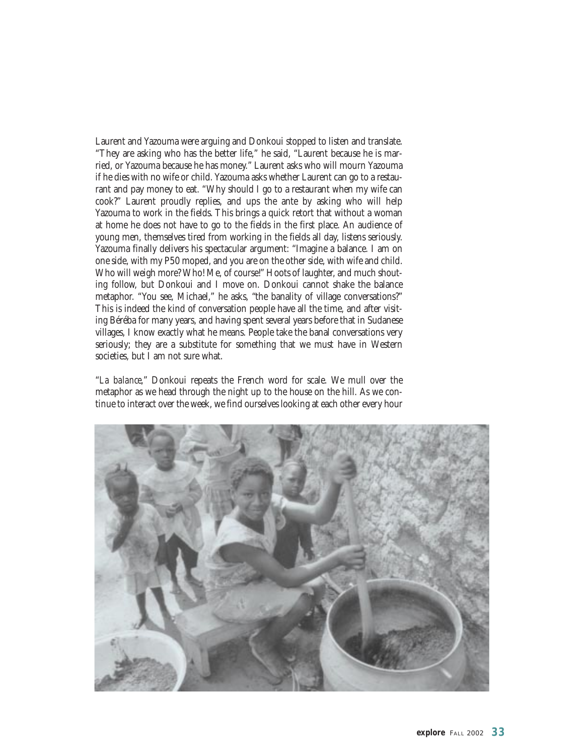Laurent and Yazouma were arguing and Donkoui stopped to listen and translate. "They are asking who has the better life," he said, "Laurent because he is married, or Yazouma because he has money." Laurent asks who will mourn Yazouma if he dies with no wife or child. Yazouma asks whether Laurent can go to a restaurant and pay money to eat. "Why should I go to a restaurant when my wife can cook?" Laurent proudly replies, and ups the ante by asking who will help Yazouma to work in the fields. This brings a quick retort that without a woman at home he does not have to go to the fields in the first place. An audience of young men, themselves tired from working in the fields all day, listens seriously. Yazouma finally delivers his spectacular argument: "Imagine a balance. I am on one side, with my P50 moped, and you are on the other side, with wife and child. Who will weigh more? Who! Me, of course!" Hoots of laughter, and much shouting follow, but Donkoui and I move on. Donkoui cannot shake the balance metaphor. "You see, Michael," he asks, "the banality of village conversations?" This is indeed the kind of conversation people have all the time, and after visiting Béréba for many years, and having spent several years before that in Sudanese villages, I know exactly what he means. People take the banal conversations very seriously; they are a substitute for something that we must have in Western societies, but I am not sure what.

"*La balance*," Donkoui repeats the French word for scale. We mull over the metaphor as we head through the night up to the house on the hill. As we continue to interact over the week, we find ourselves looking at each other every hour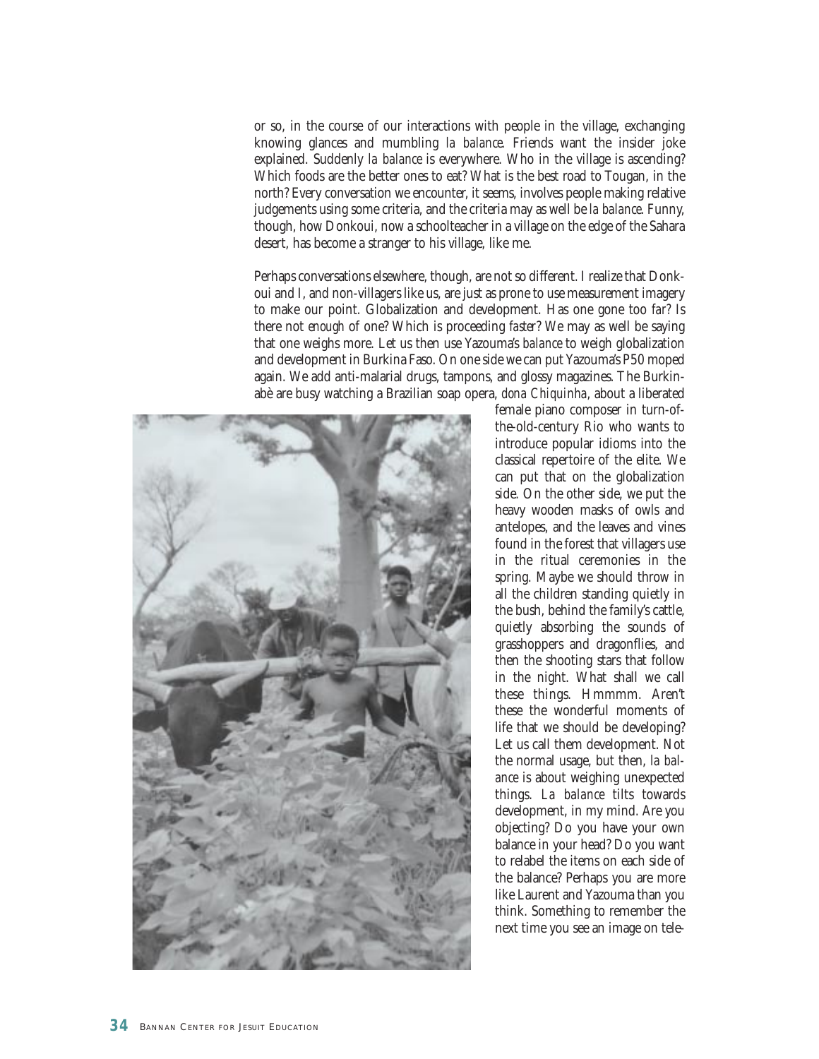or so, in the course of our interactions with people in the village, exchanging knowing glances and mumbling *la balance*. Friends want the insider joke explained. Suddenly *la balance* is everywhere. Who in the village is ascending? Which foods are the better ones to eat? What is the best road to Tougan, in the north? Every conversation we encounter, it seems, involves people making relative judgements using some criteria, and the criteria may as well be *la balance*. Funny, though, how Donkoui, now a schoolteacher in a village on the edge of the Sahara desert, has become a stranger to his village, like me.

Perhaps conversations elsewhere, though, are not so different. I realize that Donkoui and I, and non-villagers like us, are just as prone to use measurement imagery to make our point. Globalization and development. Has one gone too *far*? Is there not *enough* of one? Which is proceeding *faster*? We may as well be saying that one weighs more. Let us then use Yazouma's *balance* to weigh globalization and development in Burkina Faso. On one side we can put Yazouma's P50 moped again. We add anti-malarial drugs, tampons, and glossy magazines. The Burkinabè are busy watching a Brazilian soap opera, *dona Chiquinha*, about a liberated female piano composer in turn-of-the-old-century Rio who wants to introduce popular idioms into the classical repertoire of the elite. We can put that on the globalization side. On the other side, we put the heavy wooden masks of owls and antelopes, and the leaves and vines found in the forest that villagers use in the ritual ceremonies in the spring. Maybe we should throw in all the children standing quietly in the bush, behind the family's cattle, quietly absorbing the sounds of grasshoppers and dragonflies, and then the shooting stars that follow in the night. What shall we call these things. Hmmmm. Aren't these the wonderful moments of life that we should be developing? Let us call them development. Not the normal usage, but then, *la balance* is about weighing unexpected things. *La balance* tilts towards development, in my mind. Are you objecting? Do you have your own balance in your head? Do you want to relabel the items on each side of the balance? Perhaps you are more like Laurent and Yazouma than you think. Something to remember the next time you see an image on tele-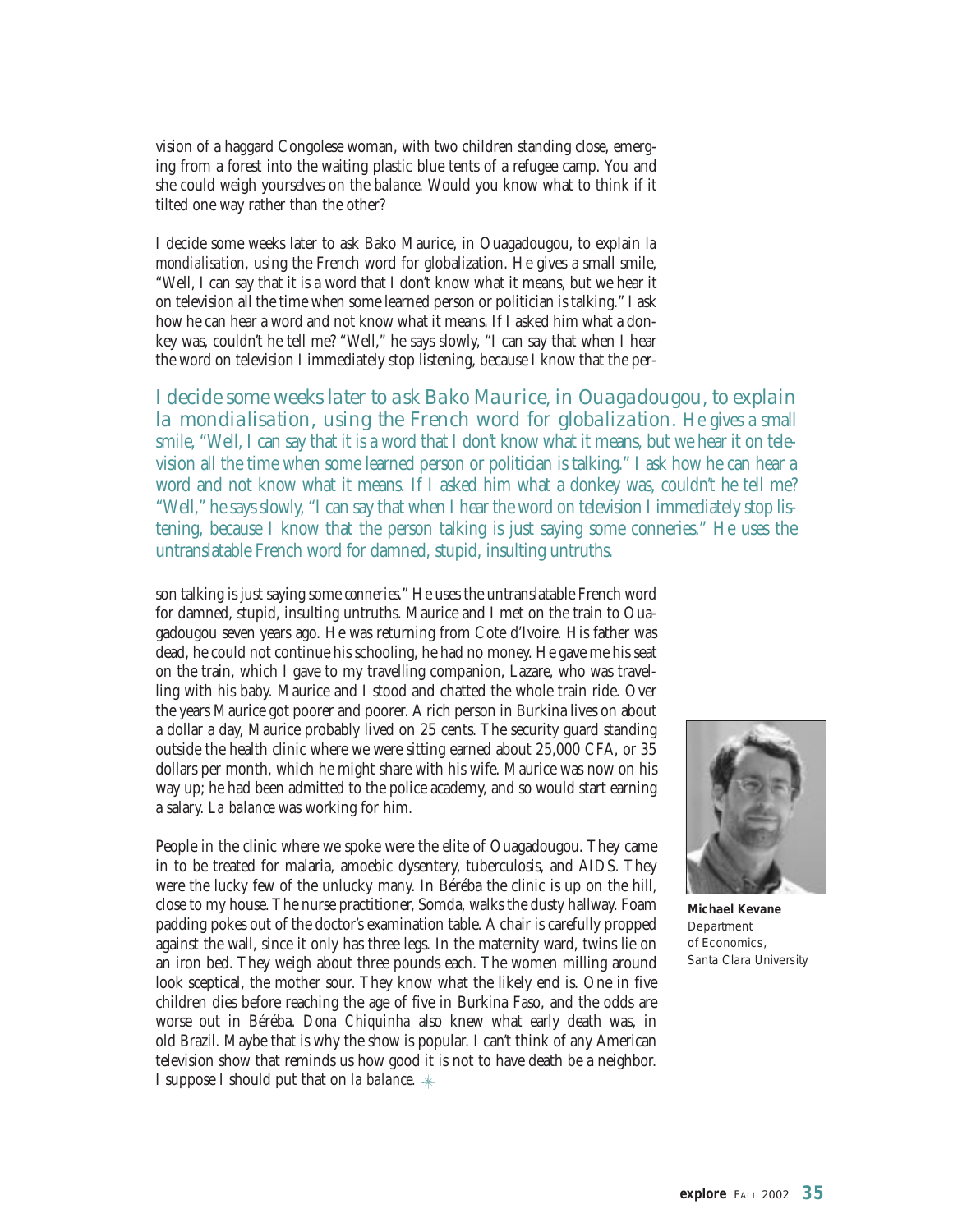vision of a haggard Congolese woman, with two children standing close, emerging from a forest into the waiting plastic blue tents of a refugee camp. You and she could weigh yourselves on the *balance*. Would you know what to think if it tilted one way rather than the other?

I decide some weeks later to ask Bako Maurice, in Ouagadougou, to explain *la mondialisation*, using the French word for globalization. He gives a small smile, "Well, I can say that it is a word that I don't know what it means, but we hear it on television all the time when some learned person or politician is talking." I ask how he can hear a word and not know what it means. If I asked him what a donkey was, couldn't he tell me? "Well," he says slowly, "I can say that when I hear the word on television I immediately stop listening, because I know that the person talking is just saying some *conneries*." He uses the untranslatable French word for damned, stupid, insulting untruths.

> *I decide some weeks later to ask Bako Maurice, in Ouagadougou, to explain la mondialisation, using the French word for globalization. He gives a small smile, "Well, I can say that it is a word that I don't know what it means, but we hear it on television all the time when some learned person or politician is talking." I ask how he can hear a word and not know what it means. If I asked him what a donkey was, couldn't he tell me? "Well," he says slowly, "I can say that when I hear the word on television I immediately stop listening, because I know that the person talking is just saying some conneries." He uses the untranslatable French word for damned, stupid, insulting untruths.*

Maurice and I met on the train to Ouagadougou seven years ago. He was returning from Cote d'Ivoire. His father was dead, he could not continue his schooling, he had no money. He gave me his seat on the train, which I gave to my travelling companion, Lazare, who was travelling with his baby. Maurice and I stood and chatted the whole train ride. Over the years Maurice got poorer and poorer. A rich person in Burkina lives on about a dollar a day, Maurice probably lived on 25 cents. The security guard standing outside the health clinic where we were sitting earned about 25,000 CFA, or 35 dollars per month, which he might share with his wife. Maurice was now on his way up; he had been admitted to the police academy, and so would start earning a salary. *La balance* was working for him.

People in the clinic where we spoke were the elite of Ouagadougou. They came in to be treated for malaria, amoebic dysentery, tuberculosis, and AIDS. They were the lucky few of the unlucky many. In Béréba the clinic is up on the hill, close to my house. The nurse practitioner, Somda, walks the dusty hallway. Foam padding pokes out of the doctor's examination table. A chair is carefully propped against the wall, since it only has three legs. In the maternity ward, twins lie on an iron bed. They weigh about three pounds each. The women milling around look sceptical, the mother sour. They know what the likely end is. One in five children dies before reaching the age of five in Burkina Faso, and the odds are worse out in Béréba. *Dona Chiquinha* also knew what early death was, in old Brazil. Maybe that is why the show is popular. I can't think of any American television show that reminds us how good it is not to have death be a neighbor. I suppose I should put that on *la balance*.

**Michael Kevane**
Department of Economics,
Santa Clara University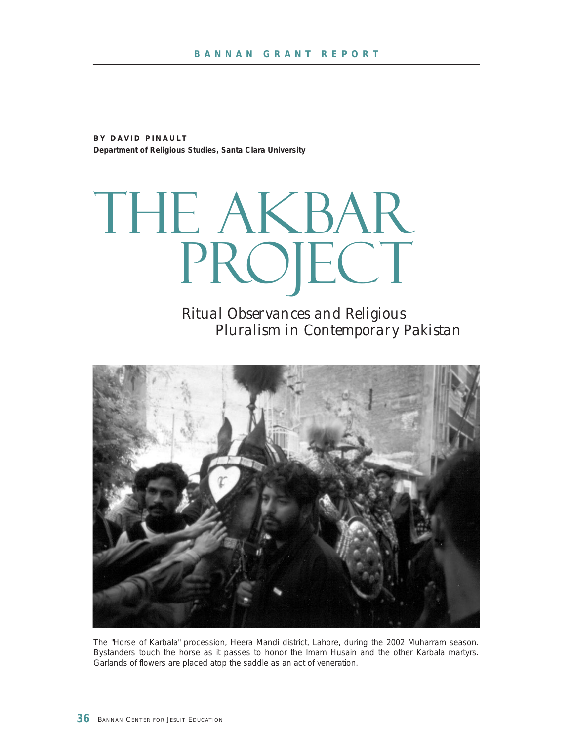BANNAN GRANT REPORT

**BY DAVID PINAULT**
**Department of Religious Studies, Santa Clara University**

# THE AKBAR PROJECT

## *Ritual Observances and Religious Pluralism in Contemporary Pakistan*

The "Horse of Karbala" procession, Heera Mandi district, Lahore, during the 2002 Muharram season. Bystanders touch the horse as it passes to honor the Imam Husain and the other Karbala martyrs. Garlands of flowers are placed atop the saddle as an act of veneration.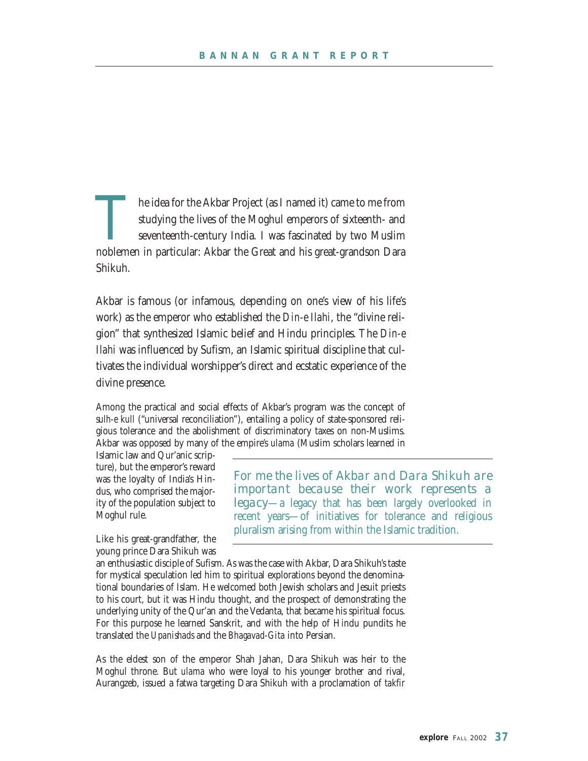The idea for the Akbar Project (as I named it) came to me from studying the lives of the Moghul emperors of sixteenth- and seventeenth-century India. I was fascinated by two Muslim noblemen in particular: Akbar the Great and his great-grandson Dara Shikuh.

Akbar is famous (or infamous, depending on one's view of his life's work) as the emperor who established the *Din-e Ilahi*, the "divine religion" that synthesized Islamic belief and Hindu principles. The *Din-e Ilahi* was influenced by Sufism, an Islamic spiritual discipline that cultivates the individual worshipper's direct and ecstatic experience of the divine presence.

Among the practical and social effects of Akbar's program was the concept of *sulh-e kull* ("universal reconciliation"), entailing a policy of state-sponsored religious tolerance and the abolishment of discriminatory taxes on non-Muslims. Akbar was opposed by many of the empire's *ulama* (Muslim scholars learned in Islamic law and Qur'anic scripture), but the emperor's reward was the loyalty of India's Hindus, who comprised the majority of the population subject to Moghul rule.

> *For me the lives of Akbar and Dara Shikuh are important because their work represents a legacy*—a legacy that has been largely overlooked in recent years—of initiatives for tolerance and religious pluralism arising from within the Islamic tradition.

Like his great-grandfather, the young prince Dara Shikuh was an enthusiastic disciple of Sufism. As was the case with Akbar, Dara Shikuh's taste for mystical speculation led him to spiritual explorations beyond the denominational boundaries of Islam. He welcomed both Jewish scholars and Jesuit priests to his court, but it was Hindu thought, and the prospect of demonstrating the underlying unity of the Qur'an and the Vedanta, that became his spiritual focus. For this purpose he learned Sanskrit, and with the help of Hindu pundits he translated the *Upanishads* and the *Bhagavad-Gita* into Persian.

As the eldest son of the emperor Shah Jahan, Dara Shikuh was heir to the Moghul throne. But *ulama* who were loyal to his younger brother and rival, Aurangzeb, issued a fatwa targeting Dara Shikuh with a proclamation of *takfir*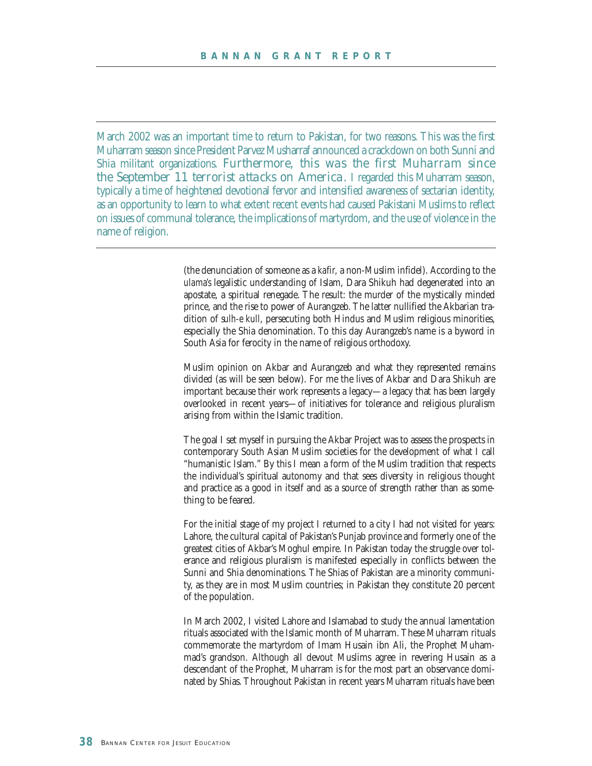March 2002 was an important time to return to Pakistan, for two reasons. This was the first Muharram season since President Parvez Musharraf announced a crackdown on both Sunni and Shia militant organizations. Furthermore, this was the first Muharram since the September 11 terrorist attacks on America. I regarded this Muharram season, typically a time of heightened devotional fervor and intensified awareness of sectarian identity, as an opportunity to learn to what extent recent events had caused Pakistani Muslims to reflect on issues of communal tolerance, the implications of martyrdom, and the use of violence in the name of religion.

---

(the denunciation of someone as a *kafir,* a non-Muslim infidel). According to the *ulama's* legalistic understanding of Islam, Dara Shikuh had degenerated into an apostate, a spiritual renegade. The result: the murder of the mystically minded prince, and the rise to power of Aurangzeb. The latter nullified the Akbarian tradition of *sulh-e kull,* persecuting both Hindus and Muslim religious minorities, especially the Shia denomination. To this day Aurangzeb's name is a byword in South Asia for ferocity in the name of religious orthodoxy.

Muslim opinion on Akbar and Aurangzeb and what they represented remains divided (as will be seen below). For me the lives of Akbar and Dara Shikuh are important because their work represents a legacy—a legacy that has been largely overlooked in recent years—of initiatives for tolerance and religious pluralism arising from within the Islamic tradition.

The goal I set myself in pursuing the Akbar Project was to assess the prospects in contemporary South Asian Muslim societies for the development of what I call "humanistic Islam." By this I mean a form of the Muslim tradition that respects the individual's spiritual autonomy and that sees diversity in religious thought and practice as a good in itself and as a source of strength rather than as something to be feared.

For the initial stage of my project I returned to a city I had not visited for years: Lahore, the cultural capital of Pakistan's Punjab province and formerly one of the greatest cities of Akbar's Moghul empire. In Pakistan today the struggle over tolerance and religious pluralism is manifested especially in conflicts between the Sunni and Shia denominations. The Shias of Pakistan are a minority community, as they are in most Muslim countries; in Pakistan they constitute 20 percent of the population.

In March 2002, I visited Lahore and Islamabad to study the annual lamentation rituals associated with the Islamic month of Muharram. These Muharram rituals commemorate the martyrdom of Imam Husain ibn Ali, the Prophet Muhammad's grandson. Although all devout Muslims agree in revering Husain as a descendant of the Prophet, Muharram is for the most part an observance dominated by Shias. Throughout Pakistan in recent years Muharram rituals have been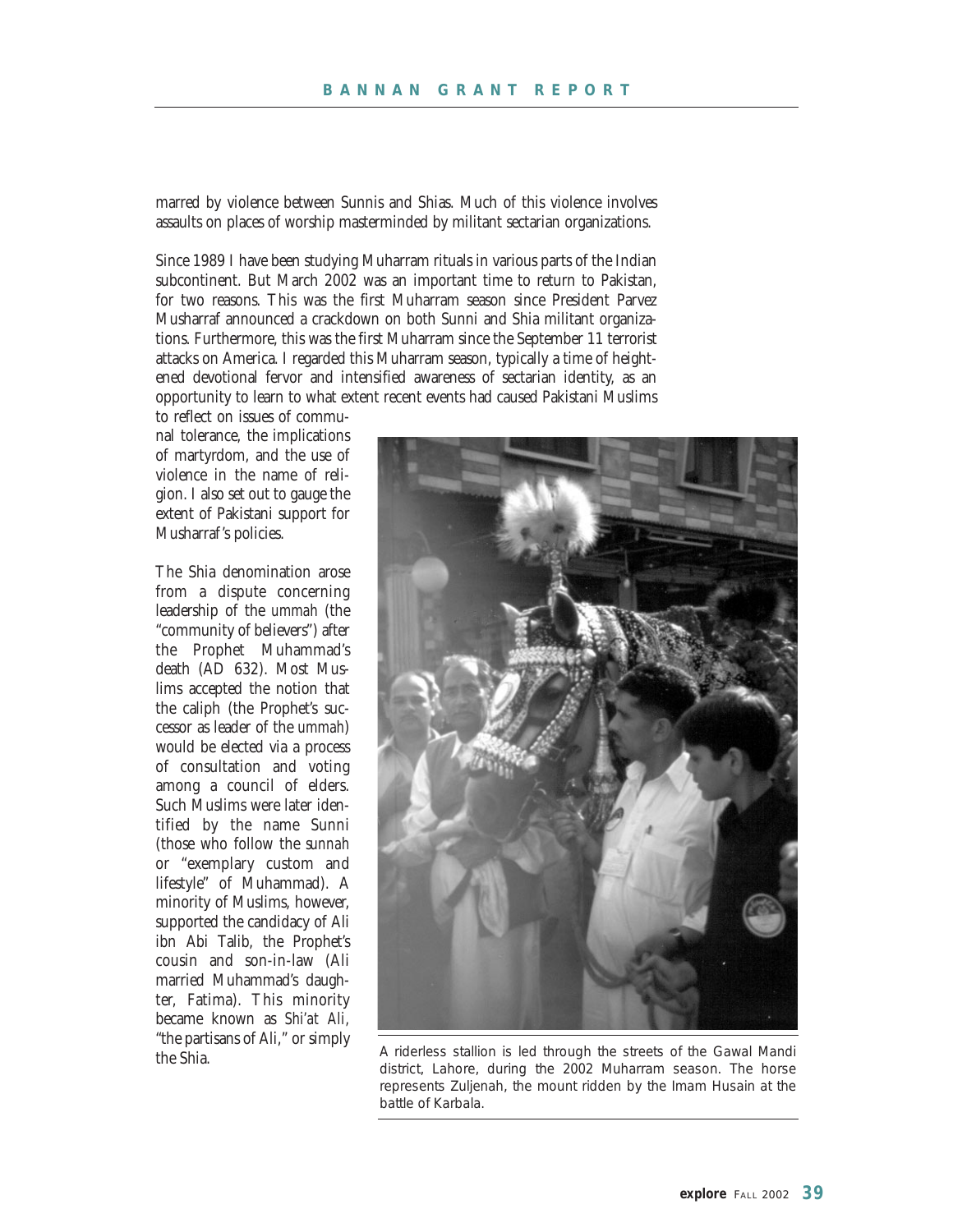marred by violence between Sunnis and Shias. Much of this violence involves assaults on places of worship masterminded by militant sectarian organizations.

Since 1989 I have been studying Muharram rituals in various parts of the Indian subcontinent. But March 2002 was an important time to return to Pakistan, for two reasons. This was the first Muharram season since President Parvez Musharraf announced a crackdown on both Sunni and Shia militant organizations. Furthermore, this was the first Muharram since the September 11 terrorist attacks on America. I regarded this Muharram season, typically a time of heightened devotional fervor and intensified awareness of sectarian identity, as an opportunity to learn to what extent recent events had caused Pakistani Muslims to reflect on issues of communal tolerance, the implications of martyrdom, and the use of violence in the name of religion. I also set out to gauge the extent of Pakistani support for Musharraf's policies.

The Shia denomination arose from a dispute concerning leadership of the *ummah* (the "community of believers") after the Prophet Muhammad's death (AD 632). Most Muslims accepted the notion that the caliph (the Prophet's successor as leader of the *ummah*) would be elected via a process of consultation and voting among a council of elders. Such Muslims were later identified by the name Sunni (those who follow the *sunnah* or "exemplary custom and lifestyle" of Muhammad). A minority of Muslims, however, supported the candidacy of Ali ibn Abi Talib, the Prophet's cousin and son-in-law (Ali married Muhammad's daughter, Fatima). This minority became known as *Shi'at Ali*, "the partisans of Ali," or simply the Shia.

A riderless stallion is led through the streets of the Gawal Mandi district, Lahore, during the 2002 Muharram season. The horse represents Zuljenah, the mount ridden by the Imam Husain at the battle of Karbala.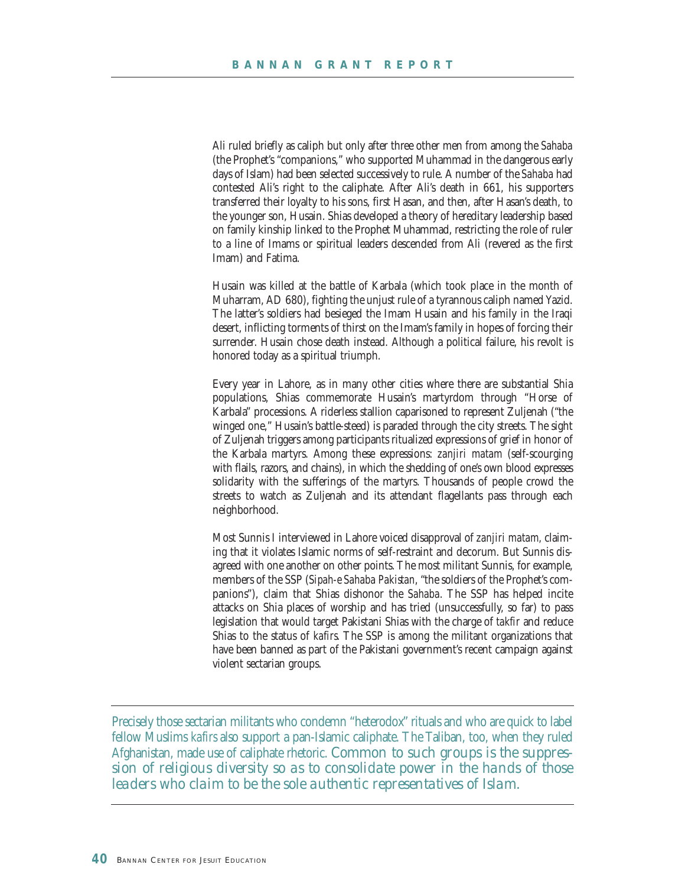Ali ruled briefly as caliph but only after three other men from among the *Sahaba* (the Prophet's "companions," who supported Muhammad in the dangerous early days of Islam) had been selected successively to rule. A number of the *Sahaba* had contested Ali's right to the caliphate. After Ali's death in 661, his supporters transferred their loyalty to his sons, first Hasan, and then, after Hasan's death, to the younger son, Husain. Shias developed a theory of hereditary leadership based on family kinship linked to the Prophet Muhammad, restricting the role of ruler to a line of Imams or spiritual leaders descended from Ali (revered as the first Imam) and Fatima.

Husain was killed at the battle of Karbala (which took place in the month of Muharram, AD 680), fighting the unjust rule of a tyrannous caliph named Yazid. The latter's soldiers had besieged the Imam Husain and his family in the Iraqi desert, inflicting torments of thirst on the Imam's family in hopes of forcing their surrender. Husain chose death instead. Although a political failure, his revolt is honored today as a spiritual triumph.

Every year in Lahore, as in many other cities where there are substantial Shia populations, Shias commemorate Husain's martyrdom through "Horse of Karbala" processions. A riderless stallion caparisoned to represent Zuljenah ("the winged one," Husain's battle-steed) is paraded through the city streets. The sight of Zuljenah triggers among participants ritualized expressions of grief in honor of the Karbala martyrs. Among these expressions: *zanjiri matam* (self-scourging with flails, razors, and chains), in which the shedding of one's own blood expresses solidarity with the sufferings of the martyrs. Thousands of people crowd the streets to watch as Zuljenah and its attendant flagellants pass through each neighborhood.

Most Sunnis I interviewed in Lahore voiced disapproval of *zanjiri matam*, claiming that it violates Islamic norms of self-restraint and decorum. But Sunnis disagreed with one another on other points. The most militant Sunnis, for example, members of the SSP (*Sipah-e Sahaba Pakistan*, "the soldiers of the Prophet's companions"), claim that Shias dishonor the *Sahaba*. The SSP has helped incite attacks on Shia places of worship and has tried (unsuccessfully, so far) to pass legislation that would target Pakistani Shias with the charge of *takfir* and reduce Shias to the status of *kafirs*. The SSP is among the militant organizations that have been banned as part of the Pakistani government's recent campaign against violent sectarian groups.

> *Precisely those sectarian militants who condemn "heterodox" rituals and who are quick to label fellow Muslims kafirs also support a pan-Islamic caliphate. The Taliban, too, when they ruled Afghanistan, made use of caliphate rhetoric. Common to such groups is the suppression of religious diversity so as to consolidate power in the hands of those leaders who claim to be the sole authentic representatives of Islam.*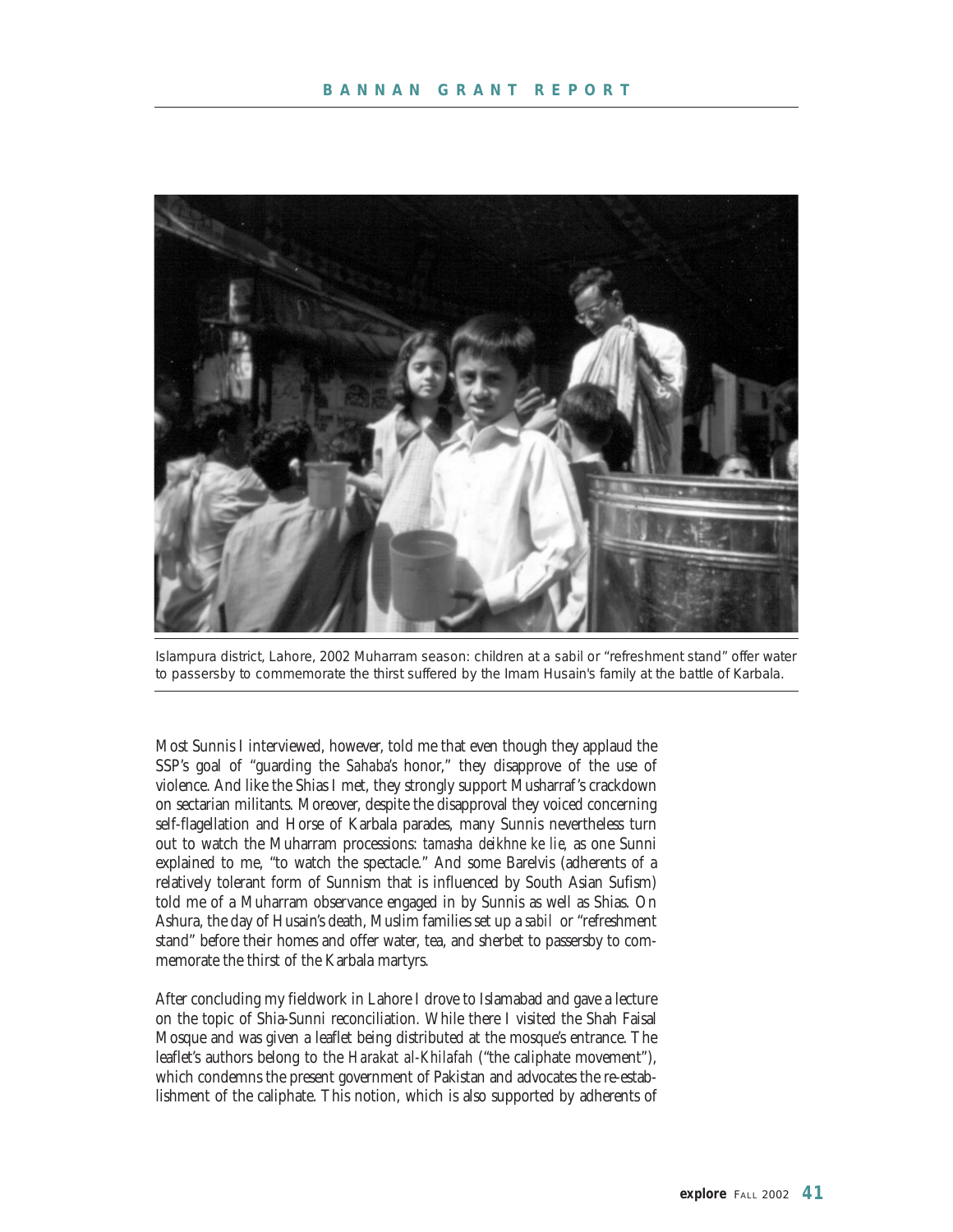Islampura district, Lahore, 2002 Muharram season: children at a *sabil* or "refreshment stand" offer water to passersby to commemorate the thirst suffered by the Imam Husain's family at the battle of Karbala.

Most Sunnis I interviewed, however, told me that even though they applaud the SSP's goal of "guarding the *Sahaba's* honor," they disapprove of the use of violence. And like the Shias I met, they strongly support Musharraf's crackdown on sectarian militants. Moreover, despite the disapproval they voiced concerning self-flagellation and Horse of Karbala parades, many Sunnis nevertheless turn out to watch the Muharram processions: *tamasha deikhne ke lie,* as one Sunni explained to me, "to watch the spectacle." And some Barelvis (adherents of a relatively tolerant form of Sunnism that is influenced by South Asian Sufism) told me of a Muharram observance engaged in by Sunnis as well as Shias. On Ashura, the day of Husain's death, Muslim families set up a *sabil* or "refreshment stand" before their homes and offer water, tea, and sherbet to passersby to commemorate the thirst of the Karbala martyrs.

After concluding my fieldwork in Lahore I drove to Islamabad and gave a lecture on the topic of Shia-Sunni reconciliation. While there I visited the Shah Faisal Mosque and was given a leaflet being distributed at the mosque's entrance. The leaflet's authors belong to the *Harakat al-Khilafah* ("the caliphate movement"), which condemns the present government of Pakistan and advocates the re-establishment of the caliphate. This notion, which is also supported by adherents of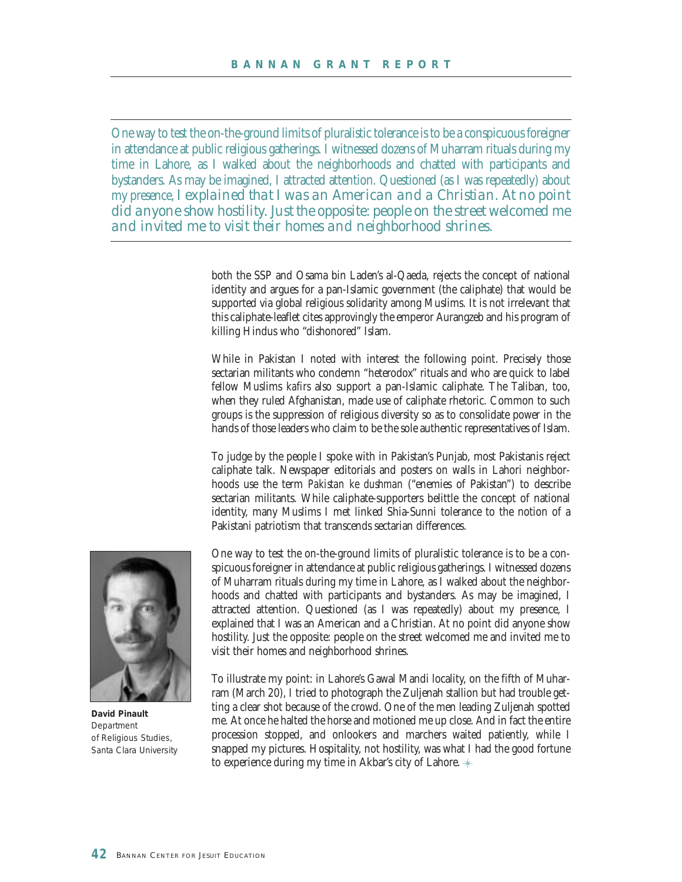> One way to test the on-the-ground limits of pluralistic tolerance is to be a conspicuous foreigner in attendance at public religious gatherings. I witnessed dozens of Muharram rituals during my time in Lahore, as I walked about the neighborhoods and chatted with participants and bystanders. As may be imagined, I attracted attention. Questioned (as I was repeatedly) about my presence, I explained that I was an American and a Christian. At no point did anyone show hostility. Just the opposite: people on the street welcomed me and invited me to visit their homes and neighborhood shrines.

both the SSP and Osama bin Laden's al-Qaeda, rejects the concept of national identity and argues for a pan-Islamic government (the caliphate) that would be supported via global religious solidarity among Muslims. It is not irrelevant that this caliphate-leaflet cites approvingly the emperor Aurangzeb and his program of killing Hindus who "dishonored" Islam.

While in Pakistan I noted with interest the following point. Precisely those sectarian militants who condemn "heterodox" rituals and who are quick to label fellow Muslims *kafirs* also support a pan-Islamic caliphate. The Taliban, too, when they ruled Afghanistan, made use of caliphate rhetoric. Common to such groups is the suppression of religious diversity so as to consolidate power in the hands of those leaders who claim to be the sole authentic representatives of Islam.

To judge by the people I spoke with in Pakistan's Punjab, most Pakistanis reject caliphate talk. Newspaper editorials and posters on walls in Lahori neighborhoods use the term *Pakistan ke dushman* ("enemies of Pakistan") to describe sectarian militants. While caliphate-supporters belittle the concept of national identity, many Muslims I met linked Shia-Sunni tolerance to the notion of a Pakistani patriotism that transcends sectarian differences.

One way to test the on-the-ground limits of pluralistic tolerance is to be a conspicuous foreigner in attendance at public religious gatherings. I witnessed dozens of Muharram rituals during my time in Lahore, as I walked about the neighborhoods and chatted with participants and bystanders. As may be imagined, I attracted attention. Questioned (as I was repeatedly) about my presence, I explained that I was an American and a Christian. At no point did anyone show hostility. Just the opposite: people on the street welcomed me and invited me to visit their homes and neighborhood shrines.

To illustrate my point: in Lahore's Gawal Mandi locality, on the fifth of Muharram (March 20), I tried to photograph the Zuljenah stallion but had trouble getting a clear shot because of the crowd. One of the men leading Zuljenah spotted me. At once he halted the horse and motioned me up close. And in fact the entire procession stopped, and onlookers and marchers waited patiently, while I snapped my pictures. Hospitality, not hostility, was what I had the good fortune to experience during my time in Akbar's city of Lahore.

**David Pinault**
Department
of Religious Studies,
Santa Clara University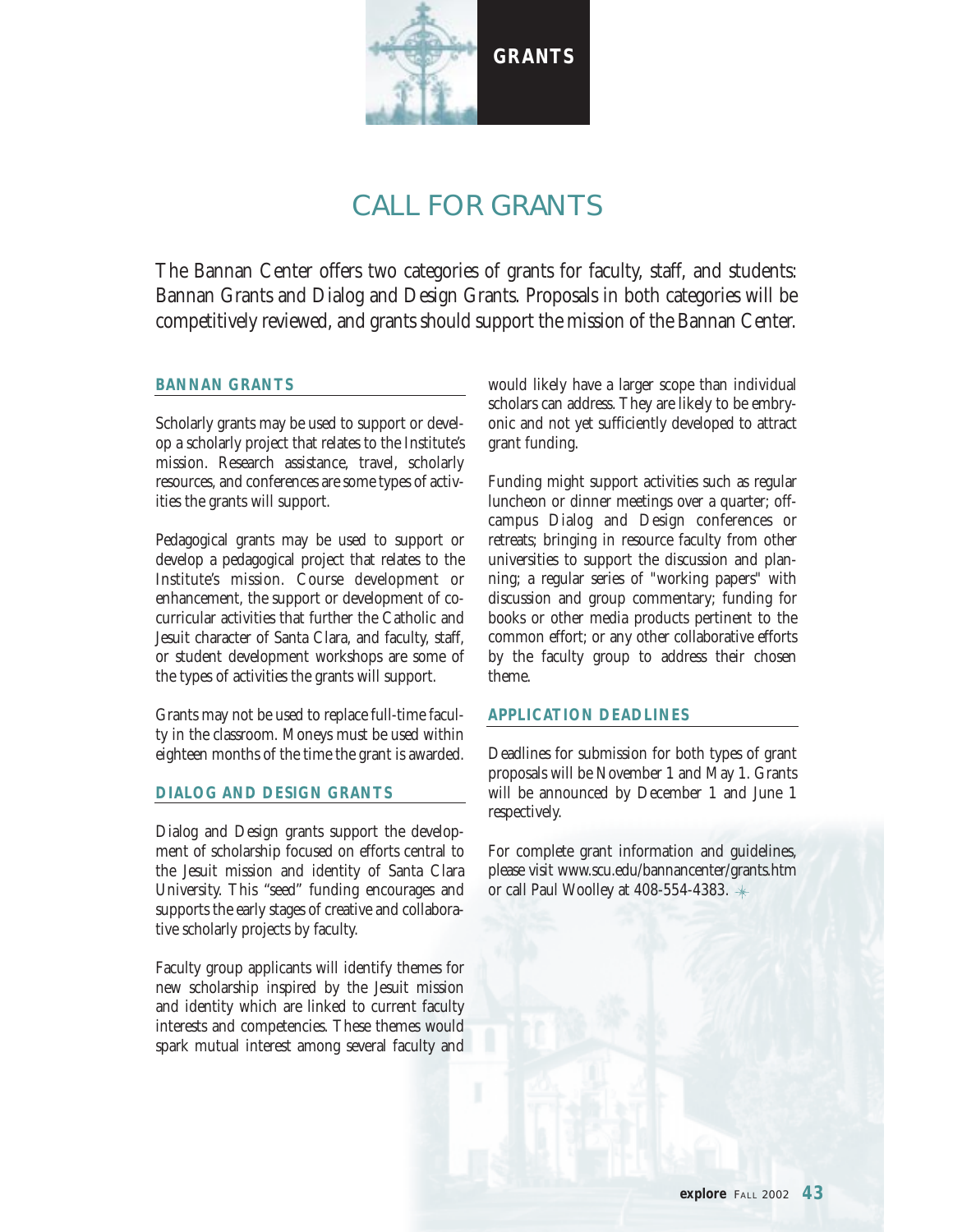# CALL FOR GRANTS

The Bannan Center offers two categories of grants for faculty, staff, and students: Bannan Grants and Dialog and Design Grants. Proposals in both categories will be competitively reviewed, and grants should support the mission of the Bannan Center.

## BANNAN GRANTS

Scholarly grants may be used to support or develop a scholarly project that relates to the Institute's mission. Research assistance, travel, scholarly resources, and conferences are some types of activities the grants will support.

Pedagogical grants may be used to support or develop a pedagogical project that relates to the Institute's mission. Course development or enhancement, the support or development of co-curricular activities that further the Catholic and Jesuit character of Santa Clara, and faculty, staff, or student development workshops are some of the types of activities the grants will support.

Grants may not be used to replace full-time faculty in the classroom. Moneys must be used within eighteen months of the time the grant is awarded.

## DIALOG AND DESIGN GRANTS

Dialog and Design grants support the development of scholarship focused on efforts central to the Jesuit mission and identity of Santa Clara University. This "seed" funding encourages and supports the early stages of creative and collaborative scholarly projects by faculty.

Faculty group applicants will identify themes for new scholarship inspired by the Jesuit mission and identity which are linked to current faculty interests and competencies. These themes would spark mutual interest among several faculty and would likely have a larger scope than individual scholars can address. They are likely to be embryonic and not yet sufficiently developed to attract grant funding.

Funding might support activities such as regular luncheon or dinner meetings over a quarter; off-campus Dialog and Design conferences or retreats; bringing in resource faculty from other universities to support the discussion and planning; a regular series of "working papers" with discussion and group commentary; funding for books or other media products pertinent to the common effort; or any other collaborative efforts by the faculty group to address their chosen theme.

## APPLICATION DEADLINES

Deadlines for submission for both types of grant proposals will be November 1 and May 1. Grants will be announced by December 1 and June 1 respectively.

For complete grant information and guidelines, please visit www.scu.edu/bannancenter/grants.htm or call Paul Woolley at 408-554-4383.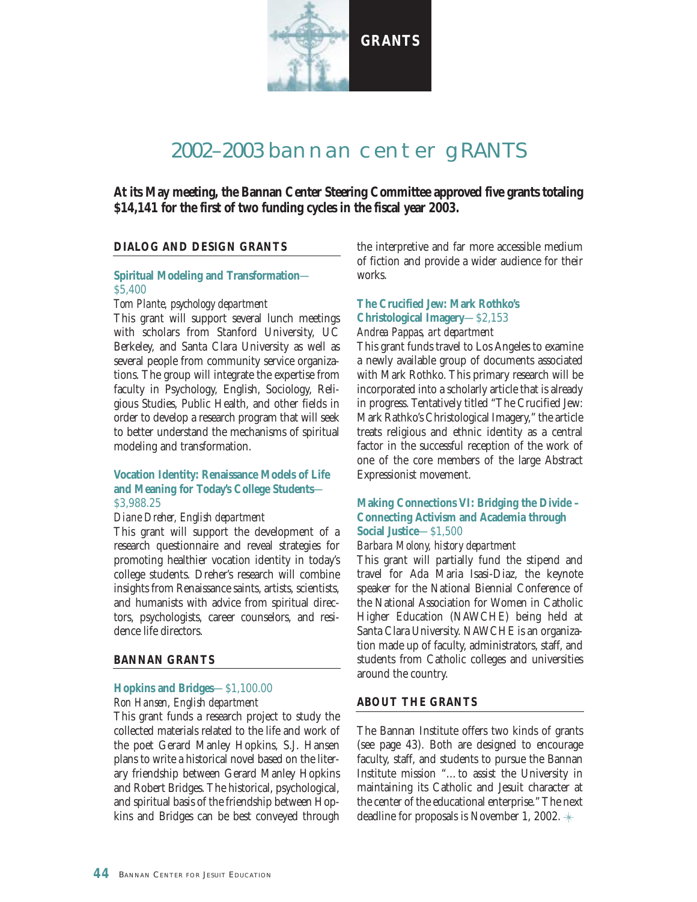GRANTS

# 2002–2003 bannan center gRANTS

**At its May meeting, the Bannan Center Steering Committee approved five grants totaling $14,141 for the first of two funding cycles in the fiscal year 2003.**

## DIALOG AND DESIGN GRANTS

### Spiritual Modeling and Transformation—$5,400

*Tom Plante, psychology department*

This grant will support several lunch meetings with scholars from Stanford University, UC Berkeley, and Santa Clara University as well as several people from community service organizations. The group will integrate the expertise from faculty in Psychology, English, Sociology, Religious Studies, Public Health, and other fields in order to develop a research program that will seek to better understand the mechanisms of spiritual modeling and transformation.

### Vocation Identity: Renaissance Models of Life and Meaning for Today's College Students—$3,988.25

*Diane Dreher, English department*

This grant will support the development of a research questionnaire and reveal strategies for promoting healthier vocation identity in today's college students. Dreher's research will combine insights from Renaissance saints, artists, scientists, and humanists with advice from spiritual directors, psychologists, career counselors, and residence life directors.

## BANNAN GRANTS

### Hopkins and Bridges—$1,100.00

*Ron Hansen, English department*

This grant funds a research project to study the collected materials related to the life and work of the poet Gerard Manley Hopkins, S.J. Hansen plans to write a historical novel based on the literary friendship between Gerard Manley Hopkins and Robert Bridges. The historical, psychological, and spiritual basis of the friendship between Hopkins and Bridges can be best conveyed through the interpretive and far more accessible medium of fiction and provide a wider audience for their works.

### The Crucified Jew: Mark Rothko's Christological Imagery—$2,153

*Andrea Pappas, art department*

This grant funds travel to Los Angeles to examine a newly available group of documents associated with Mark Rothko. This primary research will be incorporated into a scholarly article that is already in progress. Tentatively titled "The Crucified Jew: Mark Rathko's Christological Imagery," the article treats religious and ethnic identity as a central factor in the successful reception of the work of one of the core members of the large Abstract Expressionist movement.

### Making Connections VI: Bridging the Divide – Connecting Activism and Academia through Social Justice—$1,500

*Barbara Molony, history department*

This grant will partially fund the stipend and travel for Ada Maria Isasi-Diaz, the keynote speaker for the National Biennial Conference of the National Association for Women in Catholic Higher Education (NAWCHE) being held at Santa Clara University. NAWCHE is an organization made up of faculty, administrators, staff, and students from Catholic colleges and universities around the country.

## ABOUT THE GRANTS

The Bannan Institute offers two kinds of grants (see page 43). Both are designed to encourage faculty, staff, and students to pursue the Bannan Institute mission "…to assist the University in maintaining its Catholic and Jesuit character at the center of the educational enterprise." The next deadline for proposals is November 1, 2002.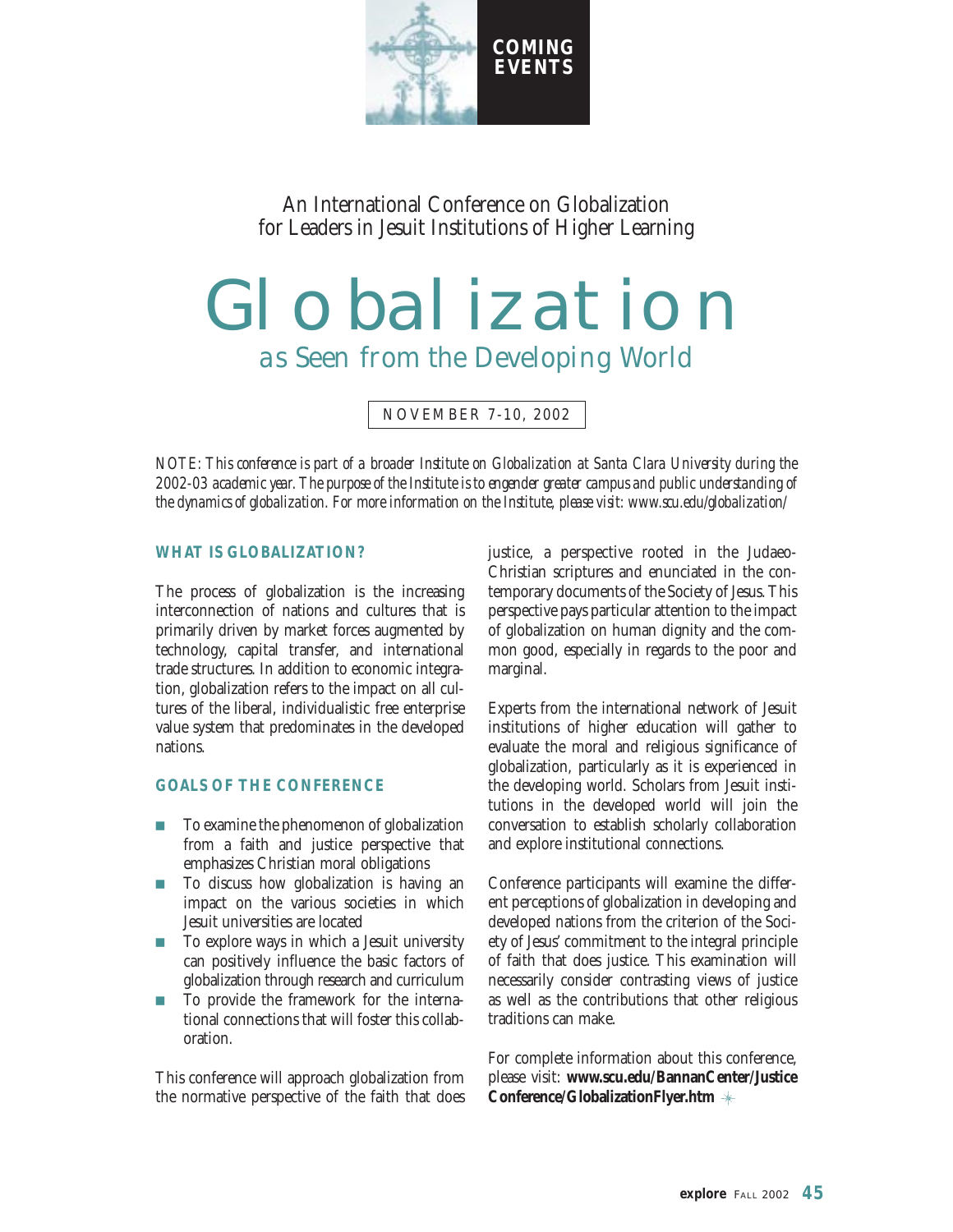COMING EVENTS

An International Conference on Globalization for Leaders in Jesuit Institutions of Higher Learning

# Globalization

## *as Seen from the Developing World*

NOVEMBER 7-10, 2002

*NOTE: This conference is part of a broader Institute on Globalization at Santa Clara University during the 2002-03 academic year. The purpose of the Institute is to engender greater campus and public understanding of the dynamics of globalization. For more information on the Institute, please visit: www.scu.edu/globalization/*

### WHAT IS GLOBALIZATION?

The process of globalization is the increasing interconnection of nations and cultures that is primarily driven by market forces augmented by technology, capital transfer, and international trade structures. In addition to economic integration, globalization refers to the impact on all cultures of the liberal, individualistic free enterprise value system that predominates in the developed nations.

### GOALS OF THE CONFERENCE

- To examine the phenomenon of globalization from a faith and justice perspective that emphasizes Christian moral obligations
- To discuss how globalization is having an impact on the various societies in which Jesuit universities are located
- To explore ways in which a Jesuit university can positively influence the basic factors of globalization through research and curriculum
- To provide the framework for the international connections that will foster this collaboration.

This conference will approach globalization from the normative perspective of the faith that does justice, a perspective rooted in the Judaeo-Christian scriptures and enunciated in the contemporary documents of the Society of Jesus. This perspective pays particular attention to the impact of globalization on human dignity and the common good, especially in regards to the poor and marginal.

Experts from the international network of Jesuit institutions of higher education will gather to evaluate the moral and religious significance of globalization, particularly as it is experienced in the developing world. Scholars from Jesuit institutions in the developed world will join the conversation to establish scholarly collaboration and explore institutional connections.

Conference participants will examine the different perceptions of globalization in developing and developed nations from the criterion of the Society of Jesus' commitment to the integral principle of faith that does justice. This examination will necessarily consider contrasting views of justice as well as the contributions that other religious traditions can make.

For complete information about this conference, please visit: **www.scu.edu/BannanCenter/Justice Conference/GlobalizationFlyer.htm**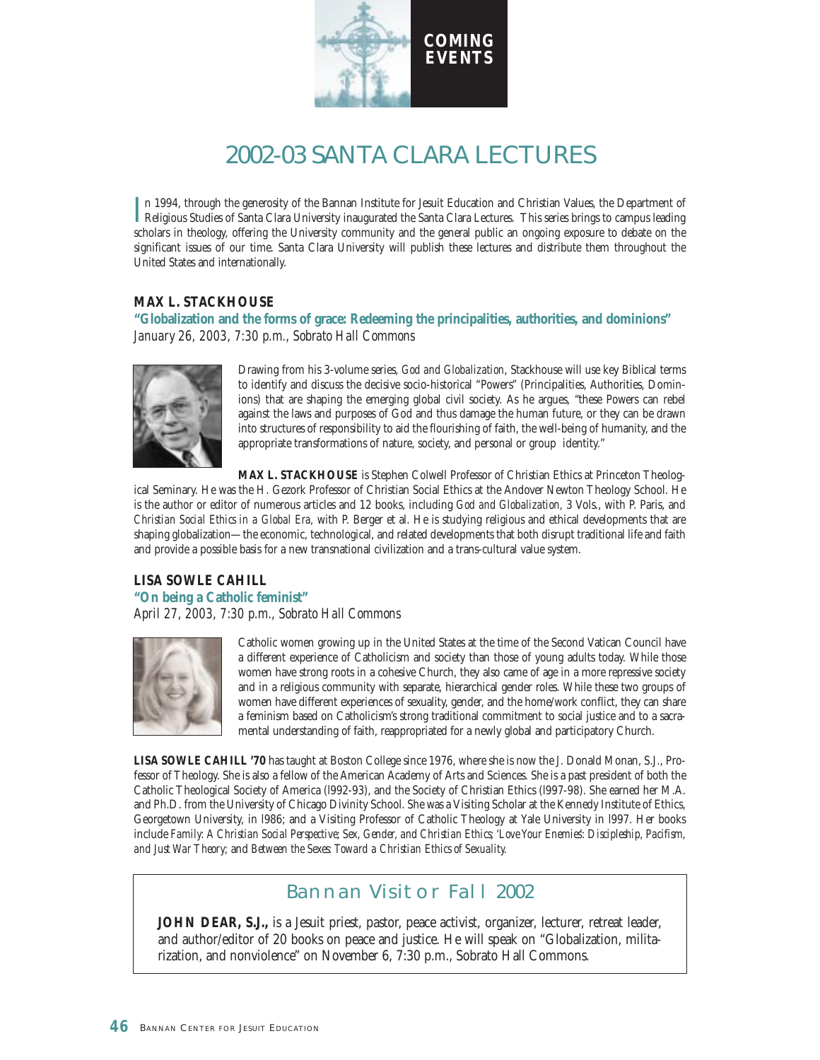COMING EVENTS

# 2002-03 SANTA CLARA LECTURES

In 1994, through the generosity of the Bannan Institute for Jesuit Education and Christian Values, the Department of Religious Studies of Santa Clara University inaugurated the Santa Clara Lectures. This series brings to campus leading scholars in theology, offering the University community and the general public an ongoing exposure to debate on the significant issues of our time. Santa Clara University will publish these lectures and distribute them throughout the United States and internationally.

### MAX L. STACKHOUSE

**"Globalization and the forms of grace: Redeeming the principalities, authorities, and dominions"**
*January 26, 2003, 7:30 p.m., Sobrato Hall Commons*

Drawing from his 3-volume series, *God and Globalization*, Stackhouse will use key Biblical terms to identify and discuss the decisive socio-historical "Powers" (Principalities, Authorities, Dominions) that are shaping the emerging global civil society. As he argues, "these Powers can rebel against the laws and purposes of God and thus damage the human future, or they can be drawn into structures of responsibility to aid the flourishing of faith, the well-being of humanity, and the appropriate transformations of nature, society, and personal or group identity."

**MAX L. STACKHOUSE** is Stephen Colwell Professor of Christian Ethics at Princeton Theological Seminary. He was the H. Gezork Professor of Christian Social Ethics at the Andover Newton Theology School. He is the author or editor of numerous articles and 12 books, including *God and Globalization,* 3 Vols., with P. Paris, and *Christian Social Ethics in a Global Era,* with P. Berger et al. He is studying religious and ethical developments that are shaping globalization—the economic, technological, and related developments that both disrupt traditional life and faith and provide a possible basis for a new transnational civilization and a trans-cultural value system.

### LISA SOWLE CAHILL

**"On being a Catholic feminist"**
*April 27, 2003, 7:30 p.m., Sobrato Hall Commons*

Catholic women growing up in the United States at the time of the Second Vatican Council have a different experience of Catholicism and society than those of young adults today. While those women have strong roots in a cohesive Church, they also came of age in a more repressive society and in a religious community with separate, hierarchical gender roles. While these two groups of women have different experiences of sexuality, gender, and the home/work conflict, they can share a feminism based on Catholicism's strong traditional commitment to social justice and to a sacramental understanding of faith, reappropriated for a newly global and participatory Church.

**LISA SOWLE CAHILL '70** has taught at Boston College since 1976, where she is now the J. Donald Monan, S.J., Professor of Theology. She is also a fellow of the American Academy of Arts and Sciences. She is a past president of both the Catholic Theological Society of America (1992-93), and the Society of Christian Ethics (1997-98). She earned her M.A. and Ph.D. from the University of Chicago Divinity School. She was a Visiting Scholar at the Kennedy Institute of Ethics, Georgetown University, in 1986; and a Visiting Professor of Catholic Theology at Yale University in 1997. Her books include *Family: A Christian Social Perspective*; *Sex, Gender, and Christian Ethics*; *'Love Your Enemies': Discipleship, Pacifism, and Just War Theory*; and *Between the Sexes: Toward a Christian Ethics of Sexuality*.

## Bannan Visitor Fall 2002

**JOHN DEAR, S.J.,** is a Jesuit priest, pastor, peace activist, organizer, lecturer, retreat leader, and author/editor of 20 books on peace and justice. He will speak on "Globalization, militarization, and nonviolence" on November 6, 7:30 p.m., Sobrato Hall Commons.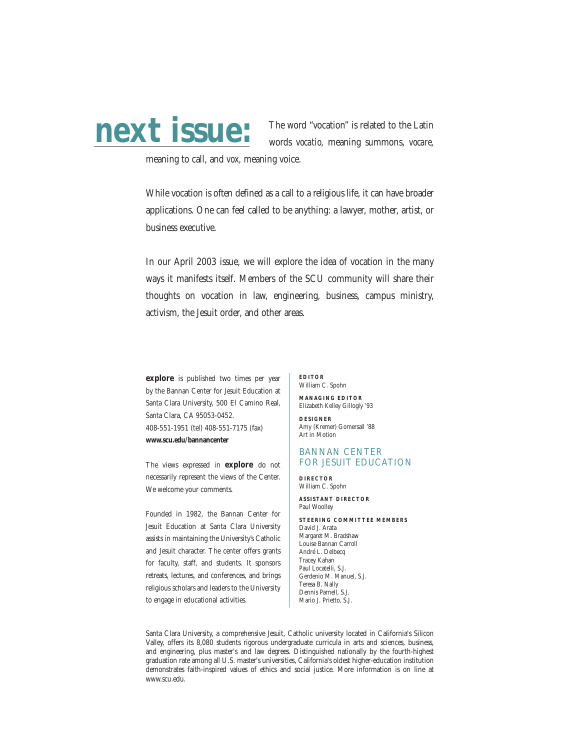# next issue:

The word "vocation" is related to the Latin words *vocatio*, meaning summons, *vocare*, meaning to call, and *vox*, meaning voice.

While vocation is often defined as a call to a religious life, it can have broader applications. One can feel called to be anything: a lawyer, mother, artist, or business executive.

In our April 2003 issue, we will explore the idea of vocation in the many ways it manifests itself. Members of the SCU community will share their thoughts on vocation in law, engineering, business, campus ministry, activism, the Jesuit order, and other areas.

**explore** is published two times per year by the Bannan Center for Jesuit Education at Santa Clara University, 500 El Camino Real, Santa Clara, CA 95053-0452.
408-551-1951 (tel) 408-551-7175 (fax)
**www.scu.edu/bannancenter**

The views expressed in **explore** do not necessarily represent the views of the Center. We welcome your comments.

Founded in 1982, the Bannan Center for Jesuit Education at Santa Clara University assists in maintaining the University's Catholic and Jesuit character. The center offers grants for faculty, staff, and students. It sponsors retreats, lectures, and conferences, and brings religious scholars and leaders to the University to engage in educational activities.

**EDITOR**
William C. Spohn

**MANAGING EDITOR**
Elizabeth Kelley Gillogly '93

**DESIGNER**
Amy (Kremer) Gomersall '88
Art in Motion

## BANNAN CENTER FOR JESUIT EDUCATION

**DIRECTOR**
William C. Spohn

**ASSISTANT DIRECTOR**
Paul Woolley

**STEERING COMMITTEE MEMBERS**
David J. Arata
Margaret M. Bradshaw
Louise Bannan Carroll
André L. Delbecq
Tracey Kahan
Paul Locatelli, S.J.
Gerdenio M. Manuel, S.J.
Teresa B. Nally
Dennis Parnell, S.J.
Mario J. Prietto, S.J.

Santa Clara University, a comprehensive Jesuit, Catholic university located in California's Silicon Valley, offers its 8,080 students rigorous undergraduate curricula in arts and sciences, business, and engineering, plus master's and law degrees. Distinguished nationally by the fourth-highest graduation rate among all U.S. master's universities, California's oldest higher-education institution demonstrates faith-inspired values of ethics and social justice. More information is on line at www.scu.edu.